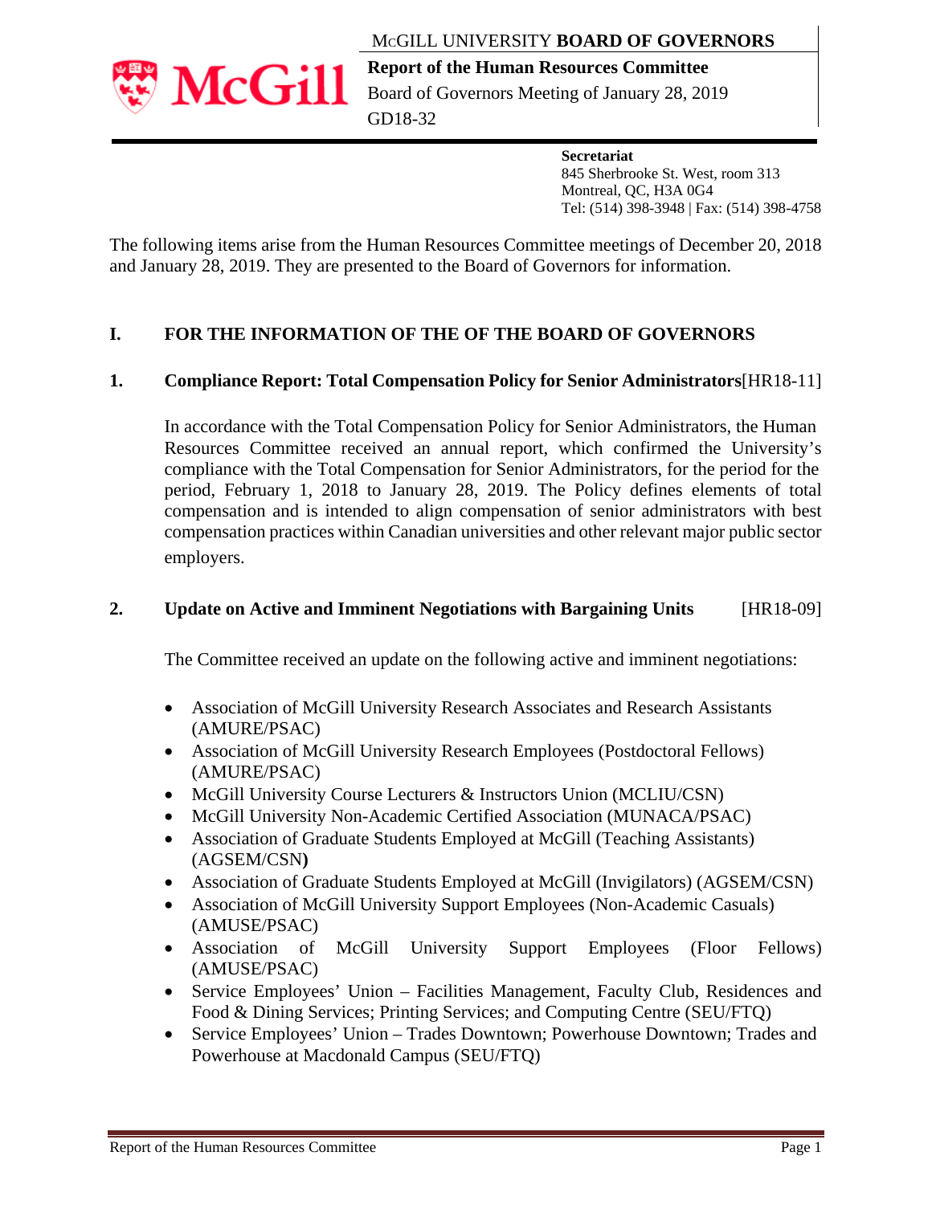McGILL UNIVERSITY **BOARD OF GOVERNORS**

**Report of the Human Resources Committee**

Board of Governors Meeting of January 28, 2019

GD18-32

**Secretariat**
845 Sherbrooke St. West, room 313
Montreal, QC, H3A 0G4
Tel: (514) 398-3948 | Fax: (514) 398-4758

The following items arise from the Human Resources Committee meetings of December 20, 2018 and January 28, 2019. They are presented to the Board of Governors for information.

## I. FOR THE INFORMATION OF THE OF THE BOARD OF GOVERNORS

### 1. Compliance Report: Total Compensation Policy for Senior Administrators [HR18-11]

In accordance with the Total Compensation Policy for Senior Administrators, the Human Resources Committee received an annual report, which confirmed the University's compliance with the Total Compensation for Senior Administrators, for the period for the period, February 1, 2018 to January 28, 2019. The Policy defines elements of total compensation and is intended to align compensation of senior administrators with best compensation practices within Canadian universities and other relevant major public sector employers.

### 2. Update on Active and Imminent Negotiations with Bargaining Units [HR18-09]

The Committee received an update on the following active and imminent negotiations:

- Association of McGill University Research Associates and Research Assistants (AMURE/PSAC)
- Association of McGill University Research Employees (Postdoctoral Fellows) (AMURE/PSAC)
- McGill University Course Lecturers & Instructors Union (MCLIU/CSN)
- McGill University Non-Academic Certified Association (MUNACA/PSAC)
- Association of Graduate Students Employed at McGill (Teaching Assistants) (AGSEM/CSN**)**
- Association of Graduate Students Employed at McGill (Invigilators) (AGSEM/CSN)
- Association of McGill University Support Employees (Non-Academic Casuals) (AMUSE/PSAC)
- Association of McGill University Support Employees (Floor Fellows) (AMUSE/PSAC)
- Service Employees' Union – Facilities Management, Faculty Club, Residences and Food & Dining Services; Printing Services; and Computing Centre (SEU/FTQ)
- Service Employees' Union – Trades Downtown; Powerhouse Downtown; Trades and Powerhouse at Macdonald Campus (SEU/FTQ)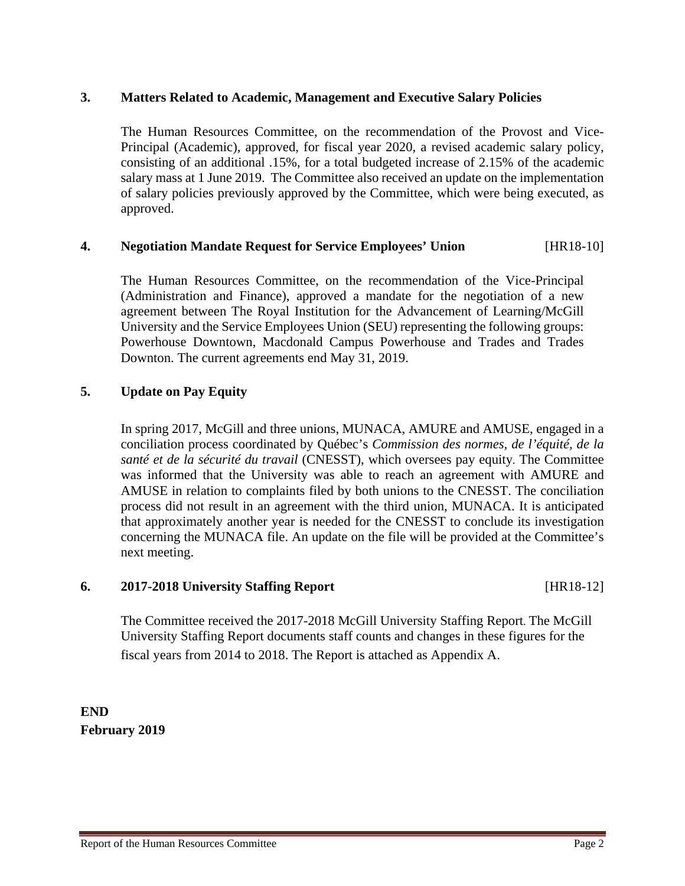### 3. Matters Related to Academic, Management and Executive Salary Policies

The Human Resources Committee, on the recommendation of the Provost and Vice-Principal (Academic), approved, for fiscal year 2020, a revised academic salary policy, consisting of an additional .15%, for a total budgeted increase of 2.15% of the academic salary mass at 1 June 2019. The Committee also received an update on the implementation of salary policies previously approved by the Committee, which were being executed, as approved.

### 4. Negotiation Mandate Request for Service Employees' Union [HR18-10]

The Human Resources Committee, on the recommendation of the Vice-Principal (Administration and Finance), approved a mandate for the negotiation of a new agreement between The Royal Institution for the Advancement of Learning/McGill University and the Service Employees Union (SEU) representing the following groups: Powerhouse Downtown, Macdonald Campus Powerhouse and Trades and Trades Downton. The current agreements end May 31, 2019.

### 5. Update on Pay Equity

In spring 2017, McGill and three unions, MUNACA, AMURE and AMUSE, engaged in a conciliation process coordinated by Québec's *Commission des normes, de l'équité, de la santé et de la sécurité du travail* (CNESST), which oversees pay equity. The Committee was informed that the University was able to reach an agreement with AMURE and AMUSE in relation to complaints filed by both unions to the CNESST. The conciliation process did not result in an agreement with the third union, MUNACA. It is anticipated that approximately another year is needed for the CNESST to conclude its investigation concerning the MUNACA file. An update on the file will be provided at the Committee's next meeting.

### 6. 2017-2018 University Staffing Report [HR18-12]

The Committee received the 2017-2018 McGill University Staffing Report. The McGill University Staffing Report documents staff counts and changes in these figures for the fiscal years from 2014 to 2018. The Report is attached as Appendix A.

**END**
**February 2019**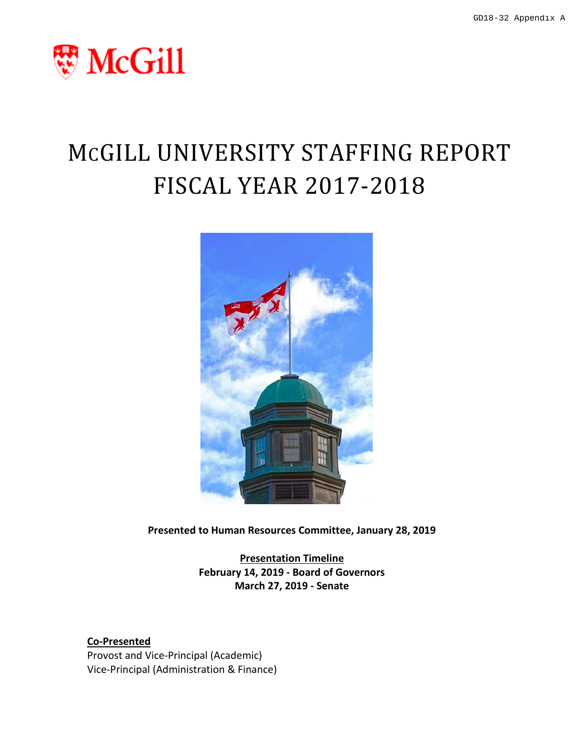GD18-32 Appendix A

McGill

# McGILL UNIVERSITY STAFFING REPORT FISCAL YEAR 2017-2018

**Presented to Human Resources Committee, January 28, 2019**

**Presentation Timeline**
**February 14, 2019 - Board of Governors**
**March 27, 2019 - Senate**

**Co-Presented**
Provost and Vice-Principal (Academic)
Vice-Principal (Administration & Finance)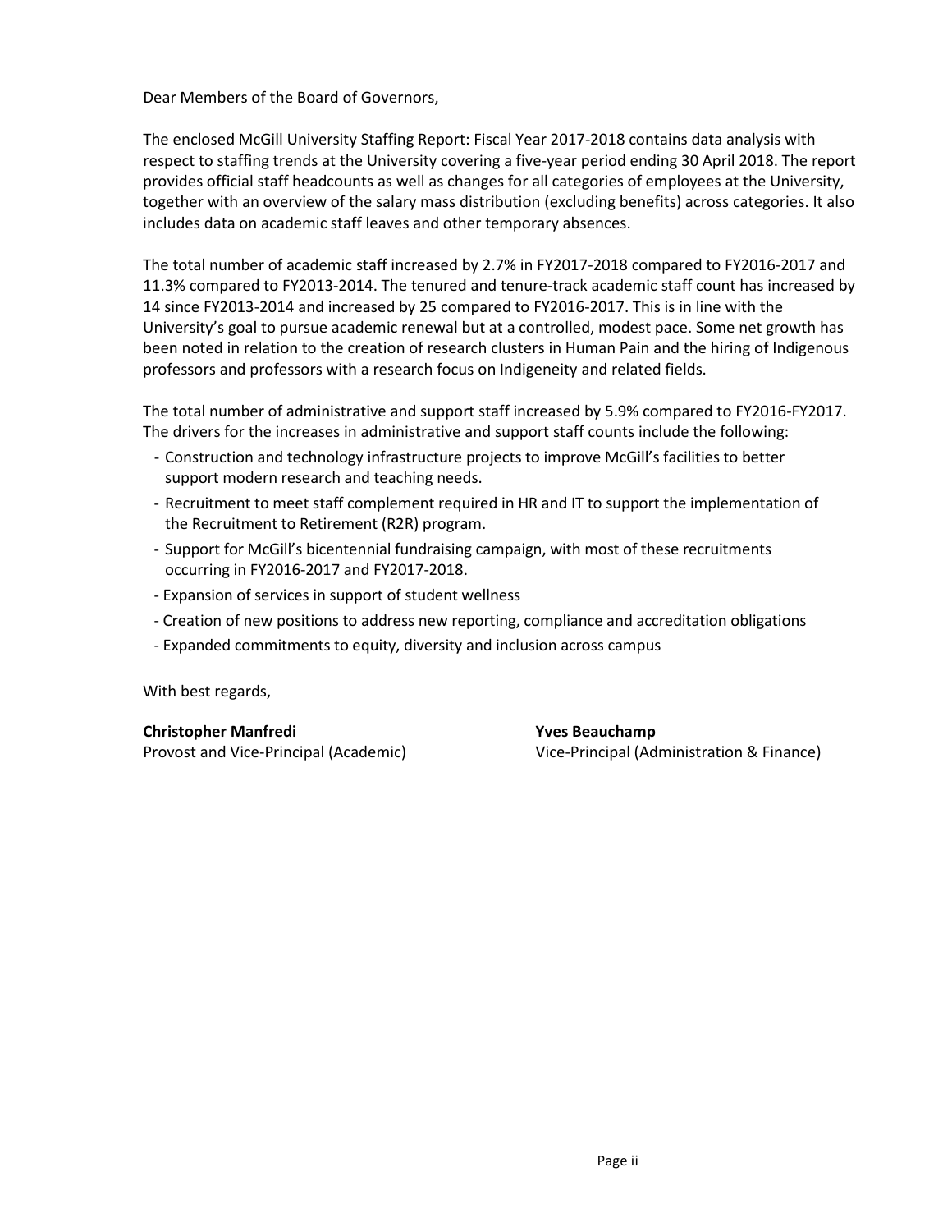Dear Members of the Board of Governors,

The enclosed McGill University Staffing Report: Fiscal Year 2017-2018 contains data analysis with respect to staffing trends at the University covering a five-year period ending 30 April 2018. The report provides official staff headcounts as well as changes for all categories of employees at the University, together with an overview of the salary mass distribution (excluding benefits) across categories. It also includes data on academic staff leaves and other temporary absences.

The total number of academic staff increased by 2.7% in FY2017-2018 compared to FY2016-2017 and 11.3% compared to FY2013-2014. The tenured and tenure-track academic staff count has increased by 14 since FY2013-2014 and increased by 25 compared to FY2016-2017. This is in line with the University's goal to pursue academic renewal but at a controlled, modest pace. Some net growth has been noted in relation to the creation of research clusters in Human Pain and the hiring of Indigenous professors and professors with a research focus on Indigeneity and related fields.

The total number of administrative and support staff increased by 5.9% compared to FY2016-FY2017. The drivers for the increases in administrative and support staff counts include the following:

- Construction and technology infrastructure projects to improve McGill's facilities to better support modern research and teaching needs.
- Recruitment to meet staff complement required in HR and IT to support the implementation of the Recruitment to Retirement (R2R) program.
- Support for McGill's bicentennial fundraising campaign, with most of these recruitments occurring in FY2016-2017 and FY2017-2018.
- Expansion of services in support of student wellness
- Creation of new positions to address new reporting, compliance and accreditation obligations
- Expanded commitments to equity, diversity and inclusion across campus

With best regards,

**Christopher Manfredi**
Provost and Vice-Principal (Academic)

**Yves Beauchamp**
Vice-Principal (Administration & Finance)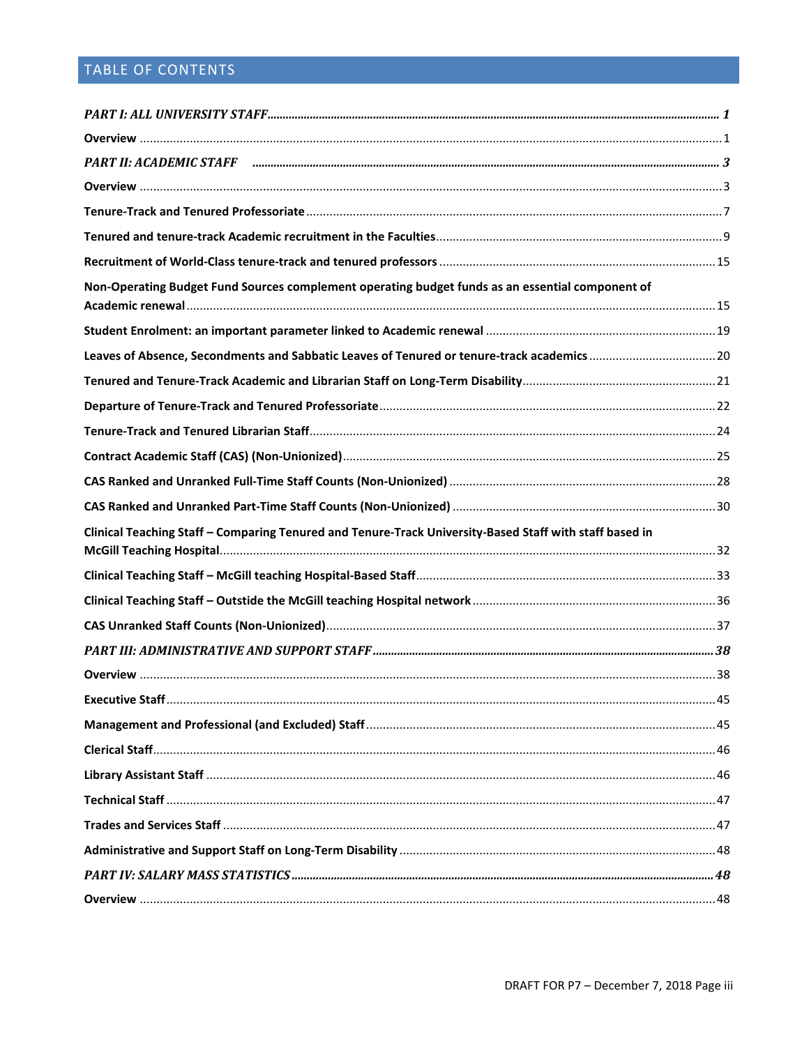## TABLE OF CONTENTS

***PART I: ALL UNIVERSITY STAFF*** ..... ***1***

**Overview** ..... 1

***PART II: ACADEMIC STAFF*** ..... ***3***

**Overview** ..... 3

**Tenure-Track and Tenured Professoriate** ..... 7

**Tenured and tenure-track Academic recruitment in the Faculties** ..... 9

**Recruitment of World-Class tenure-track and tenured professors** ..... 15

**Non-Operating Budget Fund Sources complement operating budget funds as an essential component of Academic renewal** ..... 15

**Student Enrolment: an important parameter linked to Academic renewal** ..... 19

**Leaves of Absence, Secondments and Sabbatic Leaves of Tenured or tenure-track academics** ..... 20

**Tenured and Tenure-Track Academic and Librarian Staff on Long-Term Disability** ..... 21

**Departure of Tenure-Track and Tenured Professoriate** ..... 22

**Tenure-Track and Tenured Librarian Staff** ..... 24

**Contract Academic Staff (CAS) (Non-Unionized)** ..... 25

**CAS Ranked and Unranked Full-Time Staff Counts (Non-Unionized)** ..... 28

**CAS Ranked and Unranked Part-Time Staff Counts (Non-Unionized)** ..... 30

**Clinical Teaching Staff – Comparing Tenured and Tenure-Track University-Based Staff with staff based in McGill Teaching Hospital** ..... 32

**Clinical Teaching Staff – McGill teaching Hospital-Based Staff** ..... 33

**Clinical Teaching Staff – Outstide the McGill teaching Hospital network** ..... 36

**CAS Unranked Staff Counts (Non-Unionized)** ..... 37

***PART III: ADMINISTRATIVE AND SUPPORT STAFF*** ..... ***38***

**Overview** ..... 38

**Executive Staff** ..... 45

**Management and Professional (and Excluded) Staff** ..... 45

**Clerical Staff** ..... 46

**Library Assistant Staff** ..... 46

**Technical Staff** ..... 47

**Trades and Services Staff** ..... 47

**Administrative and Support Staff on Long-Term Disability** ..... 48

***PART IV: SALARY MASS STATISTICS*** ..... ***48***

**Overview** ..... 48

DRAFT FOR P7 – December 7, 2018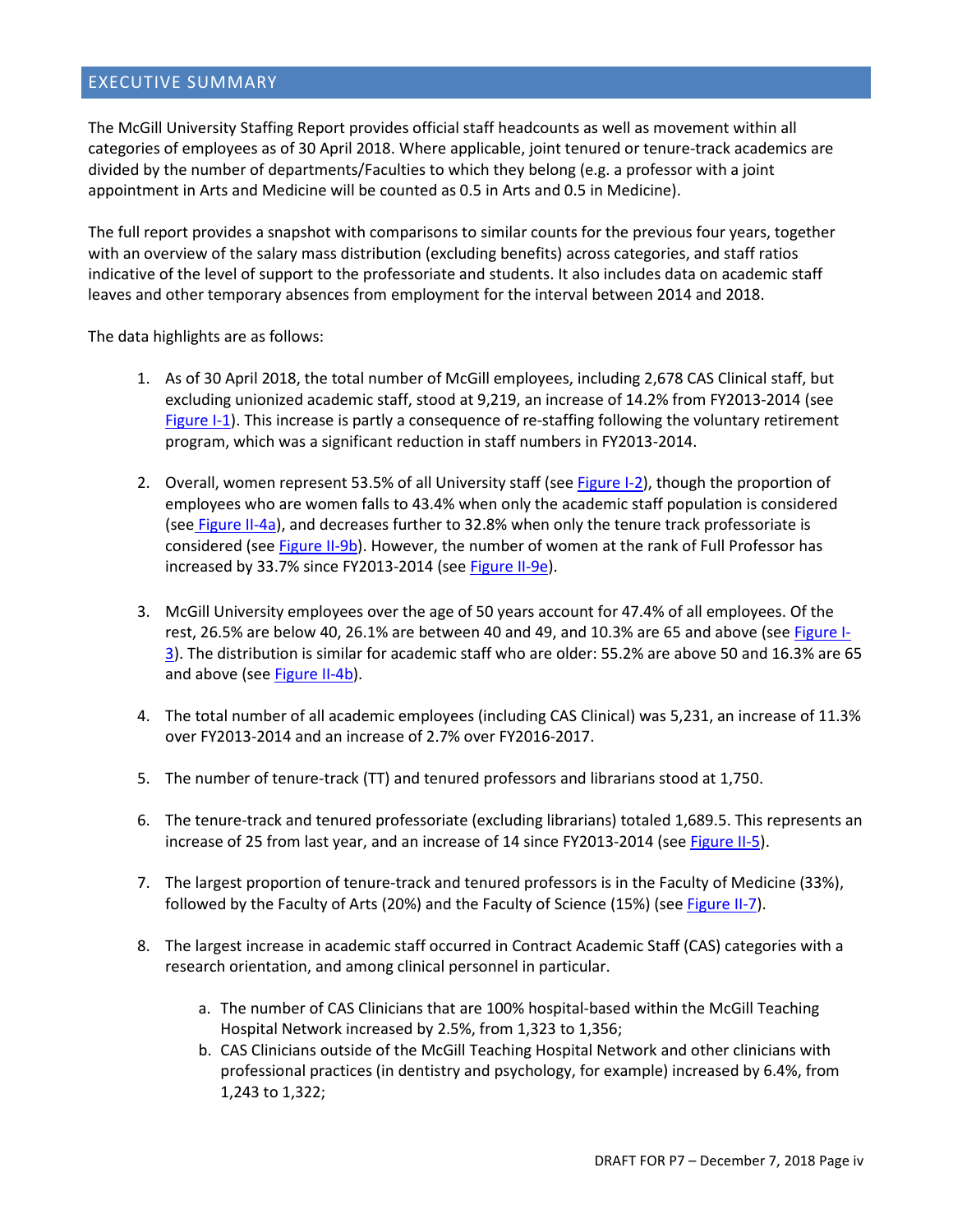## EXECUTIVE SUMMARY

The McGill University Staffing Report provides official staff headcounts as well as movement within all categories of employees as of 30 April 2018. Where applicable, joint tenured or tenure-track academics are divided by the number of departments/Faculties to which they belong (e.g. a professor with a joint appointment in Arts and Medicine will be counted as 0.5 in Arts and 0.5 in Medicine).

The full report provides a snapshot with comparisons to similar counts for the previous four years, together with an overview of the salary mass distribution (excluding benefits) across categories, and staff ratios indicative of the level of support to the professoriate and students. It also includes data on academic staff leaves and other temporary absences from employment for the interval between 2014 and 2018.

The data highlights are as follows:

1. As of 30 April 2018, the total number of McGill employees, including 2,678 CAS Clinical staff, but excluding unionized academic staff, stood at 9,219, an increase of 14.2% from FY2013-2014 (see Figure I-1). This increase is partly a consequence of re-staffing following the voluntary retirement program, which was a significant reduction in staff numbers in FY2013-2014.

2. Overall, women represent 53.5% of all University staff (see Figure I-2), though the proportion of employees who are women falls to 43.4% when only the academic staff population is considered (see Figure II-4a), and decreases further to 32.8% when only the tenure track professoriate is considered (see Figure II-9b). However, the number of women at the rank of Full Professor has increased by 33.7% since FY2013-2014 (see Figure II-9e).

3. McGill University employees over the age of 50 years account for 47.4% of all employees. Of the rest, 26.5% are below 40, 26.1% are between 40 and 49, and 10.3% are 65 and above (see Figure I-3). The distribution is similar for academic staff who are older: 55.2% are above 50 and 16.3% are 65 and above (see Figure II-4b).

4. The total number of all academic employees (including CAS Clinical) was 5,231, an increase of 11.3% over FY2013-2014 and an increase of 2.7% over FY2016-2017.

5. The number of tenure-track (TT) and tenured professors and librarians stood at 1,750.

6. The tenure-track and tenured professoriate (excluding librarians) totaled 1,689.5. This represents an increase of 25 from last year, and an increase of 14 since FY2013-2014 (see Figure II-5).

7. The largest proportion of tenure-track and tenured professors is in the Faculty of Medicine (33%), followed by the Faculty of Arts (20%) and the Faculty of Science (15%) (see Figure II-7).

8. The largest increase in academic staff occurred in Contract Academic Staff (CAS) categories with a research orientation, and among clinical personnel in particular.

   a. The number of CAS Clinicians that are 100% hospital-based within the McGill Teaching Hospital Network increased by 2.5%, from 1,323 to 1,356;
   b. CAS Clinicians outside of the McGill Teaching Hospital Network and other clinicians with professional practices (in dentistry and psychology, for example) increased by 6.4%, from 1,243 to 1,322;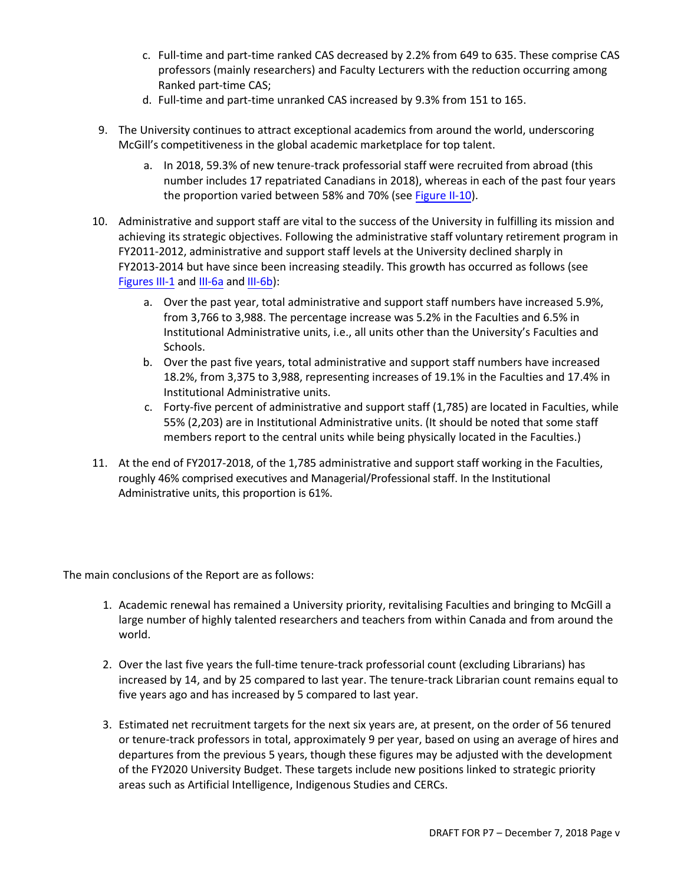c. Full-time and part-time ranked CAS decreased by 2.2% from 649 to 635. These comprise CAS professors (mainly researchers) and Faculty Lecturers with the reduction occurring among Ranked part-time CAS;
d. Full-time and part-time unranked CAS increased by 9.3% from 151 to 165.

9. The University continues to attract exceptional academics from around the world, underscoring McGill's competitiveness in the global academic marketplace for top talent.
   a. In 2018, 59.3% of new tenure-track professorial staff were recruited from abroad (this number includes 17 repatriated Canadians in 2018), whereas in each of the past four years the proportion varied between 58% and 70% (see Figure II-10).

10. Administrative and support staff are vital to the success of the University in fulfilling its mission and achieving its strategic objectives. Following the administrative staff voluntary retirement program in FY2011-2012, administrative and support staff levels at the University declined sharply in FY2013-2014 but have since been increasing steadily. This growth has occurred as follows (see Figures III-1 and III-6a and III-6b):
    a. Over the past year, total administrative and support staff numbers have increased 5.9%, from 3,766 to 3,988. The percentage increase was 5.2% in the Faculties and 6.5% in Institutional Administrative units, i.e., all units other than the University's Faculties and Schools.
    b. Over the past five years, total administrative and support staff numbers have increased 18.2%, from 3,375 to 3,988, representing increases of 19.1% in the Faculties and 17.4% in Institutional Administrative units.
    c. Forty-five percent of administrative and support staff (1,785) are located in Faculties, while 55% (2,203) are in Institutional Administrative units. (It should be noted that some staff members report to the central units while being physically located in the Faculties.)

11. At the end of FY2017-2018, of the 1,785 administrative and support staff working in the Faculties, roughly 46% comprised executives and Managerial/Professional staff. In the Institutional Administrative units, this proportion is 61%.

The main conclusions of the Report are as follows:

1. Academic renewal has remained a University priority, revitalising Faculties and bringing to McGill a large number of highly talented researchers and teachers from within Canada and from around the world.

2. Over the last five years the full-time tenure-track professorial count (excluding Librarians) has increased by 14, and by 25 compared to last year. The tenure-track Librarian count remains equal to five years ago and has increased by 5 compared to last year.

3. Estimated net recruitment targets for the next six years are, at present, on the order of 56 tenured or tenure-track professors in total, approximately 9 per year, based on using an average of hires and departures from the previous 5 years, though these figures may be adjusted with the development of the FY2020 University Budget. These targets include new positions linked to strategic priority areas such as Artificial Intelligence, Indigenous Studies and CERCs.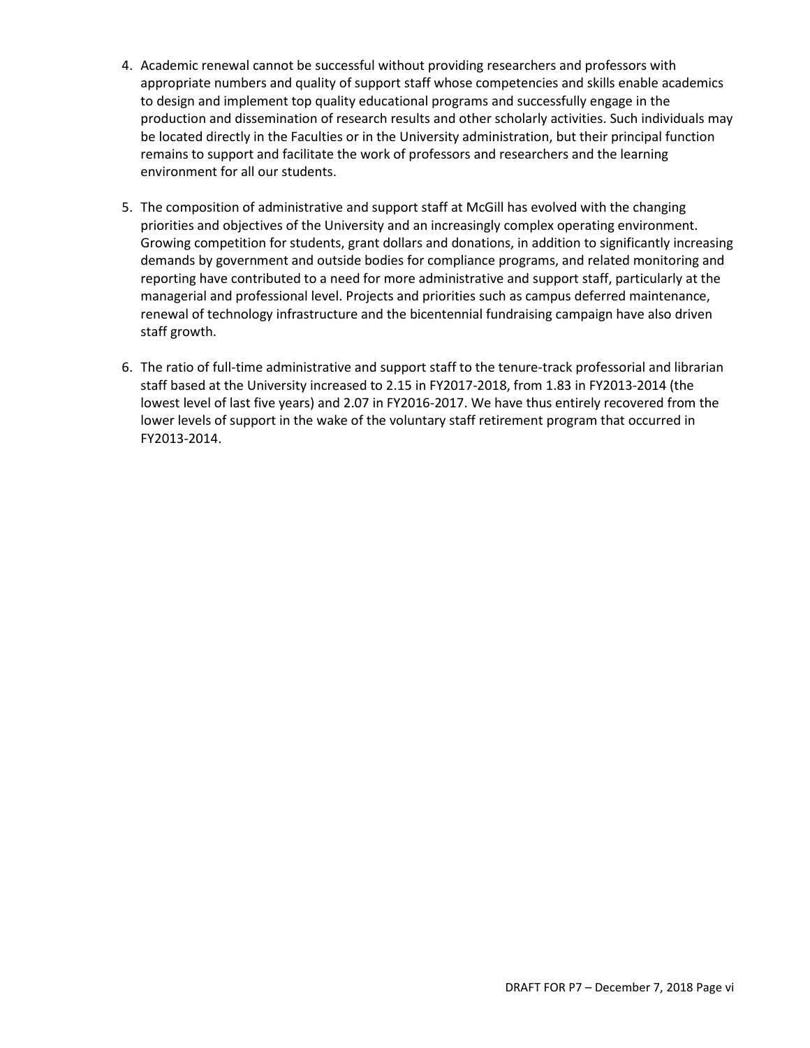4. Academic renewal cannot be successful without providing researchers and professors with appropriate numbers and quality of support staff whose competencies and skills enable academics to design and implement top quality educational programs and successfully engage in the production and dissemination of research results and other scholarly activities. Such individuals may be located directly in the Faculties or in the University administration, but their principal function remains to support and facilitate the work of professors and researchers and the learning environment for all our students.

5. The composition of administrative and support staff at McGill has evolved with the changing priorities and objectives of the University and an increasingly complex operating environment. Growing competition for students, grant dollars and donations, in addition to significantly increasing demands by government and outside bodies for compliance programs, and related monitoring and reporting have contributed to a need for more administrative and support staff, particularly at the managerial and professional level. Projects and priorities such as campus deferred maintenance, renewal of technology infrastructure and the bicentennial fundraising campaign have also driven staff growth.

6. The ratio of full-time administrative and support staff to the tenure-track professorial and librarian staff based at the University increased to 2.15 in FY2017-2018, from 1.83 in FY2013-2014 (the lowest level of last five years) and 2.07 in FY2016-2017. We have thus entirely recovered from the lower levels of support in the wake of the voluntary staff retirement program that occurred in FY2013-2014.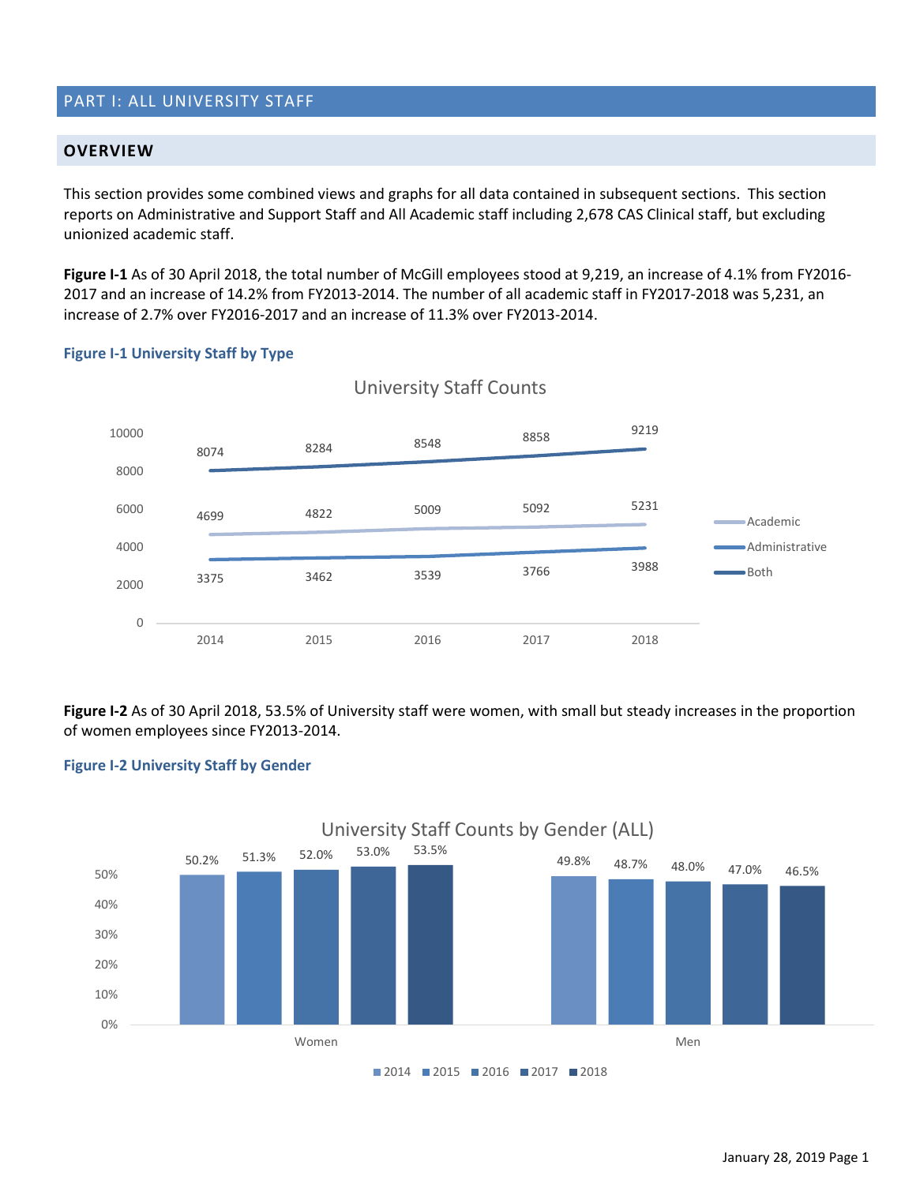# PART I: ALL UNIVERSITY STAFF

## OVERVIEW

This section provides some combined views and graphs for all data contained in subsequent sections. This section reports on Administrative and Support Staff and All Academic staff including 2,678 CAS Clinical staff, but excluding unionized academic staff.

**Figure I-1** As of 30 April 2018, the total number of McGill employees stood at 9,219, an increase of 4.1% from FY2016-2017 and an increase of 14.2% from FY2013-2014. The number of all academic staff in FY2017-2018 was 5,231, an increase of 2.7% over FY2016-2017 and an increase of 11.3% over FY2013-2014.

### Figure I-1 University Staff by Type

University Staff Counts

| | 2014 | 2015 | 2016 | 2017 | 2018 |
|---|---|---|---|---|---|
| Academic | 4699 | 4822 | 5009 | 5092 | 5231 |
| Administrative | 3375 | 3462 | 3539 | 3766 | 3988 |
| Both | 8074 | 8284 | 8548 | 8858 | 9219 |

**Figure I-2** As of 30 April 2018, 53.5% of University staff were women, with small but steady increases in the proportion of women employees since FY2013-2014.

### Figure I-2 University Staff by Gender

University Staff Counts by Gender (ALL)

| | 2014 | 2015 | 2016 | 2017 | 2018 |
|---|---|---|---|---|---|
| Women | 50.2% | 51.3% | 52.0% | 53.0% | 53.5% |
| Men | 49.8% | 48.7% | 48.0% | 47.0% | 46.5% |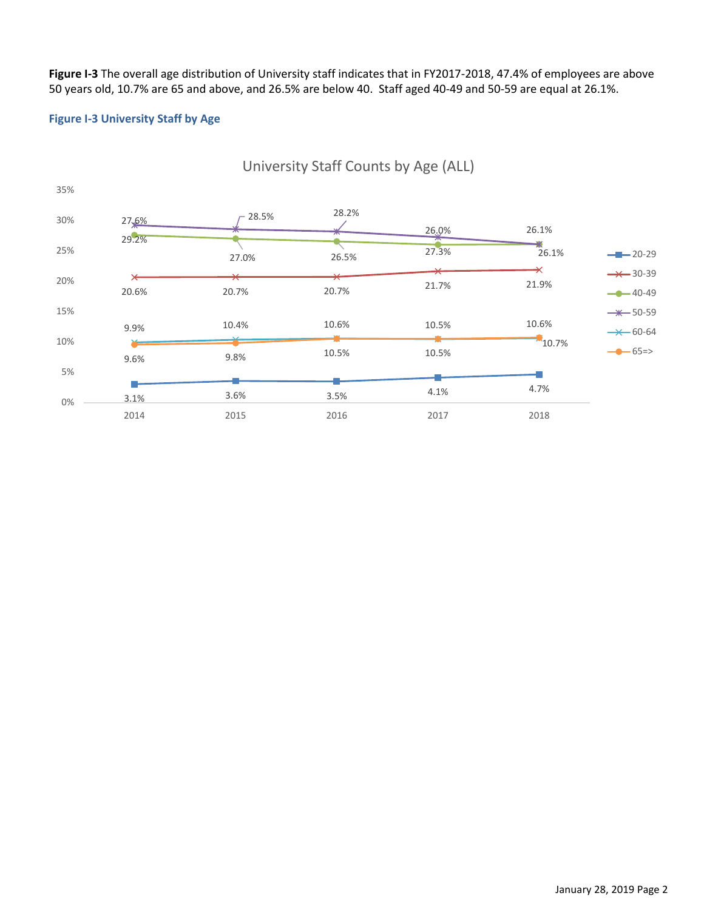**Figure I-3** The overall age distribution of University staff indicates that in FY2017-2018, 47.4% of employees are above 50 years old, 10.7% are 65 and above, and 26.5% are below 40. Staff aged 40-49 and 50-59 are equal at 26.1%.

### Figure I-3 University Staff by Age

University Staff Counts by Age (ALL)

| Age | 2014 | 2015 | 2016 | 2017 | 2018 |
|---|---|---|---|---|---|
| 20-29 | 3.1% | 3.6% | 3.5% | 4.1% | 4.7% |
| 30-39 | 20.6% | 20.7% | 20.7% | 21.7% | 21.9% |
| 40-49 | 27.6% | 27.0% | 26.5% | 26.0% | 26.1% |
| 50-59 | 29.2% | 28.5% | 28.2% | 27.3% | 26.1% |
| 60-64 | 9.9% | 10.4% | 10.6% | 10.5% | 10.6% |
| 65=> | 9.6% | 9.8% | 10.5% | 10.5% | 10.7% |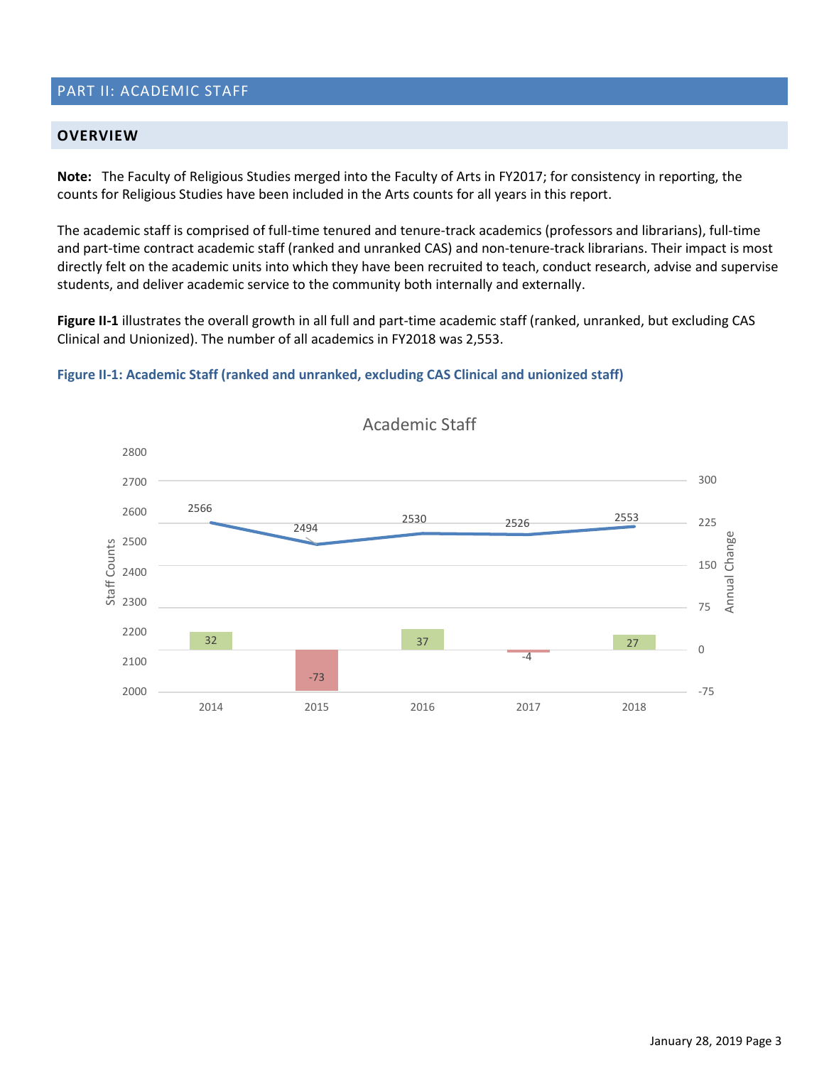## PART II: ACADEMIC STAFF

### OVERVIEW

**Note:** The Faculty of Religious Studies merged into the Faculty of Arts in FY2017; for consistency in reporting, the counts for Religious Studies have been included in the Arts counts for all years in this report.

The academic staff is comprised of full-time tenured and tenure-track academics (professors and librarians), full-time and part-time contract academic staff (ranked and unranked CAS) and non-tenure-track librarians. Their impact is most directly felt on the academic units into which they have been recruited to teach, conduct research, advise and supervise students, and deliver academic service to the community both internally and externally.

**Figure II-1** illustrates the overall growth in all full and part-time academic staff (ranked, unranked, but excluding CAS Clinical and Unionized). The number of all academics in FY2018 was 2,553.

**Figure II-1: Academic Staff (ranked and unranked, excluding CAS Clinical and unionized staff)**

| Year | Staff Counts | Annual Change |
|---|---|---|
| 2014 | 2566 | 32 |
| 2015 | 2494 | -73 |
| 2016 | 2530 | 37 |
| 2017 | 2526 | -4 |
| 2018 | 2553 | 27 |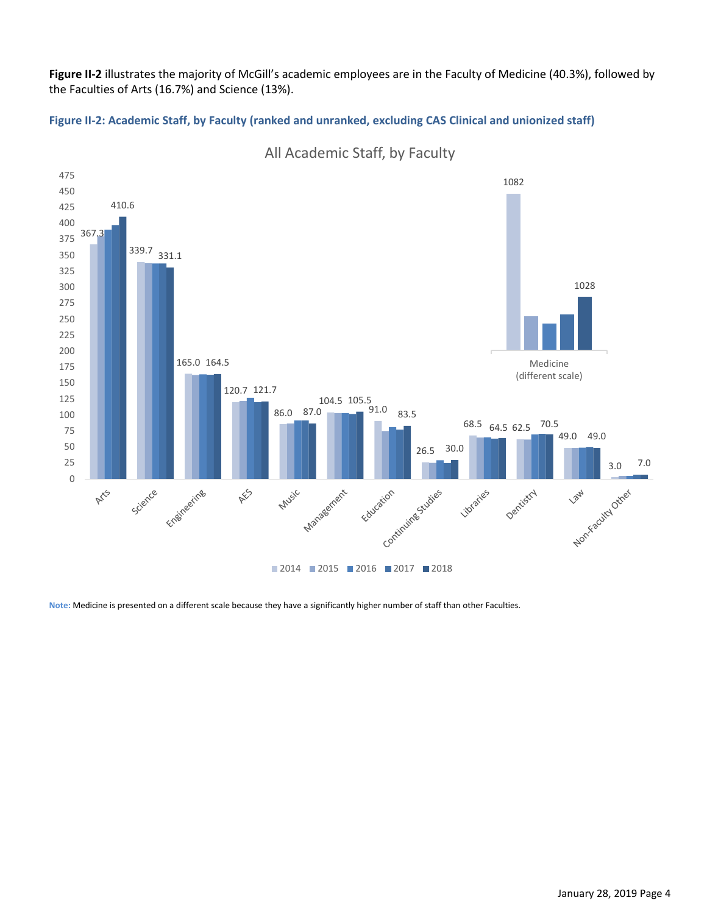**Figure II-2** illustrates the majority of McGill's academic employees are in the Faculty of Medicine (40.3%), followed by the Faculties of Arts (16.7%) and Science (13%).

**Figure II-2: Academic Staff, by Faculty (ranked and unranked, excluding CAS Clinical and unionized staff)**

**Note:** Medicine is presented on a different scale because they have a significantly higher number of staff than other Faculties.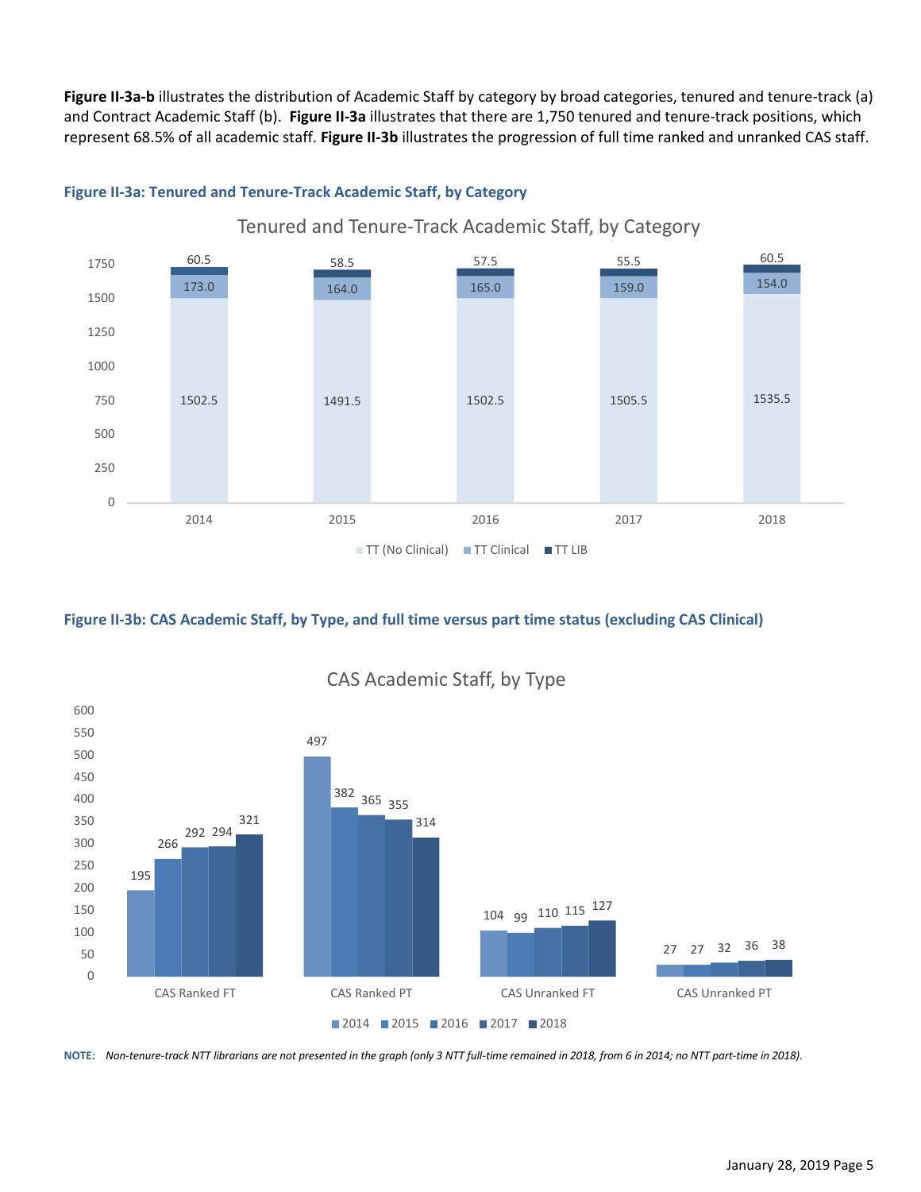**Figure II-3a-b** illustrates the distribution of Academic Staff by category by broad categories, tenured and tenure-track (a) and Contract Academic Staff (b). **Figure II-3a** illustrates that there are 1,750 tenured and tenure-track positions, which represent 68.5% of all academic staff. **Figure II-3b** illustrates the progression of full time ranked and unranked CAS staff.

**Figure II-3a: Tenured and Tenure-Track Academic Staff, by Category**

Tenured and Tenure-Track Academic Staff, by Category

| | 2014 | 2015 | 2016 | 2017 | 2018 |
|---|---|---|---|---|---|
| TT (No Clinical) | 1502.5 | 1491.5 | 1502.5 | 1505.5 | 1535.5 |
| TT Clinical | 173.0 | 164.0 | 165.0 | 159.0 | 154.0 |
| TT LIB | 60.5 | 58.5 | 57.5 | 55.5 | 60.5 |

**Figure II-3b: CAS Academic Staff, by Type, and full time versus part time status (excluding CAS Clinical)**

CAS Academic Staff, by Type

| | 2014 | 2015 | 2016 | 2017 | 2018 |
|---|---|---|---|---|---|
| CAS Ranked FT | 195 | 266 | 292 | 294 | 321 |
| CAS Ranked PT | 497 | 382 | 365 | 355 | 314 |
| CAS Unranked FT | 104 | 99 | 110 | 115 | 127 |
| CAS Unranked PT | 27 | 27 | 32 | 36 | 38 |

**NOTE:** *Non-tenure-track NTT librarians are not presented in the graph (only 3 NTT full-time remained in 2018, from 6 in 2014; no NTT part-time in 2018).*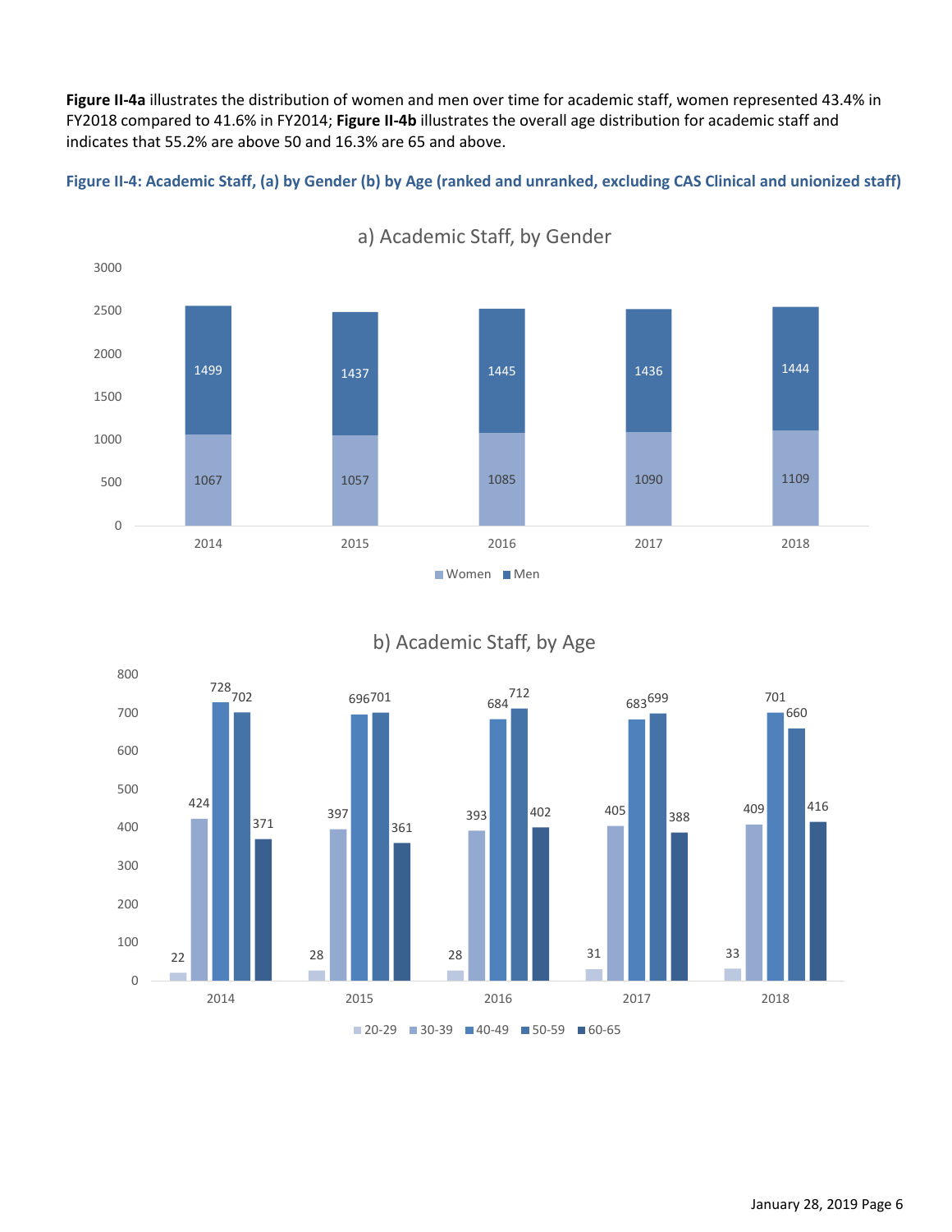**Figure II-4a** illustrates the distribution of women and men over time for academic staff, women represented 43.4% in FY2018 compared to 41.6% in FY2014; **Figure II-4b** illustrates the overall age distribution for academic staff and indicates that 55.2% are above 50 and 16.3% are 65 and above.

**Figure II-4: Academic Staff, (a) by Gender (b) by Age (ranked and unranked, excluding CAS Clinical and unionized staff)**

a) Academic Staff, by Gender

| Year | Women | Men |
|---|---|---|
| 2014 | 1067 | 1499 |
| 2015 | 1057 | 1437 |
| 2016 | 1085 | 1445 |
| 2017 | 1090 | 1436 |
| 2018 | 1109 | 1444 |

b) Academic Staff, by Age

| Year | 20-29 | 30-39 | 40-49 | 50-59 | 60-65 |
|---|---|---|---|---|---|
| 2014 | 22 | 424 | 728 | 702 | 371 |
| 2015 | 28 | 397 | 696 | 701 | 361 |
| 2016 | 28 | 393 | 684 | 712 | 402 |
| 2017 | 31 | 405 | 683 | 699 | 388 |
| 2018 | 33 | 409 | 701 | 660 | 416 |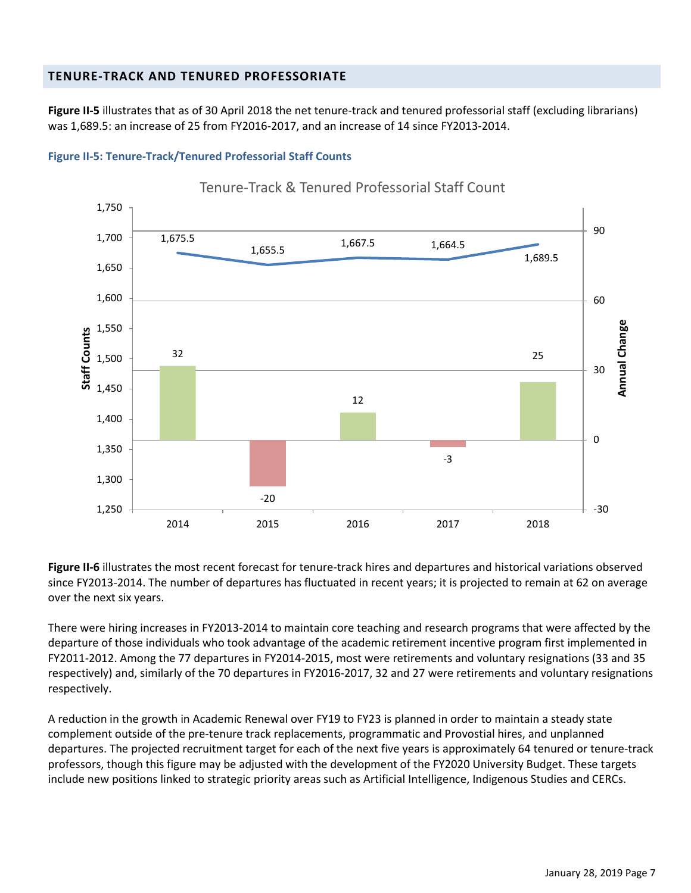## TENURE-TRACK AND TENURED PROFESSORIATE

**Figure II-5** illustrates that as of 30 April 2018 the net tenure-track and tenured professorial staff (excluding librarians) was 1,689.5: an increase of 25 from FY2016-2017, and an increase of 14 since FY2013-2014.

**Figure II-5: Tenure-Track/Tenured Professorial Staff Counts**

Tenure-Track & Tenured Professorial Staff Count

| Year | Staff Count | Annual Change |
|---|---|---|
| 2014 | 1,675.5 | 32 |
| 2015 | 1,655.5 | -20 |
| 2016 | 1,667.5 | 12 |
| 2017 | 1,664.5 | -3 |
| 2018 | 1,689.5 | 25 |

**Figure II-6** illustrates the most recent forecast for tenure-track hires and departures and historical variations observed since FY2013-2014. The number of departures has fluctuated in recent years; it is projected to remain at 62 on average over the next six years.

There were hiring increases in FY2013-2014 to maintain core teaching and research programs that were affected by the departure of those individuals who took advantage of the academic retirement incentive program first implemented in FY2011-2012. Among the 77 departures in FY2014-2015, most were retirements and voluntary resignations (33 and 35 respectively) and, similarly of the 70 departures in FY2016-2017, 32 and 27 were retirements and voluntary resignations respectively.

A reduction in the growth in Academic Renewal over FY19 to FY23 is planned in order to maintain a steady state complement outside of the pre-tenure track replacements, programmatic and Provostial hires, and unplanned departures. The projected recruitment target for each of the next five years is approximately 64 tenured or tenure-track professors, though this figure may be adjusted with the development of the FY2020 University Budget. These targets include new positions linked to strategic priority areas such as Artificial Intelligence, Indigenous Studies and CERCs.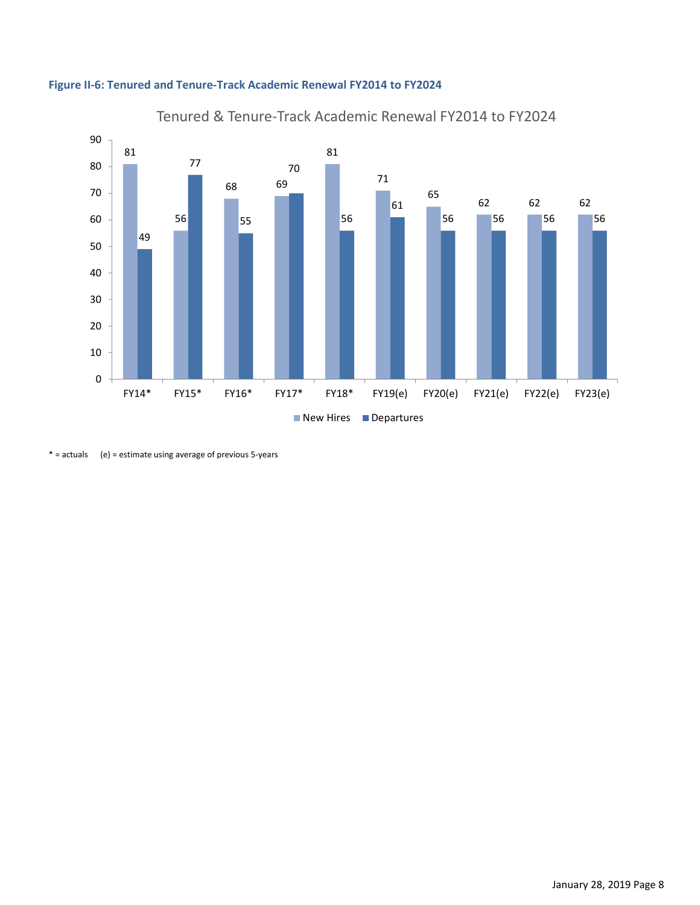**Figure II-6: Tenured and Tenure-Track Academic Renewal FY2014 to FY2024**

Tenured & Tenure-Track Academic Renewal FY2014 to FY2024

| | FY14* | FY15* | FY16* | FY17* | FY18* | FY19(e) | FY20(e) | FY21(e) | FY22(e) | FY23(e) |
|---|---|---|---|---|---|---|---|---|---|---|
| New Hires | 81 | 56 | 68 | 69 | 81 | 71 | 65 | 62 | 62 | 62 |
| Departures | 49 | 77 | 55 | 70 | 56 | 61 | 56 | 56 | 56 | 56 |

* = actuals (e) = estimate using average of previous 5-years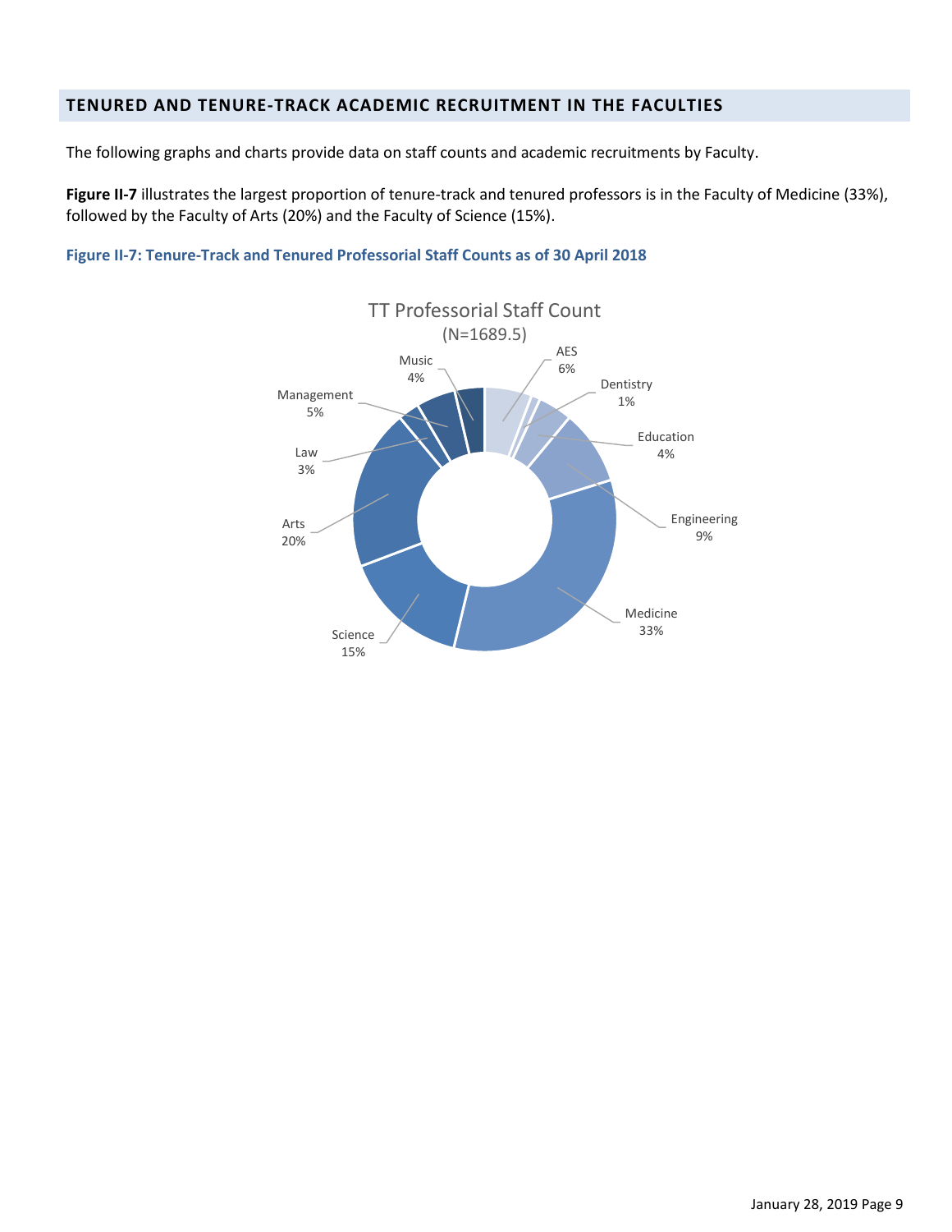## TENURED AND TENURE-TRACK ACADEMIC RECRUITMENT IN THE FACULTIES

The following graphs and charts provide data on staff counts and academic recruitments by Faculty.

**Figure II-7** illustrates the largest proportion of tenure-track and tenured professors is in the Faculty of Medicine (33%), followed by the Faculty of Arts (20%) and the Faculty of Science (15%).

**Figure II-7: Tenure-Track and Tenured Professorial Staff Counts as of 30 April 2018**

TT Professorial Staff Count
(N=1689.5)

| Faculty | Percentage |
|---|---|
| AES | 6% |
| Dentistry | 1% |
| Education | 4% |
| Engineering | 9% |
| Medicine | 33% |
| Science | 15% |
| Arts | 20% |
| Law | 3% |
| Management | 5% |
| Music | 4% |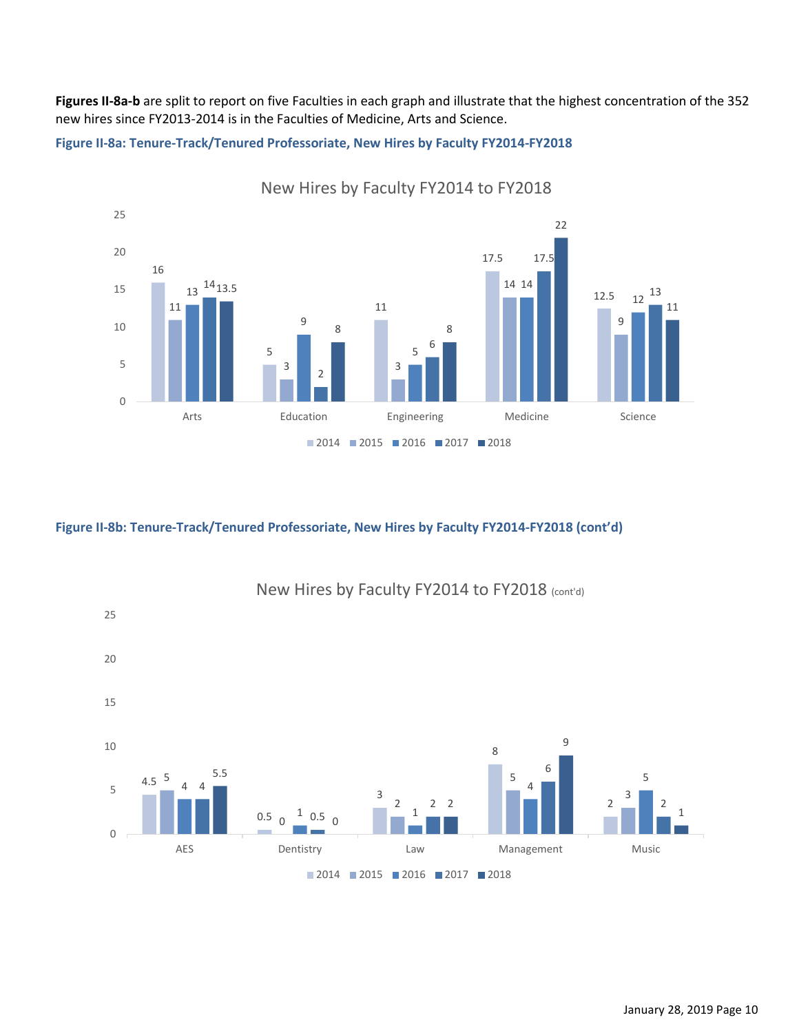**Figures II-8a-b** are split to report on five Faculties in each graph and illustrate that the highest concentration of the 352 new hires since FY2013-2014 is in the Faculties of Medicine, Arts and Science.

**Figure II-8a: Tenure-Track/Tenured Professoriate, New Hires by Faculty FY2014-FY2018**

New Hires by Faculty FY2014 to FY2018

| Faculty | 2014 | 2015 | 2016 | 2017 | 2018 |
|---|---|---|---|---|---|
| Arts | 16 | 11 | 13 | 14 | 13.5 |
| Education | 5 | 3 | 9 | 2 | 8 |
| Engineering | 11 | 3 | 5 | 6 | 8 |
| Medicine | 17.5 | 14 | 14 | 17.5 | 22 |
| Science | 12.5 | 9 | 12 | 13 | 11 |

**Figure II-8b: Tenure-Track/Tenured Professoriate, New Hires by Faculty FY2014-FY2018 (cont'd)**

New Hires by Faculty FY2014 to FY2018 (cont'd)

| Faculty | 2014 | 2015 | 2016 | 2017 | 2018 |
|---|---|---|---|---|---|
| AES | 4.5 | 5 | 4 | 4 | 5.5 |
| Dentistry | 0.5 | 0 | 1 | 0.5 | 0 |
| Law | 3 | 2 | 1 | 2 | 2 |
| Management | 8 | 5 | 4 | 6 | 9 |
| Music | 2 | 3 | 5 | 2 | 1 |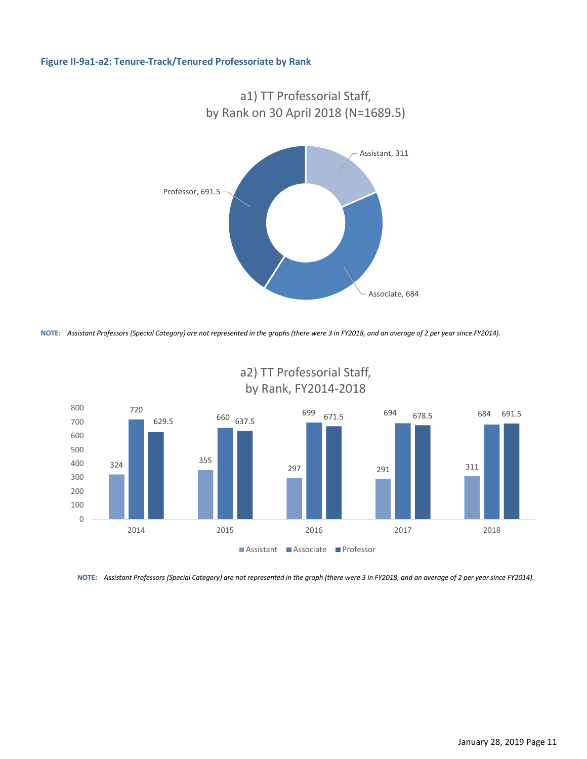### Figure II-9a1-a2: Tenure-Track/Tenured Professoriate by Rank

**a1) TT Professorial Staff, by Rank on 30 April 2018 (N=1689.5)**

| Rank | Count |
|---|---|
| Assistant | 311 |
| Associate | 684 |
| Professor | 691.5 |

**NOTE:** *Assistant Professors (Special Category) are not represented in the graphs (there were 3 in FY2018, and an average of 2 per year since FY2014).*

**a2) TT Professorial Staff, by Rank, FY2014-2018**

| Year | Assistant | Associate | Professor |
|---|---|---|---|
| 2014 | 324 | 720 | 629.5 |
| 2015 | 355 | 660 | 637.5 |
| 2016 | 297 | 699 | 671.5 |
| 2017 | 291 | 694 | 678.5 |
| 2018 | 311 | 684 | 691.5 |

**NOTE:** *Assistant Professors (Special Category) are not represented in the graph (there were 3 in FY2018, and an average of 2 per year since FY2014).*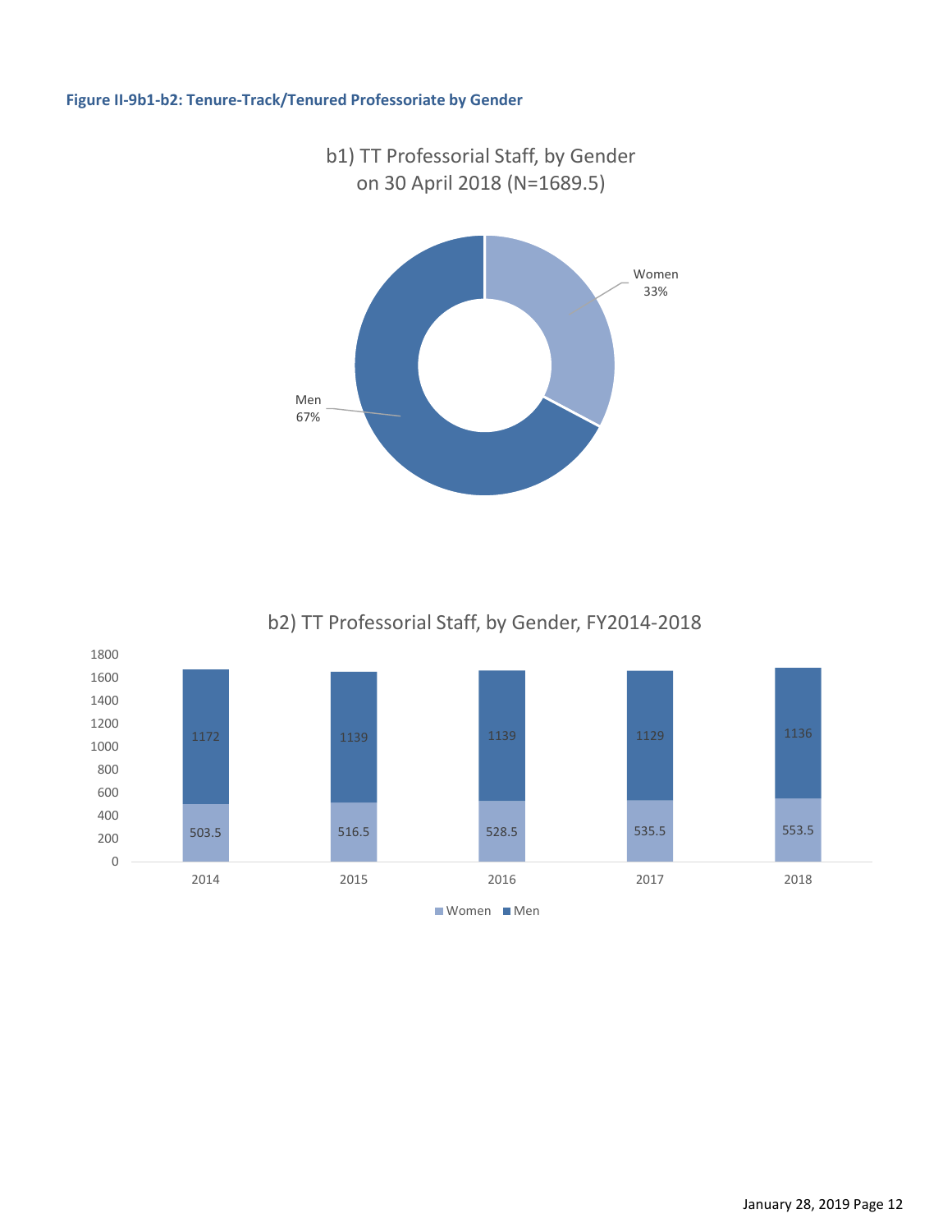**Figure II-9b1-b2: Tenure-Track/Tenured Professoriate by Gender**

b1) TT Professorial Staff, by Gender on 30 April 2018 (N=1689.5)

| Gender | Share |
|---|---|
| Women | 33% |
| Men | 67% |

b2) TT Professorial Staff, by Gender, FY2014-2018

| Year | Women | Men |
|---|---|---|
| 2014 | 503.5 | 1172 |
| 2015 | 516.5 | 1139 |
| 2016 | 528.5 | 1139 |
| 2017 | 535.5 | 1129 |
| 2018 | 553.5 | 1136 |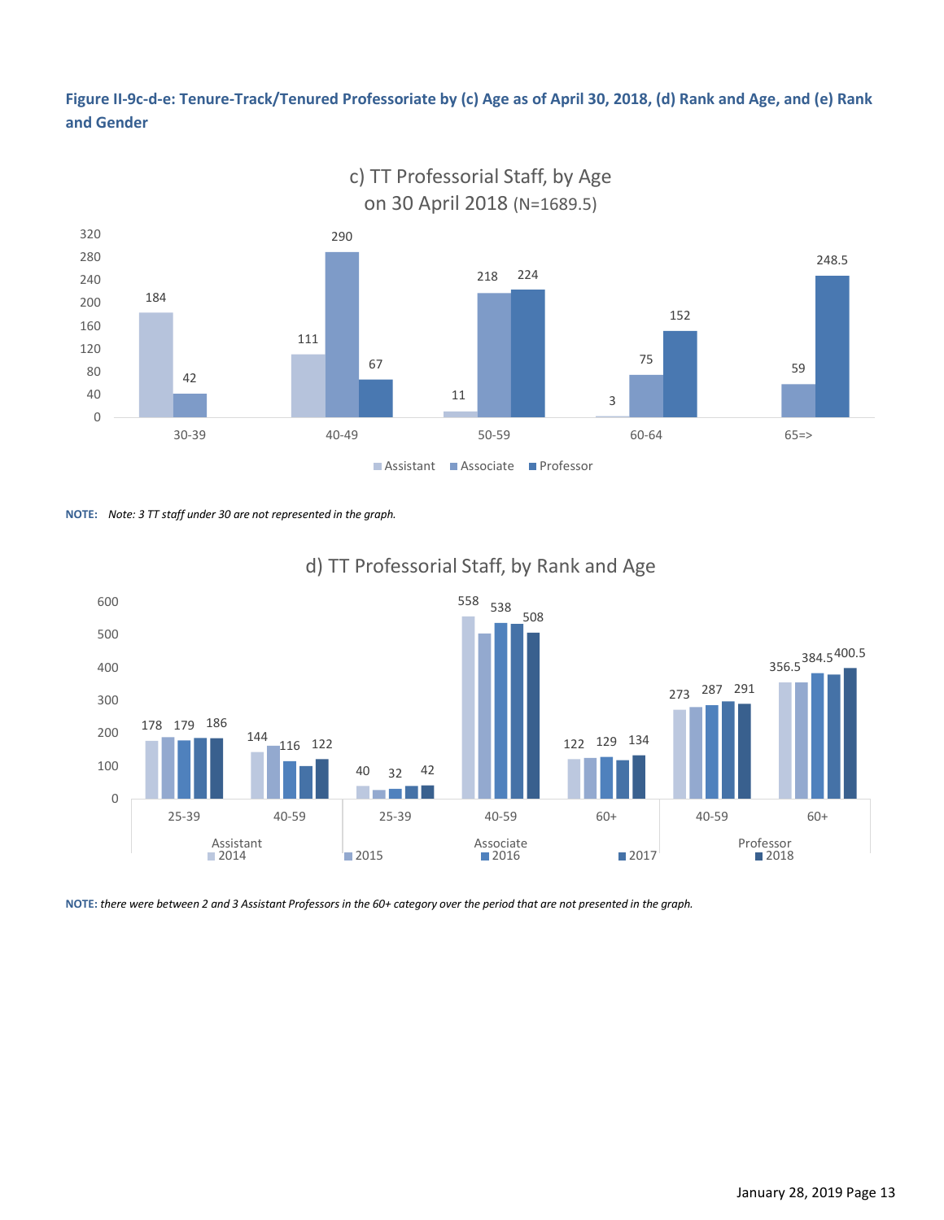**Figure II-9c-d-e: Tenure-Track/Tenured Professoriate by (c) Age as of April 30, 2018, (d) Rank and Age, and (e) Rank and Gender**

c) TT Professorial Staff, by Age on 30 April 2018 (N=1689.5)

| Age | Assistant | Associate | Professor |
|---|---|---|---|
| 30-39 | 184 | 42 | |
| 40-49 | 111 | 290 | 67 |
| 50-59 | 11 | 218 | 224 |
| 60-64 | 3 | 75 | 152 |
| 65=> | | 59 | 248.5 |

**NOTE:** *Note: 3 TT staff under 30 are not represented in the graph.*

d) TT Professorial Staff, by Rank and Age

| Rank | Age | 2014 | 2015 | 2016 | 2017 | 2018 |
|---|---|---|---|---|---|---|
| Assistant | 25-39 | 178 | | 179 | | 186 |
| Assistant | 40-59 | 144 | | 116 | | 122 |
| Associate | 25-39 | 40 | | 32 | | 42 |
| Associate | 40-59 | 558 | | 538 | | 508 |
| Associate | 60+ | 122 | | 129 | | 134 |
| Professor | 40-59 | 273 | | 287 | | 291 |
| Professor | 60+ | 356.5 | | 384.5 | | 400.5 |

**NOTE:** *there were between 2 and 3 Assistant Professors in the 60+ category over the period that are not presented in the graph.*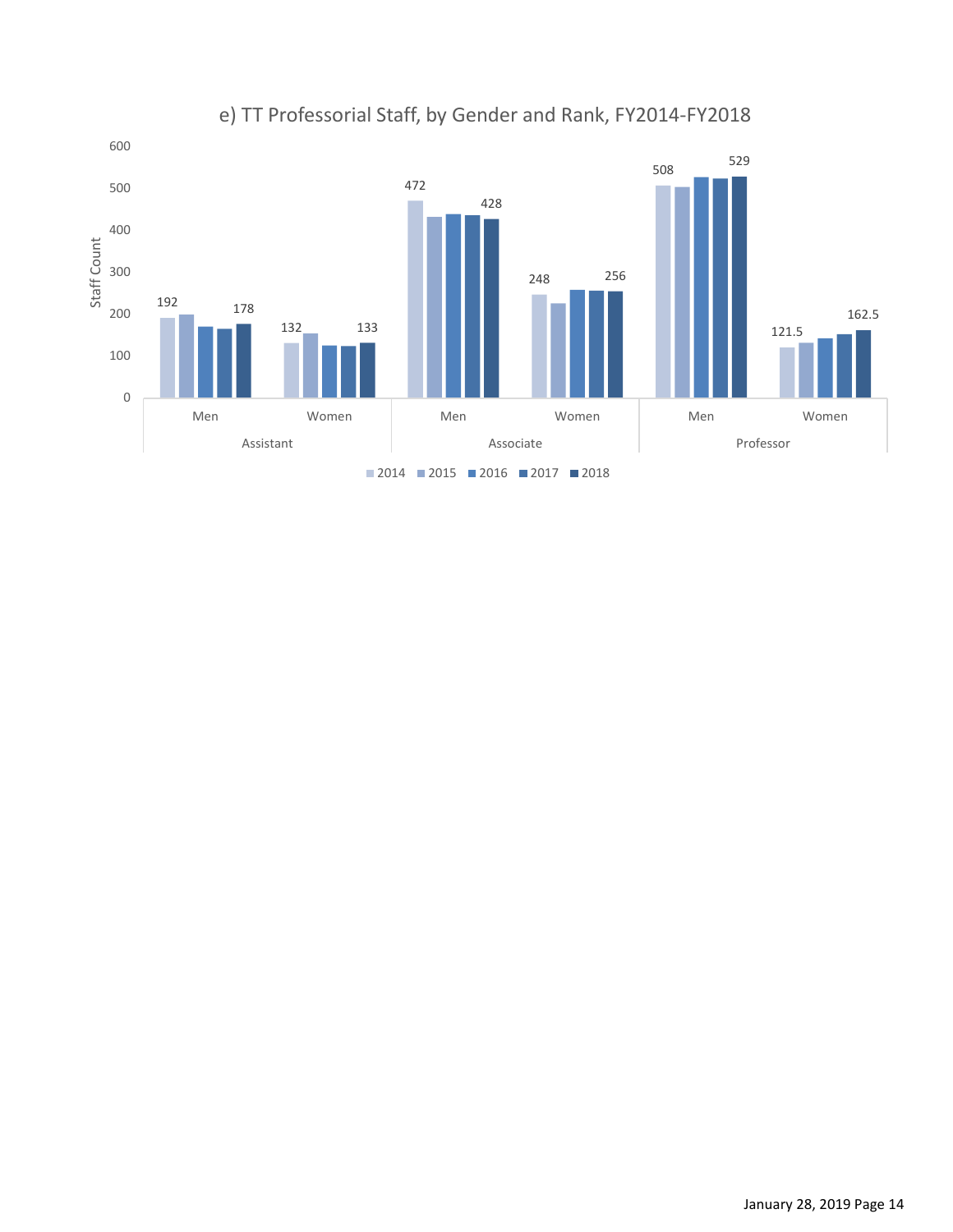e) TT Professorial Staff, by Gender and Rank, FY2014-FY2018

| Rank | Gender | 2014 | 2015 | 2016 | 2017 | 2018 |
|---|---|---|---|---|---|---|
| Assistant | Men | 192 | | | | 178 |
| Assistant | Women | 132 | | | | 133 |
| Associate | Men | 472 | | | | 428 |
| Associate | Women | 248 | | | | 256 |
| Professor | Men | 508 | | | | 529 |
| Professor | Women | 121.5 | | | | 162.5 |

Staff Count

2014 | 2015 | 2016 | 2017 | 2018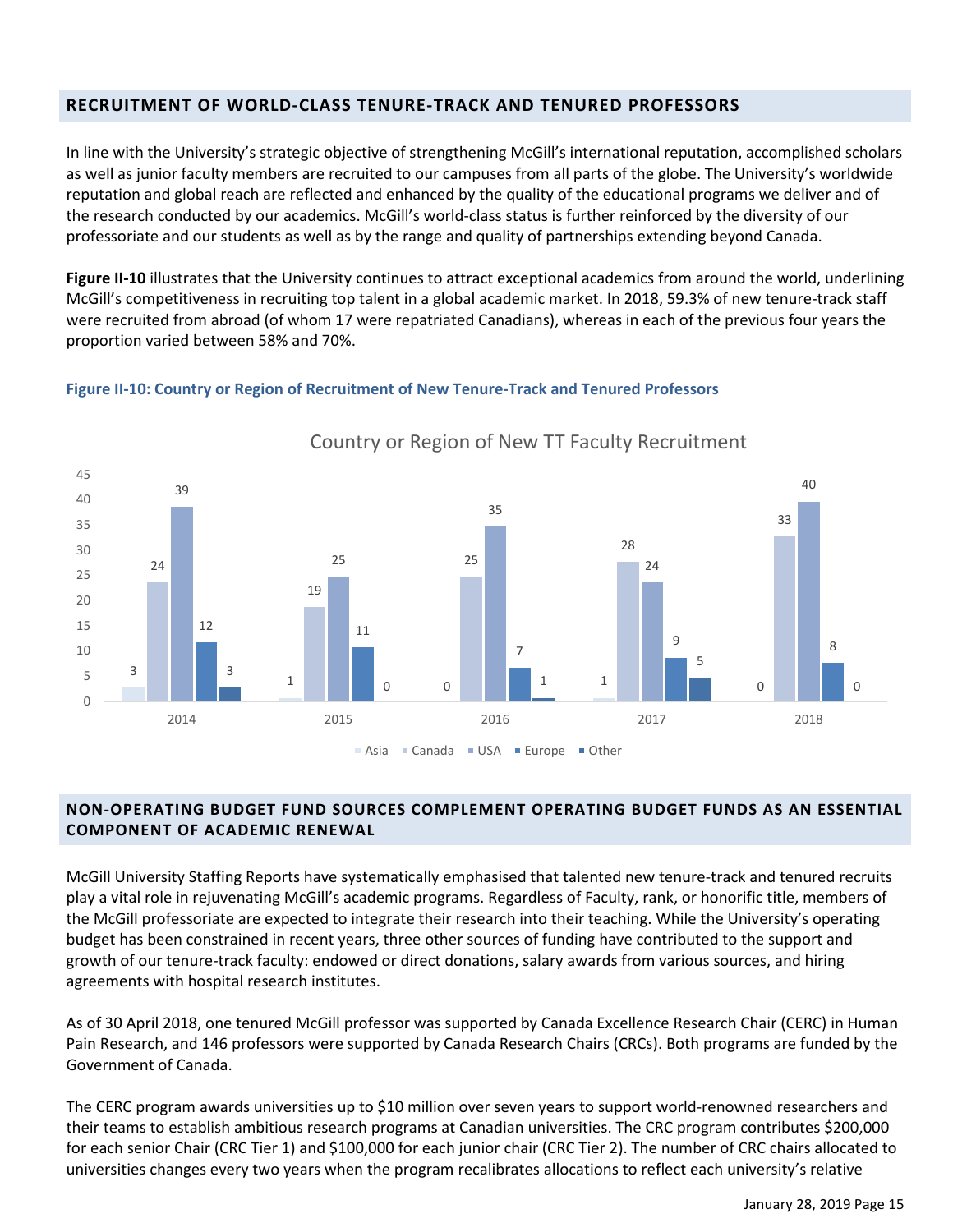## RECRUITMENT OF WORLD-CLASS TENURE-TRACK AND TENURED PROFESSORS

In line with the University's strategic objective of strengthening McGill's international reputation, accomplished scholars as well as junior faculty members are recruited to our campuses from all parts of the globe. The University's worldwide reputation and global reach are reflected and enhanced by the quality of the educational programs we deliver and of the research conducted by our academics. McGill's world-class status is further reinforced by the diversity of our professoriate and our students as well as by the range and quality of partnerships extending beyond Canada.

**Figure II-10** illustrates that the University continues to attract exceptional academics from around the world, underlining McGill's competitiveness in recruiting top talent in a global academic market. In 2018, 59.3% of new tenure-track staff were recruited from abroad (of whom 17 were repatriated Canadians), whereas in each of the previous four years the proportion varied between 58% and 70%.

**Figure II-10: Country or Region of Recruitment of New Tenure-Track and Tenured Professors**

Country or Region of New TT Faculty Recruitment

| Year | Asia | Canada | USA | Europe | Other |
|---|---|---|---|---|---|
| 2014 | 3 | 24 | 39 | 12 | 3 |
| 2015 | 1 | 19 | 25 | 11 | 0 |
| 2016 | 0 | 25 | 35 | 7 | 1 |
| 2017 | 1 | 28 | 24 | 9 | 5 |
| 2018 | 0 | 33 | 40 | 8 | 0 |

## NON-OPERATING BUDGET FUND SOURCES COMPLEMENT OPERATING BUDGET FUNDS AS AN ESSENTIAL COMPONENT OF ACADEMIC RENEWAL

McGill University Staffing Reports have systematically emphasised that talented new tenure-track and tenured recruits play a vital role in rejuvenating McGill's academic programs. Regardless of Faculty, rank, or honorific title, members of the McGill professoriate are expected to integrate their research into their teaching. While the University's operating budget has been constrained in recent years, three other sources of funding have contributed to the support and growth of our tenure-track faculty: endowed or direct donations, salary awards from various sources, and hiring agreements with hospital research institutes.

As of 30 April 2018, one tenured McGill professor was supported by Canada Excellence Research Chair (CERC) in Human Pain Research, and 146 professors were supported by Canada Research Chairs (CRCs). Both programs are funded by the Government of Canada.

The CERC program awards universities up to $10 million over seven years to support world-renowned researchers and their teams to establish ambitious research programs at Canadian universities. The CRC program contributes $200,000 for each senior Chair (CRC Tier 1) and $100,000 for each junior chair (CRC Tier 2). The number of CRC chairs allocated to universities changes every two years when the program recalibrates allocations to reflect each university's relative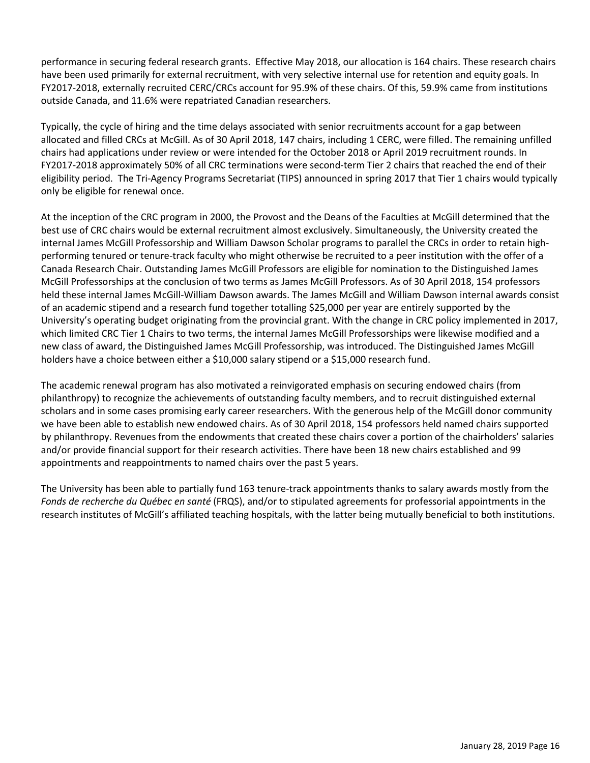performance in securing federal research grants. Effective May 2018, our allocation is 164 chairs. These research chairs have been used primarily for external recruitment, with very selective internal use for retention and equity goals. In FY2017-2018, externally recruited CERC/CRCs account for 95.9% of these chairs. Of this, 59.9% came from institutions outside Canada, and 11.6% were repatriated Canadian researchers.

Typically, the cycle of hiring and the time delays associated with senior recruitments account for a gap between allocated and filled CRCs at McGill. As of 30 April 2018, 147 chairs, including 1 CERC, were filled. The remaining unfilled chairs had applications under review or were intended for the October 2018 or April 2019 recruitment rounds. In FY2017-2018 approximately 50% of all CRC terminations were second-term Tier 2 chairs that reached the end of their eligibility period. The Tri-Agency Programs Secretariat (TIPS) announced in spring 2017 that Tier 1 chairs would typically only be eligible for renewal once.

At the inception of the CRC program in 2000, the Provost and the Deans of the Faculties at McGill determined that the best use of CRC chairs would be external recruitment almost exclusively. Simultaneously, the University created the internal James McGill Professorship and William Dawson Scholar programs to parallel the CRCs in order to retain high-performing tenured or tenure-track faculty who might otherwise be recruited to a peer institution with the offer of a Canada Research Chair. Outstanding James McGill Professors are eligible for nomination to the Distinguished James McGill Professorships at the conclusion of two terms as James McGill Professors. As of 30 April 2018, 154 professors held these internal James McGill-William Dawson awards. The James McGill and William Dawson internal awards consist of an academic stipend and a research fund together totalling $25,000 per year are entirely supported by the University's operating budget originating from the provincial grant. With the change in CRC policy implemented in 2017, which limited CRC Tier 1 Chairs to two terms, the internal James McGill Professorships were likewise modified and a new class of award, the Distinguished James McGill Professorship, was introduced. The Distinguished James McGill holders have a choice between either a $10,000 salary stipend or a $15,000 research fund.

The academic renewal program has also motivated a reinvigorated emphasis on securing endowed chairs (from philanthropy) to recognize the achievements of outstanding faculty members, and to recruit distinguished external scholars and in some cases promising early career researchers. With the generous help of the McGill donor community we have been able to establish new endowed chairs. As of 30 April 2018, 154 professors held named chairs supported by philanthropy. Revenues from the endowments that created these chairs cover a portion of the chairholders' salaries and/or provide financial support for their research activities. There have been 18 new chairs established and 99 appointments and reappointments to named chairs over the past 5 years.

The University has been able to partially fund 163 tenure-track appointments thanks to salary awards mostly from the *Fonds de recherche du Québec en santé* (FRQS), and/or to stipulated agreements for professorial appointments in the research institutes of McGill's affiliated teaching hospitals, with the latter being mutually beneficial to both institutions.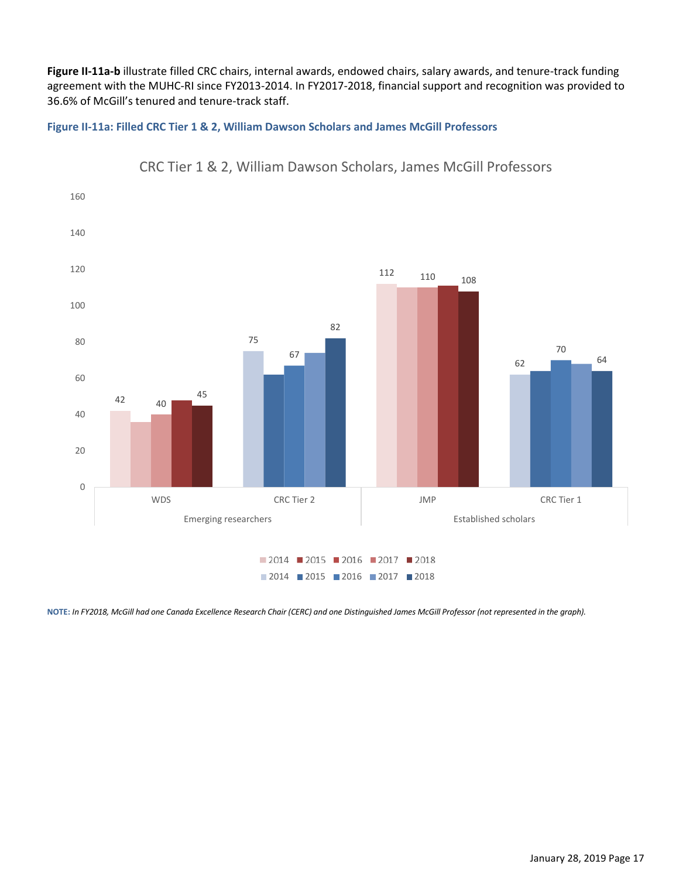**Figure II-11a-b** illustrate filled CRC chairs, internal awards, endowed chairs, salary awards, and tenure-track funding agreement with the MUHC-RI since FY2013-2014. In FY2017-2018, financial support and recognition was provided to 36.6% of McGill's tenured and tenure-track staff.

**Figure II-11a: Filled CRC Tier 1 & 2, William Dawson Scholars and James McGill Professors**

CRC Tier 1 & 2, William Dawson Scholars, James McGill Professors

| Group | Category | 2014 | 2015 | 2016 | 2017 | 2018 |
|---|---|---|---|---|---|---|
| Emerging researchers | WDS | 42 | | 40 | | 45 |
| | CRC Tier 2 | 75 | | 67 | | 82 |
| Established scholars | JMP | 112 | | 110 | | 108 |
| | CRC Tier 1 | 62 | | 70 | | 64 |

**NOTE:** *In FY2018, McGill had one Canada Excellence Research Chair (CERC) and one Distinguished James McGill Professor (not represented in the graph).*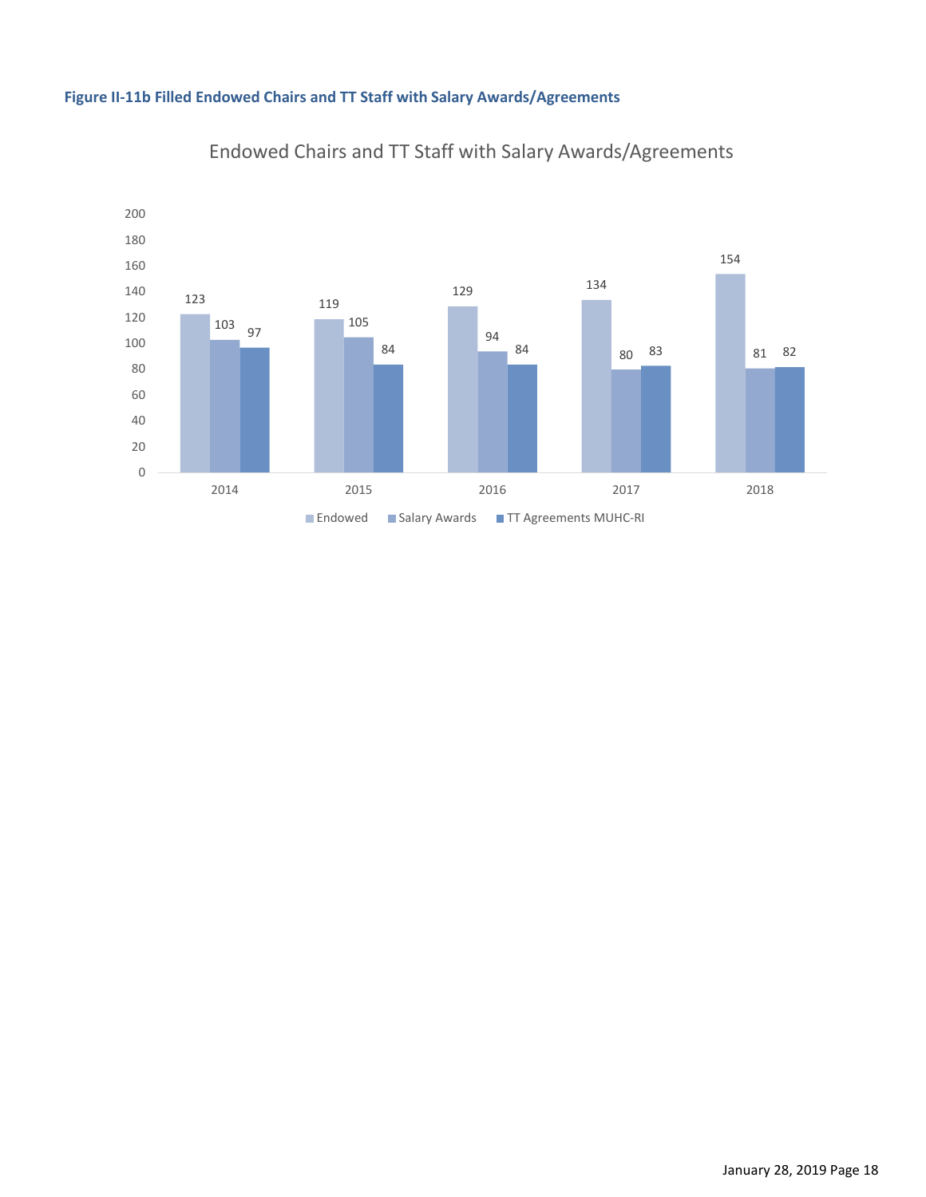**Figure II-11b Filled Endowed Chairs and TT Staff with Salary Awards/Agreements**

Endowed Chairs and TT Staff with Salary Awards/Agreements

| Year | Endowed | Salary Awards | TT Agreements MUHC-RI |
|---|---|---|---|
| 2014 | 123 | 103 | 97 |
| 2015 | 119 | 105 | 84 |
| 2016 | 129 | 94 | 84 |
| 2017 | 134 | 80 | 83 |
| 2018 | 154 | 81 | 82 |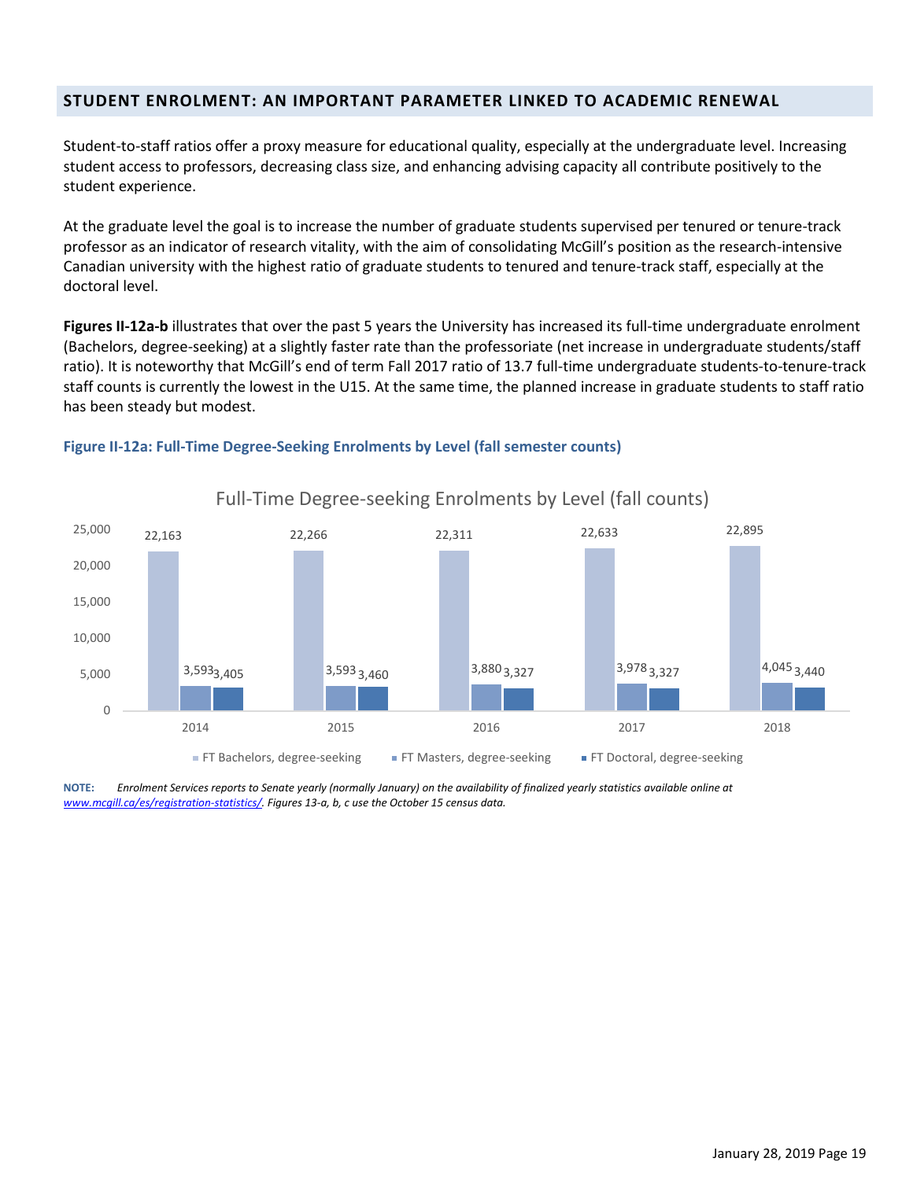## STUDENT ENROLMENT: AN IMPORTANT PARAMETER LINKED TO ACADEMIC RENEWAL

Student-to-staff ratios offer a proxy measure for educational quality, especially at the undergraduate level. Increasing student access to professors, decreasing class size, and enhancing advising capacity all contribute positively to the student experience.

At the graduate level the goal is to increase the number of graduate students supervised per tenured or tenure-track professor as an indicator of research vitality, with the aim of consolidating McGill's position as the research-intensive Canadian university with the highest ratio of graduate students to tenured and tenure-track staff, especially at the doctoral level.

**Figures II-12a-b** illustrates that over the past 5 years the University has increased its full-time undergraduate enrolment (Bachelors, degree-seeking) at a slightly faster rate than the professoriate (net increase in undergraduate students/staff ratio). It is noteworthy that McGill's end of term Fall 2017 ratio of 13.7 full-time undergraduate students-to-tenure-track staff counts is currently the lowest in the U15. At the same time, the planned increase in graduate students to staff ratio has been steady but modest.

### Figure II-12a: Full-Time Degree-Seeking Enrolments by Level (fall semester counts)

Full-Time Degree-seeking Enrolments by Level (fall counts)

| | 2014 | 2015 | 2016 | 2017 | 2018 |
|---|---|---|---|---|---|
| FT Bachelors, degree-seeking | 22,163 | 22,266 | 22,311 | 22,633 | 22,895 |
| FT Masters, degree-seeking | 3,593 | 3,593 | 3,880 | 3,978 | 4,045 |
| FT Doctoral, degree-seeking | 3,405 | 3,460 | 3,327 | 3,327 | 3,440 |

**NOTE:** *Enrolment Services reports to Senate yearly (normally January) on the availability of finalized yearly statistics available online at [www.mcgill.ca/es/registration-statistics/](www.mcgill.ca/es/registration-statistics/). Figures 13-a, b, c use the October 15 census data.*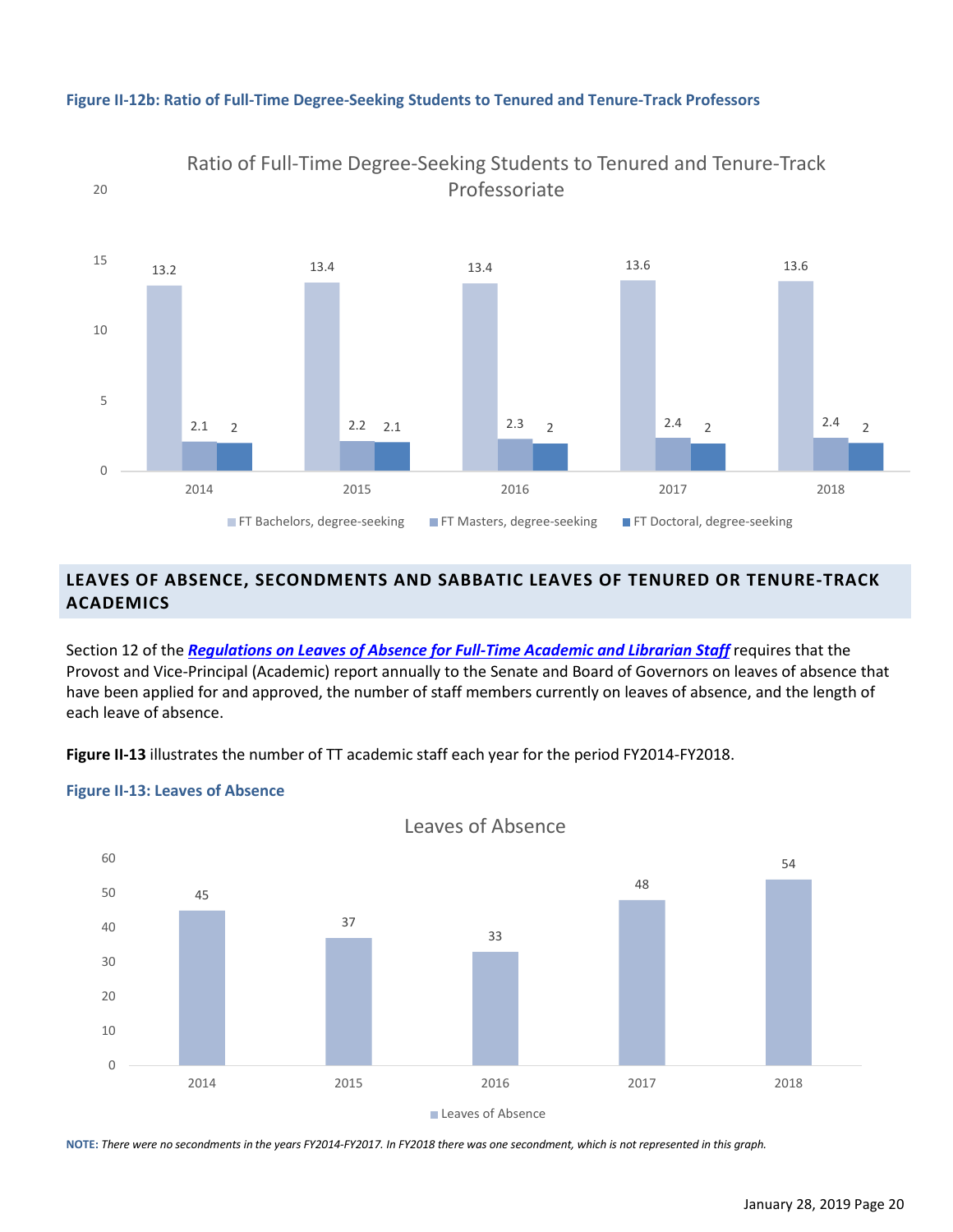**Figure II-12b: Ratio of Full-Time Degree-Seeking Students to Tenured and Tenure-Track Professors**

Ratio of Full-Time Degree-Seeking Students to Tenured and Tenure-Track Professoriate

| Year | FT Bachelors, degree-seeking | FT Masters, degree-seeking | FT Doctoral, degree-seeking |
|---|---|---|---|
| 2014 | 13.2 | 2.1 | 2 |
| 2015 | 13.4 | 2.2 | 2.1 |
| 2016 | 13.4 | 2.3 | 2 |
| 2017 | 13.6 | 2.4 | 2 |
| 2018 | 13.6 | 2.4 | 2 |

## LEAVES OF ABSENCE, SECONDMENTS AND SABBATIC LEAVES OF TENURED OR TENURE-TRACK ACADEMICS

Section 12 of the ***Regulations on Leaves of Absence for Full-Time Academic and Librarian Staff*** requires that the Provost and Vice-Principal (Academic) report annually to the Senate and Board of Governors on leaves of absence that have been applied for and approved, the number of staff members currently on leaves of absence, and the length of each leave of absence.

**Figure II-13** illustrates the number of TT academic staff each year for the period FY2014-FY2018.

**Figure II-13: Leaves of Absence**

Leaves of Absence

| Year | Leaves of Absence |
|---|---|
| 2014 | 45 |
| 2015 | 37 |
| 2016 | 33 |
| 2017 | 48 |
| 2018 | 54 |

**NOTE:** *There were no secondments in the years FY2014-FY2017. In FY2018 there was one secondment, which is not represented in this graph.*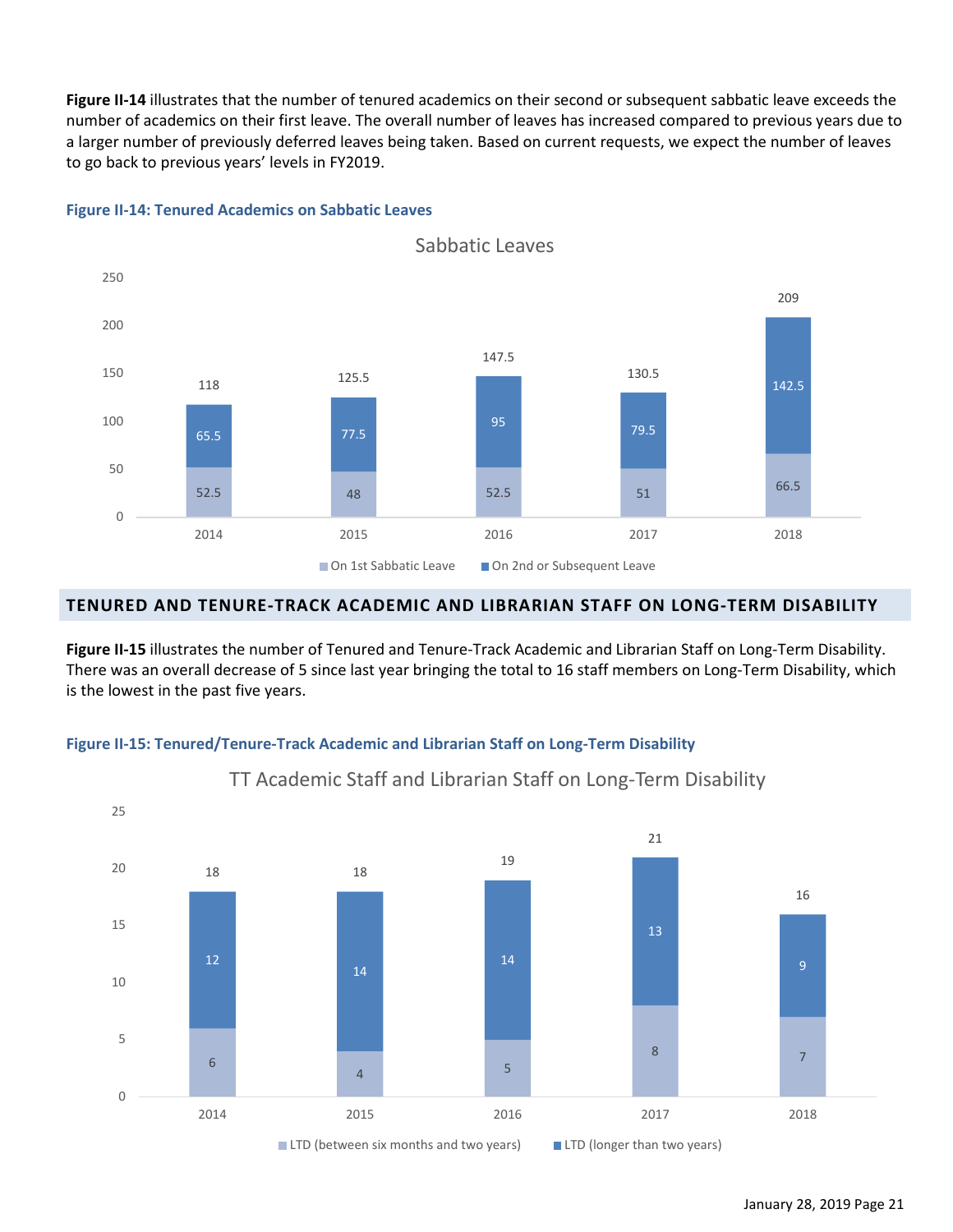**Figure II-14** illustrates that the number of tenured academics on their second or subsequent sabbatic leave exceeds the number of academics on their first leave. The overall number of leaves has increased compared to previous years due to a larger number of previously deferred leaves being taken. Based on current requests, we expect the number of leaves to go back to previous years' levels in FY2019.

**Figure II-14: Tenured Academics on Sabbatic Leaves**

Sabbatic Leaves

| Year | On 1st Sabbatic Leave | On 2nd or Subsequent Leave | Total |
|---|---|---|---|
| 2014 | 52.5 | 65.5 | 118 |
| 2015 | 48 | 77.5 | 125.5 |
| 2016 | 52.5 | 95 | 147.5 |
| 2017 | 51 | 79.5 | 130.5 |
| 2018 | 66.5 | 142.5 | 209 |

## TENURED AND TENURE-TRACK ACADEMIC AND LIBRARIAN STAFF ON LONG-TERM DISABILITY

**Figure II-15** illustrates the number of Tenured and Tenure-Track Academic and Librarian Staff on Long-Term Disability. There was an overall decrease of 5 since last year bringing the total to 16 staff members on Long-Term Disability, which is the lowest in the past five years.

**Figure II-15: Tenured/Tenure-Track Academic and Librarian Staff on Long-Term Disability**

TT Academic Staff and Librarian Staff on Long-Term Disability

| Year | LTD (between six months and two years) | LTD (longer than two years) | Total |
|---|---|---|---|
| 2014 | 6 | 12 | 18 |
| 2015 | 4 | 14 | 18 |
| 2016 | 5 | 14 | 19 |
| 2017 | 8 | 13 | 21 |
| 2018 | 7 | 9 | 16 |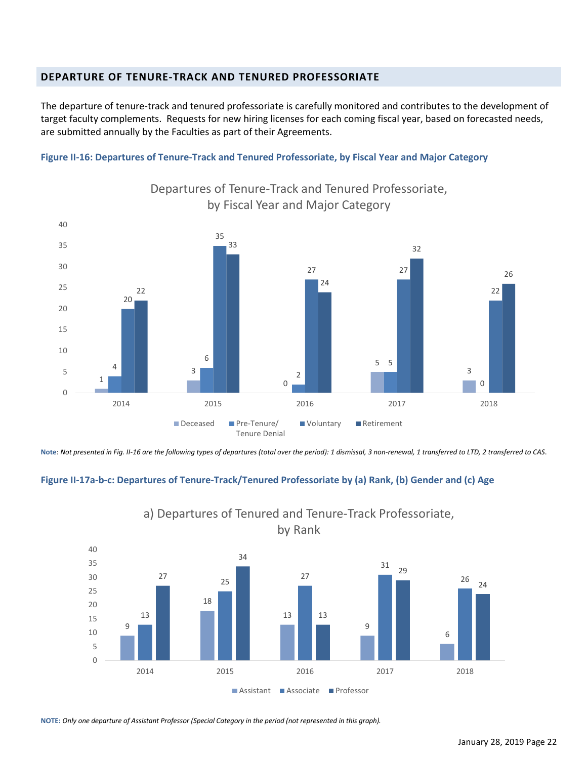## DEPARTURE OF TENURE-TRACK AND TENURED PROFESSORIATE

The departure of tenure-track and tenured professoriate is carefully monitored and contributes to the development of target faculty complements. Requests for new hiring licenses for each coming fiscal year, based on forecasted needs, are submitted annually by the Faculties as part of their Agreements.

**Figure II-16: Departures of Tenure-Track and Tenured Professoriate, by Fiscal Year and Major Category**

Departures of Tenure-Track and Tenured Professoriate, by Fiscal Year and Major Category

| | Deceased | Pre-Tenure/ Tenure Denial | Voluntary | Retirement |
|---|---|---|---|---|
| 2014 | 1 | 4 | 20 | 22 |
| 2015 | 3 | 6 | 35 | 33 |
| 2016 | 0 | 2 | 27 | 24 |
| 2017 | 5 | 5 | 27 | 32 |
| 2018 | 3 | 0 | 22 | 26 |

**Note**: *Not presented in Fig. II-16 are the following types of departures (total over the period): 1 dismissal, 3 non-renewal, 1 transferred to LTD, 2 transferred to CAS.*

**Figure II-17a-b-c: Departures of Tenure-Track/Tenured Professoriate by (a) Rank, (b) Gender and (c) Age**

a) Departures of Tenured and Tenure-Track Professoriate, by Rank

| | Assistant | Associate | Professor |
|---|---|---|---|
| 2014 | 9 | 13 | 27 |
| 2015 | 18 | 25 | 34 |
| 2016 | 13 | 27 | 13 |
| 2017 | 9 | 31 | 29 |
| 2018 | 6 | 26 | 24 |

**NOTE:** *Only one departure of Assistant Professor (Special Category in the period (not represented in this graph).*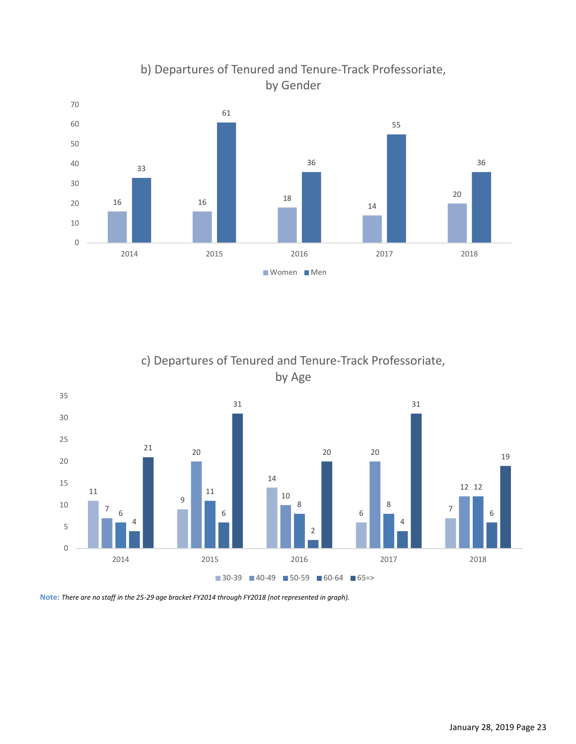## b) Departures of Tenured and Tenure-Track Professoriate, by Gender

| Year | Women | Men |
|---|---|---|
| 2014 | 16 | 33 |
| 2015 | 16 | 61 |
| 2016 | 18 | 36 |
| 2017 | 14 | 55 |
| 2018 | 20 | 36 |

## c) Departures of Tenured and Tenure-Track Professoriate, by Age

| Year | 30-39 | 40-49 | 50-59 | 60-64 | 65=> |
|---|---|---|---|---|---|
| 2014 | 11 | 7 | 6 | 4 | 21 |
| 2015 | 9 | 20 | 11 | 6 | 31 |
| 2016 | 14 | 10 | 8 | 2 | 20 |
| 2017 | 6 | 20 | 8 | 4 | 31 |
| 2018 | 7 | 12 | 12 | 6 | 19 |

**Note:** *There are no staff in the 25-29 age bracket FY2014 through FY2018 (not represented in graph).*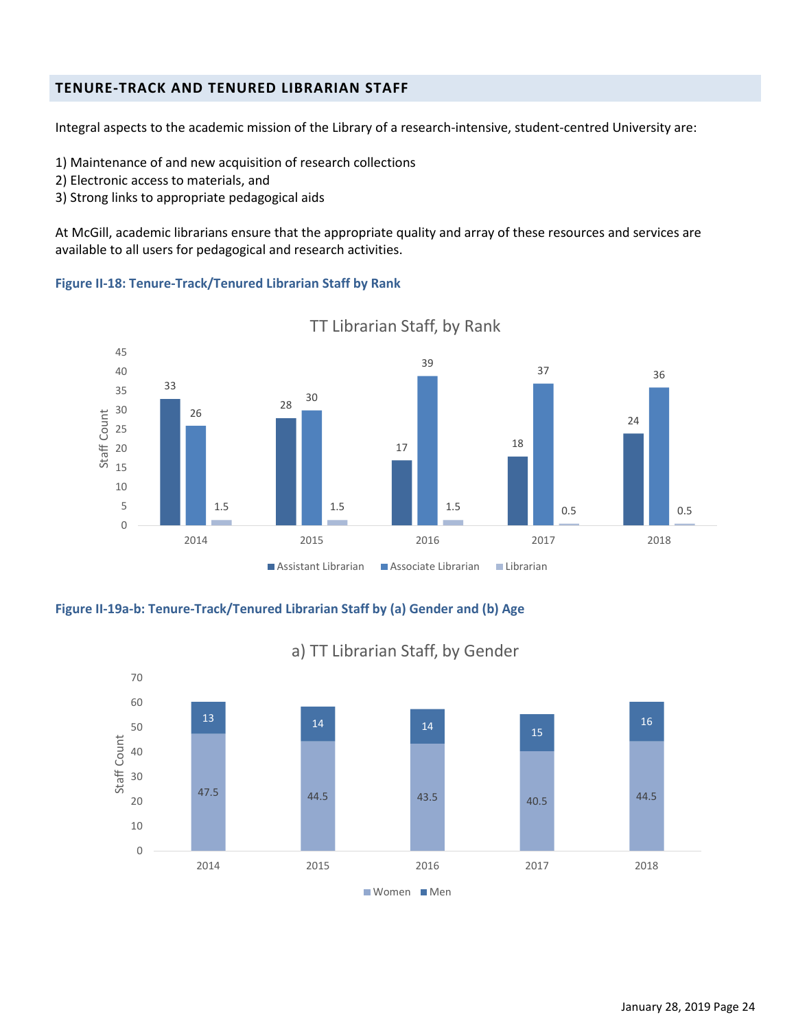## TENURE-TRACK AND TENURED LIBRARIAN STAFF

Integral aspects to the academic mission of the Library of a research-intensive, student-centred University are:

1) Maintenance of and new acquisition of research collections
2) Electronic access to materials, and
3) Strong links to appropriate pedagogical aids

At McGill, academic librarians ensure that the appropriate quality and array of these resources and services are available to all users for pedagogical and research activities.

**Figure II-18: Tenure-Track/Tenured Librarian Staff by Rank**

TT Librarian Staff, by Rank

| Year | Assistant Librarian | Associate Librarian | Librarian |
|---|---|---|---|
| 2014 | 33 | 26 | 1.5 |
| 2015 | 28 | 30 | 1.5 |
| 2016 | 17 | 39 | 1.5 |
| 2017 | 18 | 37 | 0.5 |
| 2018 | 24 | 36 | 0.5 |

**Figure II-19a-b: Tenure-Track/Tenured Librarian Staff by (a) Gender and (b) Age**

a) TT Librarian Staff, by Gender

| Year | Women | Men |
|---|---|---|
| 2014 | 47.5 | 13 |
| 2015 | 44.5 | 14 |
| 2016 | 43.5 | 14 |
| 2017 | 40.5 | 15 |
| 2018 | 44.5 | 16 |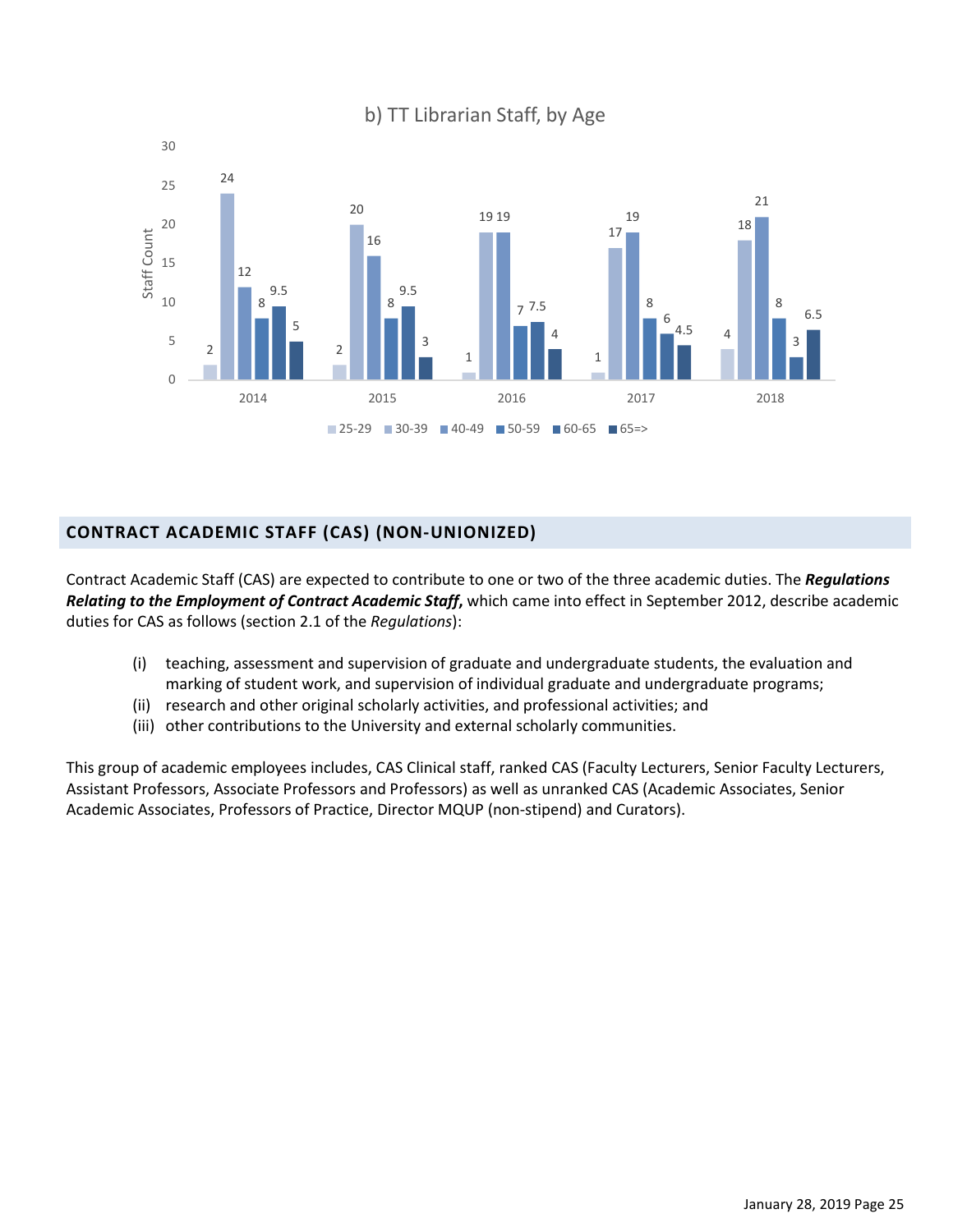b) TT Librarian Staff, by Age

| Year | 25-29 | 30-39 | 40-49 | 50-59 | 60-65 | 65=> |
|---|---|---|---|---|---|---|
| 2014 | 2 | 24 | 12 | 8 | 9.5 | 5 |
| 2015 | 2 | 20 | 16 | 8 | 9.5 | 3 |
| 2016 | 1 | 19 | 19 | 7 | 7.5 | 4 |
| 2017 | 1 | 17 | 19 | 8 | 6 | 4.5 |
| 2018 | 4 | 18 | 21 | 8 | 3 | 6.5 |

## CONTRACT ACADEMIC STAFF (CAS) (NON-UNIONIZED)

Contract Academic Staff (CAS) are expected to contribute to one or two of the three academic duties. The ***Regulations Relating to the Employment of Contract Academic Staff***, which came into effect in September 2012, describe academic duties for CAS as follows (section 2.1 of the *Regulations*):

(i) teaching, assessment and supervision of graduate and undergraduate students, the evaluation and marking of student work, and supervision of individual graduate and undergraduate programs;
(ii) research and other original scholarly activities, and professional activities; and
(iii) other contributions to the University and external scholarly communities.

This group of academic employees includes, CAS Clinical staff, ranked CAS (Faculty Lecturers, Senior Faculty Lecturers, Assistant Professors, Associate Professors and Professors) as well as unranked CAS (Academic Associates, Senior Academic Associates, Professors of Practice, Director MQUP (non-stipend) and Curators).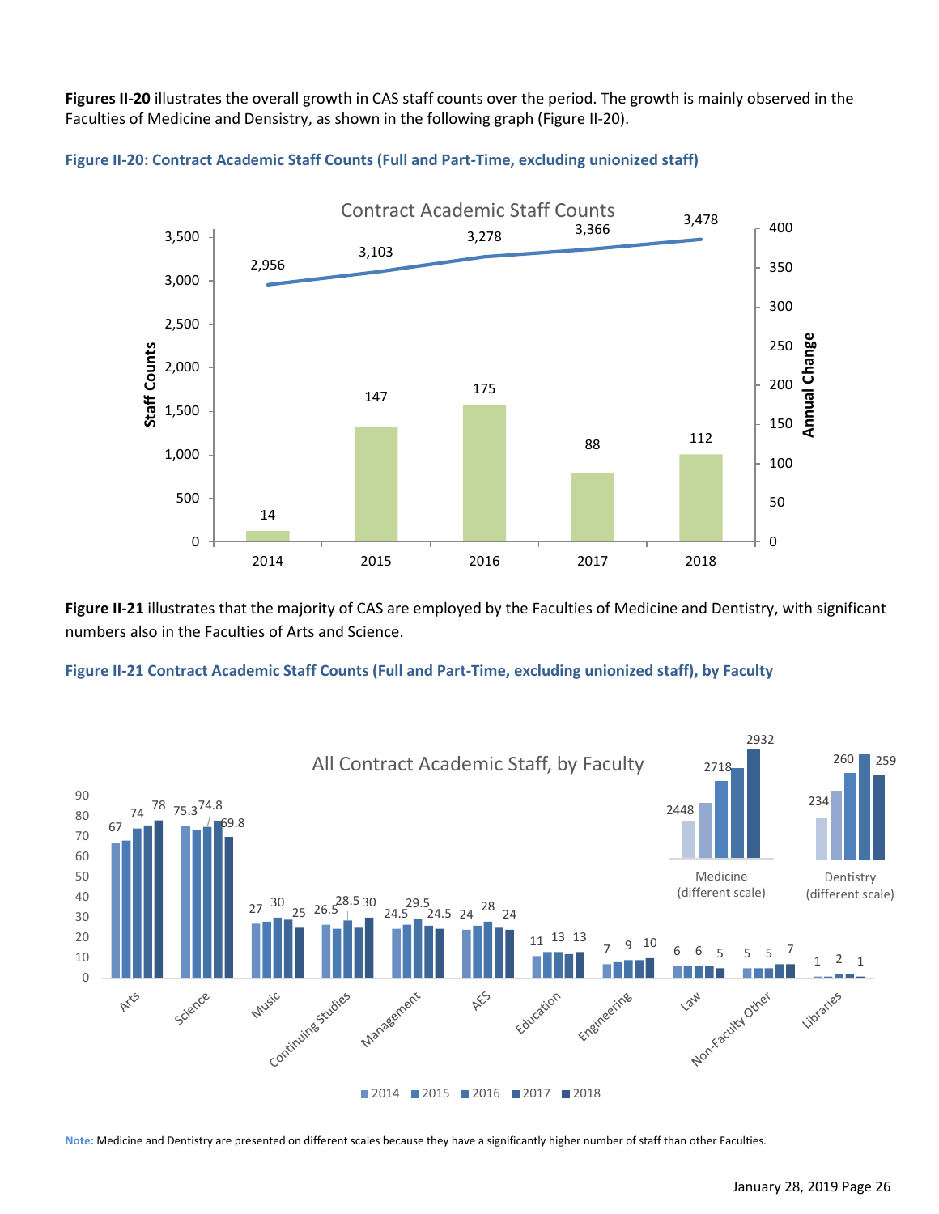**Figures II-20** illustrates the overall growth in CAS staff counts over the period. The growth is mainly observed in the Faculties of Medicine and Densistry, as shown in the following graph (Figure II-20).

**Figure II-20: Contract Academic Staff Counts (Full and Part-Time, excluding unionized staff)**

| Year | Staff Counts | Annual Change |
|---|---|---|
| 2014 | 2,956 | 14 |
| 2015 | 3,103 | 147 |
| 2016 | 3,278 | 175 |
| 2017 | 3,366 | 88 |
| 2018 | 3,478 | 112 |

**Figure II-21** illustrates that the majority of CAS are employed by the Faculties of Medicine and Dentistry, with significant numbers also in the Faculties of Arts and Science.

**Figure II-21 Contract Academic Staff Counts (Full and Part-Time, excluding unionized staff), by Faculty**

All Contract Academic Staff, by Faculty

| Faculty | Labelled values |
|---|---|
| Arts | 67, 74, 78 |
| Science | 75.3, 74.8, 69.8 |
| Music | 27, 30, 25 |
| Continuing Studies | 26.5, 28.5, 30 |
| Management | 24.5, 29.5, 24.5 |
| AES | 24, 28, 24 |
| Education | 11, 13, 13 |
| Engineering | 7, 9, 10 |
| Law | 6, 6, 5 |
| Non-Faculty Other | 5, 5, 7 |
| Libraries | 1, 2, 1 |
| Medicine (different scale) | 2448, 2718, 2932 |
| Dentistry (different scale) | 234, 260, 259 |

Legend: 2014, 2015, 2016, 2017, 2018

**Note:** Medicine and Dentistry are presented on different scales because they have a significantly higher number of staff than other Faculties.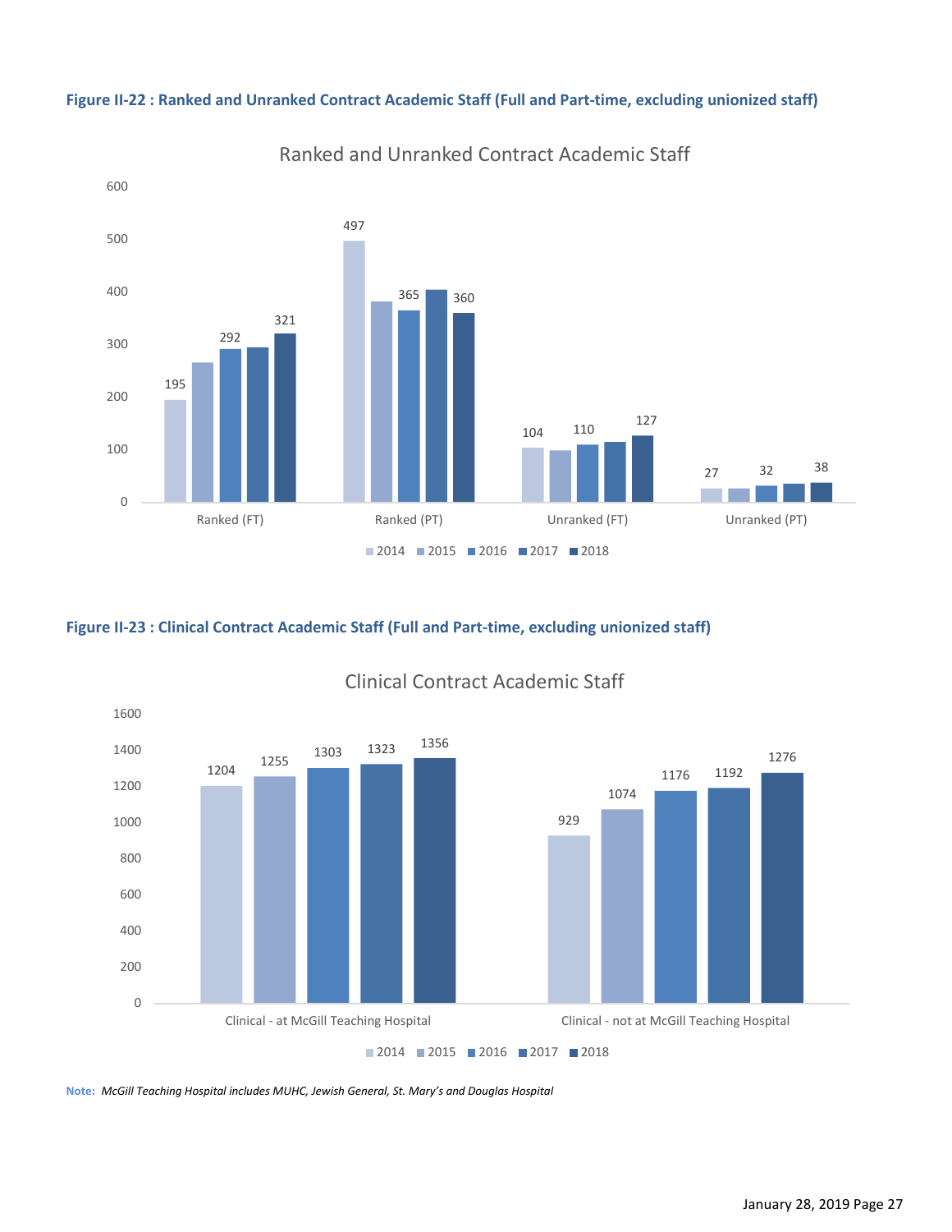**Figure II-22 : Ranked and Unranked Contract Academic Staff (Full and Part-time, excluding unionized staff)**

Ranked and Unranked Contract Academic Staff

| | 2014 | 2015 | 2016 | 2017 | 2018 |
|---|---|---|---|---|---|
| Ranked (FT) | 195 | | 292 | | 321 |
| Ranked (PT) | 497 | | 365 | | 360 |
| Unranked (FT) | 104 | | 110 | | 127 |
| Unranked (PT) | 27 | | 32 | | 38 |

**Figure II-23 : Clinical Contract Academic Staff (Full and Part-time, excluding unionized staff)**

Clinical Contract Academic Staff

| | 2014 | 2015 | 2016 | 2017 | 2018 |
|---|---|---|---|---|---|
| Clinical - at McGill Teaching Hospital | 1204 | 1255 | 1303 | 1323 | 1356 |
| Clinical - not at McGill Teaching Hospital | 929 | 1074 | 1176 | 1192 | 1276 |

**Note:** *McGill Teaching Hospital includes MUHC, Jewish General, St. Mary's and Douglas Hospital*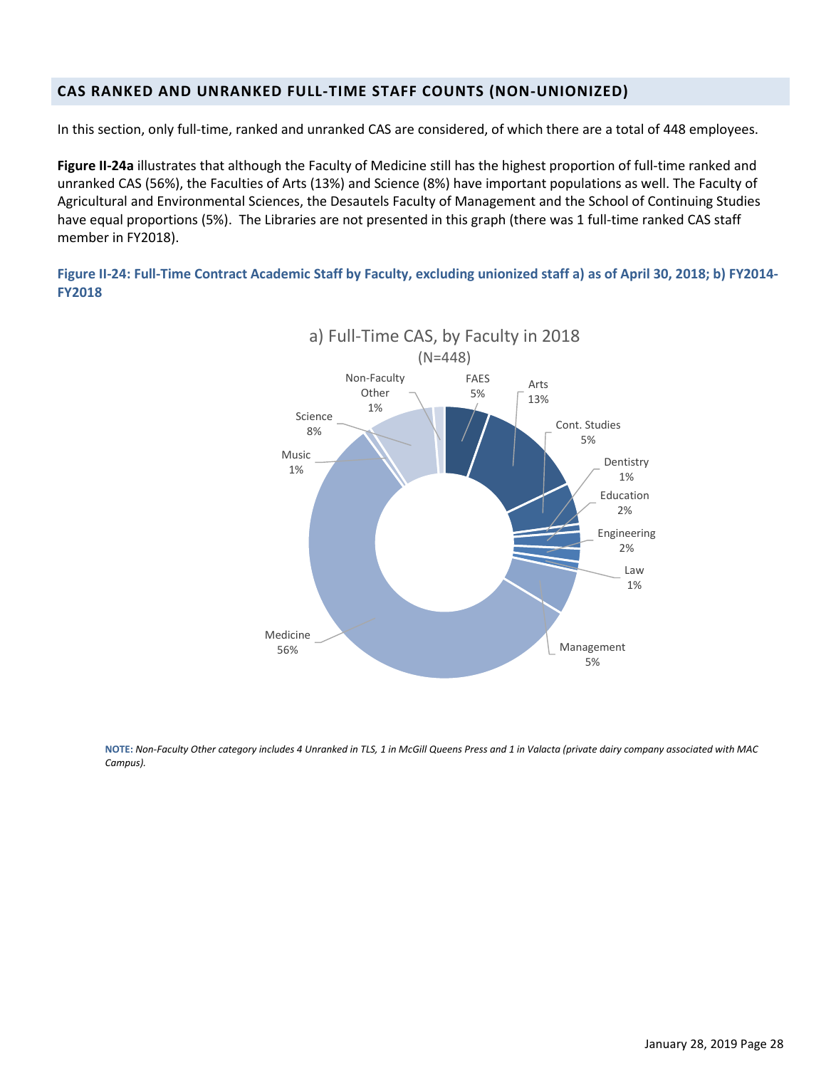## CAS RANKED AND UNRANKED FULL-TIME STAFF COUNTS (NON-UNIONIZED)

In this section, only full-time, ranked and unranked CAS are considered, of which there are a total of 448 employees.

**Figure II-24a** illustrates that although the Faculty of Medicine still has the highest proportion of full-time ranked and unranked CAS (56%), the Faculties of Arts (13%) and Science (8%) have important populations as well. The Faculty of Agricultural and Environmental Sciences, the Desautels Faculty of Management and the School of Continuing Studies have equal proportions (5%). The Libraries are not presented in this graph (there was 1 full-time ranked CAS staff member in FY2018).

**Figure II-24: Full-Time Contract Academic Staff by Faculty, excluding unionized staff a) as of April 30, 2018; b) FY2014-FY2018**

a) Full-Time CAS, by Faculty in 2018 (N=448)

| Faculty | % |
|---|---|
| FAES | 5% |
| Arts | 13% |
| Cont. Studies | 5% |
| Dentistry | 1% |
| Education | 2% |
| Engineering | 2% |
| Law | 1% |
| Management | 5% |
| Medicine | 56% |
| Music | 1% |
| Science | 8% |
| Non-Faculty Other | 1% |

**NOTE:** *Non-Faculty Other category includes 4 Unranked in TLS, 1 in McGill Queens Press and 1 in Valacta (private dairy company associated with MAC Campus).*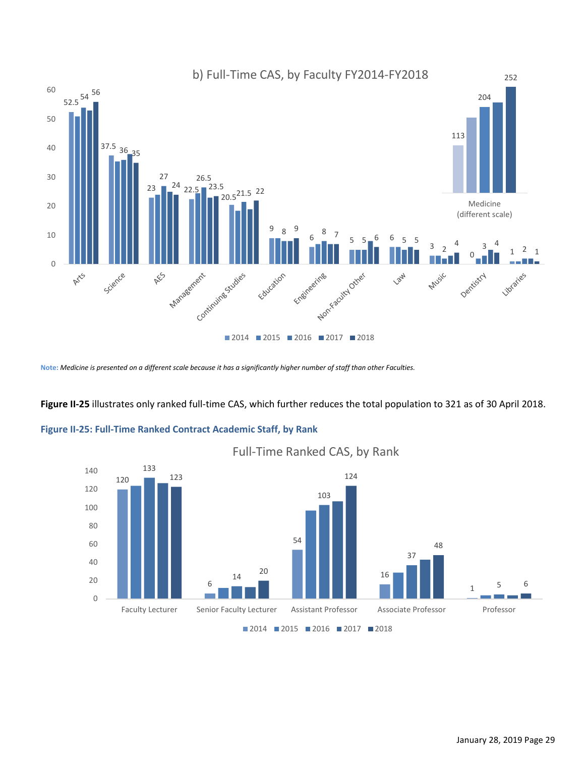b) Full-Time CAS, by Faculty FY2014-FY2018

| Faculty | 2014 | 2015 | 2016 | 2017 | 2018 |
|---|---|---|---|---|---|
| Arts | 52.5 | | 54 | | 56 |
| Science | 37.5 | | 36 | | 35 |
| AES | 23 | | 27 | | 24 |
| Management | 22.5 | | 26.5 | | 23.5 |
| Continuing Studies | 20.5 | | 21.5 | | 22 |
| Education | 9 | | 8 | | 9 |
| Engineering | 6 | | 8 | | 7 |
| Non-Faculty Other | 5 | | 5 | | 6 |
| Law | 6 | | 5 | | 5 |
| Music | 3 | | 2 | | 4 |
| Dentistry | 0 | | 3 | | 4 |
| Libraries | 1 | | 2 | | 1 |
| Medicine (different scale) | 113 | | 204 | | 252 |

**Note:** *Medicine is presented on a different scale because it has a significantly higher number of staff than other Faculties.*

**Figure II-25** illustrates only ranked full-time CAS, which further reduces the total population to 321 as of 30 April 2018.

### Figure II-25: Full-Time Ranked Contract Academic Staff, by Rank

Full-Time Ranked CAS, by Rank

| Rank | 2014 | 2015 | 2016 | 2017 | 2018 |
|---|---|---|---|---|---|
| Faculty Lecturer | 120 | | 133 | | 123 |
| Senior Faculty Lecturer | 6 | | 14 | | 20 |
| Assistant Professor | 54 | | 103 | | 124 |
| Associate Professor | 16 | | 37 | | 48 |
| Professor | 1 | | 5 | | 6 |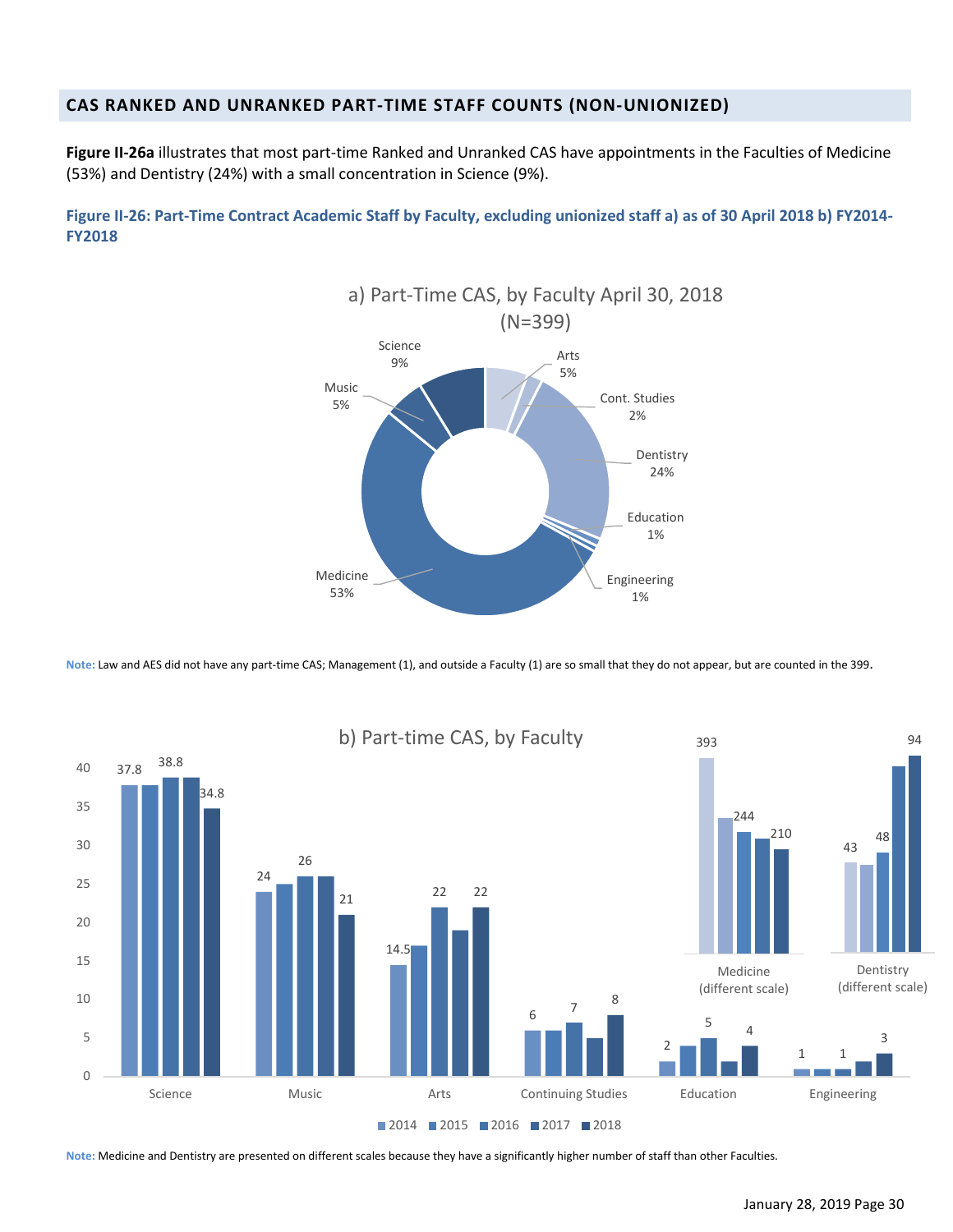## CAS RANKED AND UNRANKED PART-TIME STAFF COUNTS (NON-UNIONIZED)

**Figure II-26a** illustrates that most part-time Ranked and Unranked CAS have appointments in the Faculties of Medicine (53%) and Dentistry (24%) with a small concentration in Science (9%).

**Figure II-26: Part-Time Contract Academic Staff by Faculty, excluding unionized staff a) as of 30 April 2018 b) FY2014-FY2018**

a) Part-Time CAS, by Faculty April 30, 2018 (N=399)

| Faculty | Share |
|---|---|
| Arts | 5% |
| Cont. Studies | 2% |
| Dentistry | 24% |
| Education | 1% |
| Engineering | 1% |
| Medicine | 53% |
| Music | 5% |
| Science | 9% |

**Note:** Law and AES did not have any part-time CAS; Management (1), and outside a Faculty (1) are so small that they do not appear, but are counted in the 399.

b) Part-time CAS, by Faculty

| Faculty | 2014 | 2015 | 2016 | 2017 | 2018 |
|---|---|---|---|---|---|
| Science | 37.8 | | 38.8 | | 34.8 |
| Music | 24 | | 26 | | 21 |
| Arts | 14.5 | | 22 | | 22 |
| Continuing Studies | 6 | | 7 | | 8 |
| Education | 2 | | 5 | | 4 |
| Engineering | 1 | | 1 | | 3 |
| Medicine (different scale) | 393 | 244 | | 210 | |
| Dentistry (different scale) | 43 | | 48 | | 94 |

**Note:** Medicine and Dentistry are presented on different scales because they have a significantly higher number of staff than other Faculties.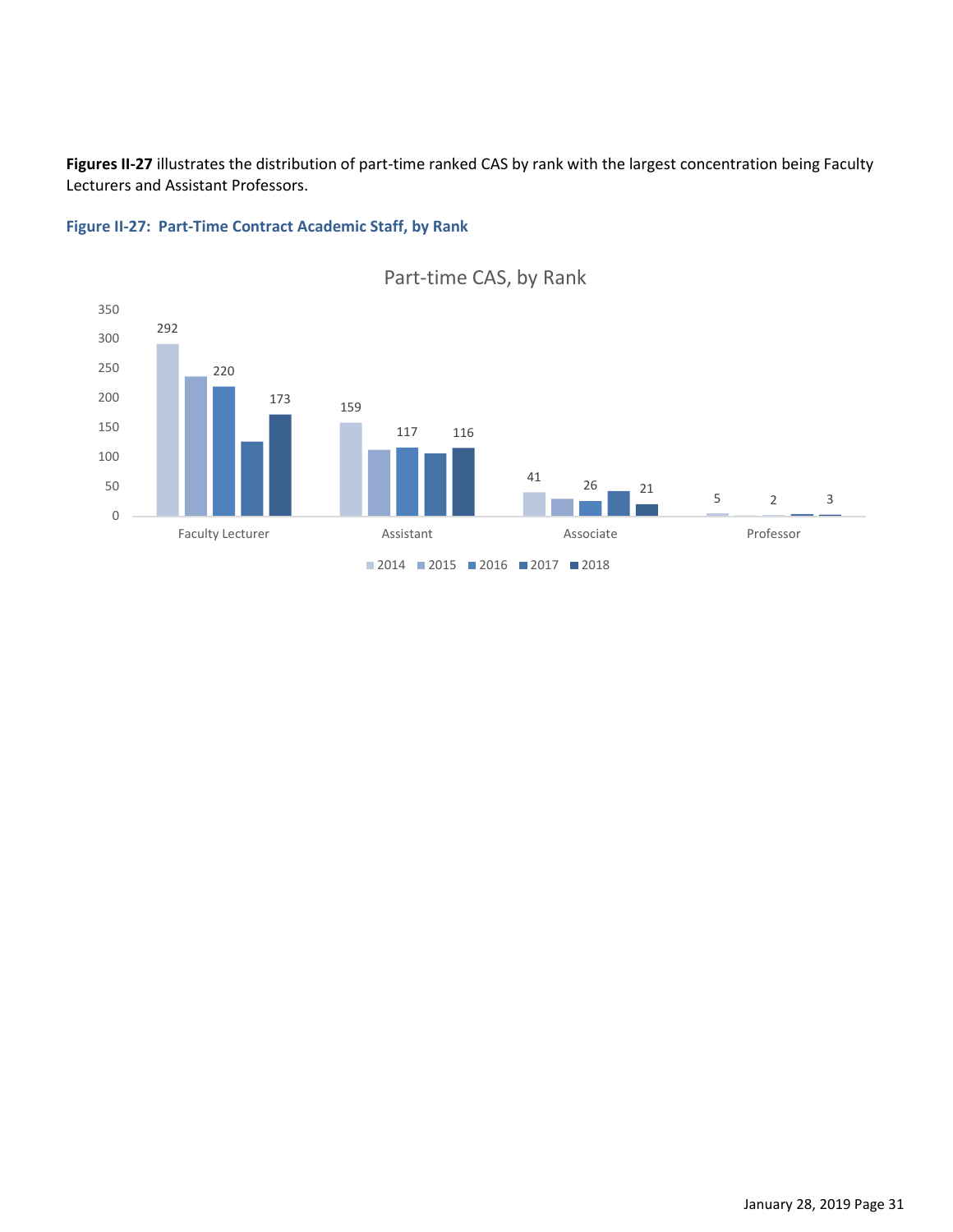**Figures II-27** illustrates the distribution of part-time ranked CAS by rank with the largest concentration being Faculty Lecturers and Assistant Professors.

**Figure II-27: Part-Time Contract Academic Staff, by Rank**

Part-time CAS, by Rank

| Rank | 2014 | 2015 | 2016 | 2017 | 2018 |
|---|---|---|---|---|---|
| Faculty Lecturer | 292 | | 220 | | 173 |
| Assistant | 159 | | 117 | | 116 |
| Associate | 41 | | 26 | | 21 |
| Professor | 5 | | 2 | | 3 |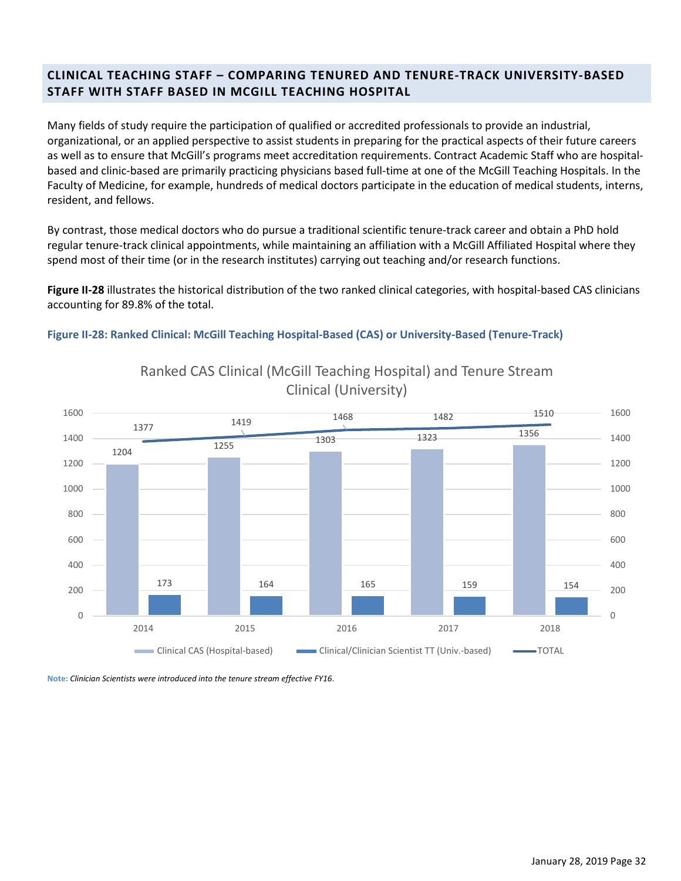## CLINICAL TEACHING STAFF – COMPARING TENURED AND TENURE-TRACK UNIVERSITY-BASED STAFF WITH STAFF BASED IN MCGILL TEACHING HOSPITAL

Many fields of study require the participation of qualified or accredited professionals to provide an industrial, organizational, or an applied perspective to assist students in preparing for the practical aspects of their future careers as well as to ensure that McGill's programs meet accreditation requirements. Contract Academic Staff who are hospital-based and clinic-based are primarily practicing physicians based full-time at one of the McGill Teaching Hospitals. In the Faculty of Medicine, for example, hundreds of medical doctors participate in the education of medical students, interns, resident, and fellows.

By contrast, those medical doctors who do pursue a traditional scientific tenure-track career and obtain a PhD hold regular tenure-track clinical appointments, while maintaining an affiliation with a McGill Affiliated Hospital where they spend most of their time (or in the research institutes) carrying out teaching and/or research functions.

**Figure II-28** illustrates the historical distribution of the two ranked clinical categories, with hospital-based CAS clinicians accounting for 89.8% of the total.

**Figure II-28: Ranked Clinical: McGill Teaching Hospital-Based (CAS) or University-Based (Tenure-Track)**

Ranked CAS Clinical (McGill Teaching Hospital) and Tenure Stream Clinical (University)

| | 2014 | 2015 | 2016 | 2017 | 2018 |
|---|---|---|---|---|---|
| Clinical CAS (Hospital-based) | 1204 | 1255 | 1303 | 1323 | 1356 |
| Clinical/Clinician Scientist TT (Univ.-based) | 173 | 164 | 165 | 159 | 154 |
| TOTAL | 1377 | 1419 | 1468 | 1482 | 1510 |

**Note:** *Clinician Scientists were introduced into the tenure stream effective FY16.*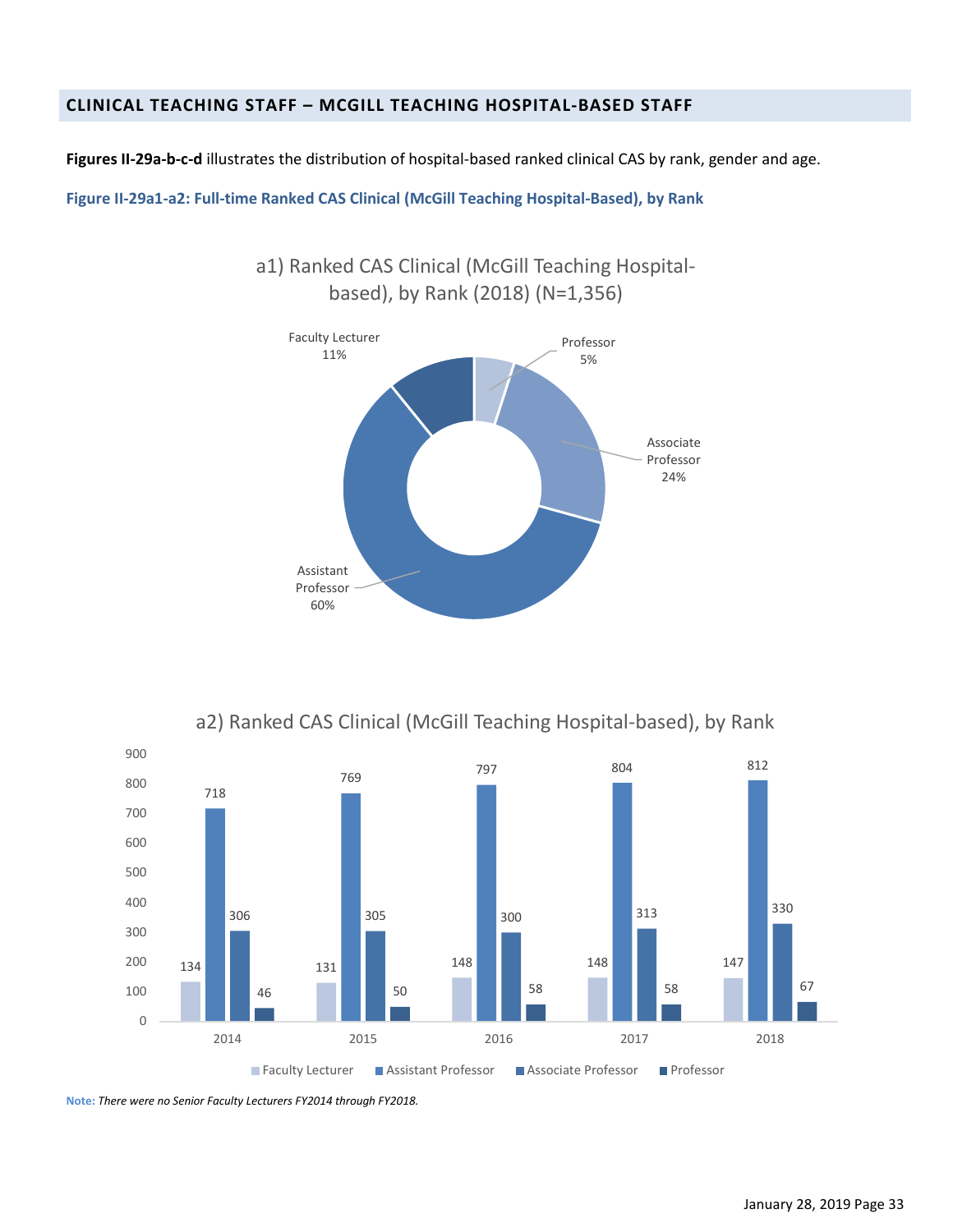## CLINICAL TEACHING STAFF – MCGILL TEACHING HOSPITAL-BASED STAFF

**Figures II-29a-b-c-d** illustrates the distribution of hospital-based ranked clinical CAS by rank, gender and age.

**Figure II-29a1-a2: Full-time Ranked CAS Clinical (McGill Teaching Hospital-Based), by Rank**

a1) Ranked CAS Clinical (McGill Teaching Hospital-based), by Rank (2018) (N=1,356)

| Rank | % |
|---|---|
| Professor | 5% |
| Associate Professor | 24% |
| Assistant Professor | 60% |
| Faculty Lecturer | 11% |

a2) Ranked CAS Clinical (McGill Teaching Hospital-based), by Rank

| | 2014 | 2015 | 2016 | 2017 | 2018 |
|---|---|---|---|---|---|
| Faculty Lecturer | 134 | 131 | 148 | 148 | 147 |
| Assistant Professor | 718 | 769 | 797 | 804 | 812 |
| Associate Professor | 306 | 305 | 300 | 313 | 330 |
| Professor | 46 | 50 | 58 | 58 | 67 |

**Note:** *There were no Senior Faculty Lecturers FY2014 through FY2018.*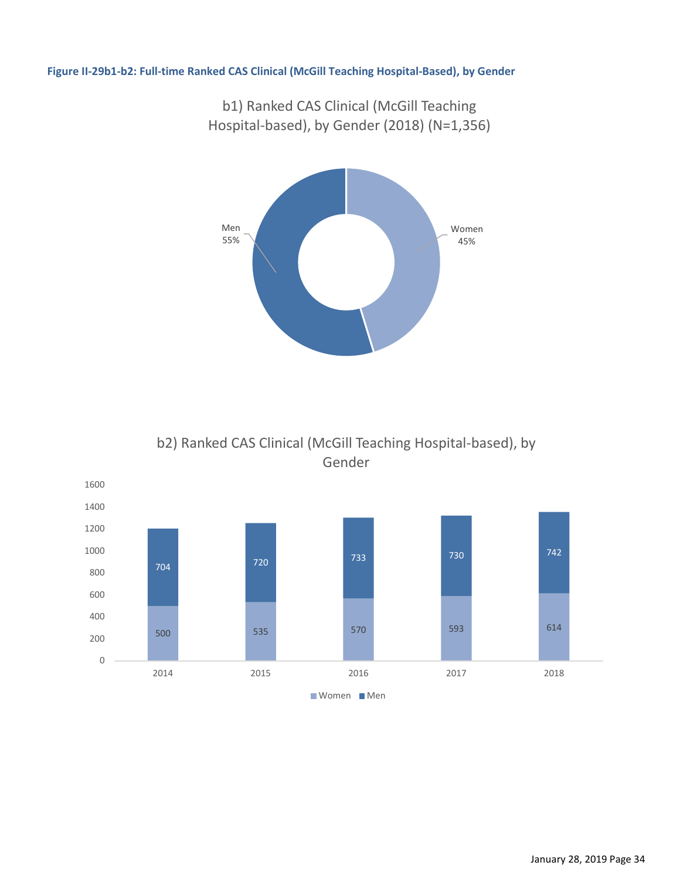**Figure II-29b1-b2: Full-time Ranked CAS Clinical (McGill Teaching Hospital-Based), by Gender**

b1) Ranked CAS Clinical (McGill Teaching Hospital-based), by Gender (2018) (N=1,356)

| Gender | Percentage |
| --- | --- |
| Men | 55% |
| Women | 45% |

b2) Ranked CAS Clinical (McGill Teaching Hospital-based), by Gender

| Year | Women | Men |
| --- | --- | --- |
| 2014 | 500 | 704 |
| 2015 | 535 | 720 |
| 2016 | 570 | 733 |
| 2017 | 593 | 730 |
| 2018 | 614 | 742 |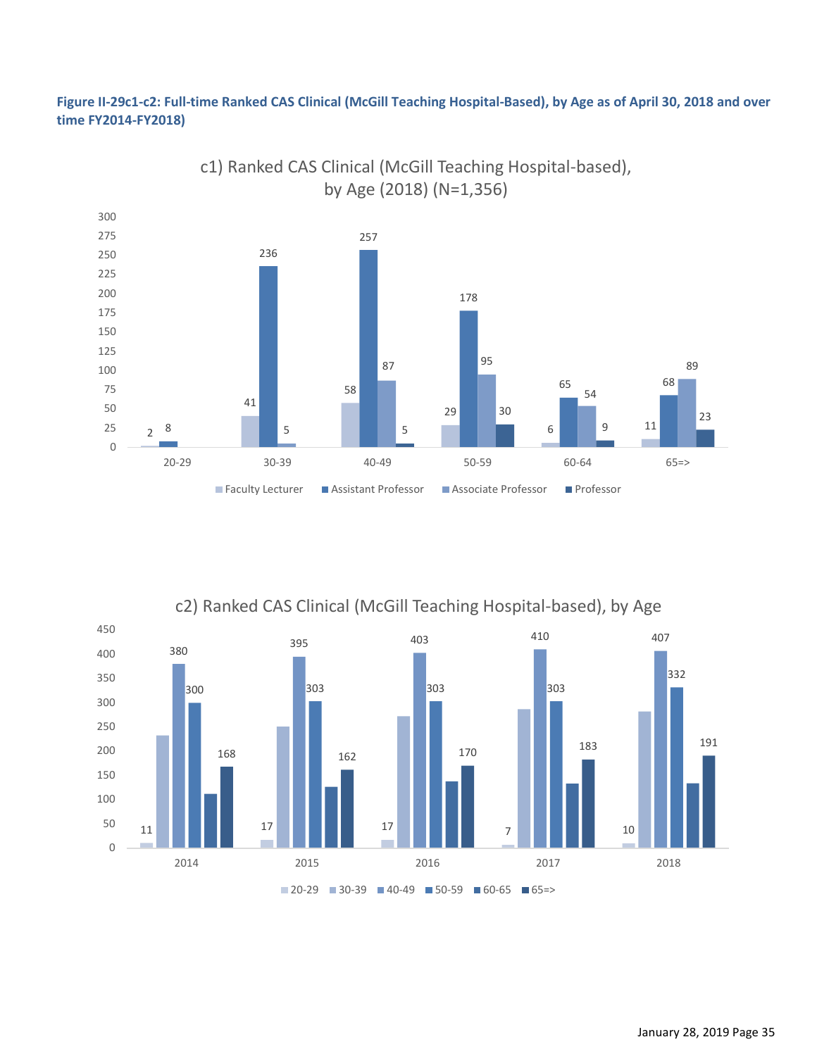**Figure II-29c1-c2: Full-time Ranked CAS Clinical (McGill Teaching Hospital-Based), by Age as of April 30, 2018 and over time FY2014-FY2018)**

c1) Ranked CAS Clinical (McGill Teaching Hospital-based), by Age (2018) (N=1,356)

| Age | Faculty Lecturer | Assistant Professor | Associate Professor | Professor |
|---|---|---|---|---|
| 20-29 | 2 | 8 | | |
| 30-39 | 41 | 236 | 5 | |
| 40-49 | 58 | 257 | 87 | 5 |
| 50-59 | 29 | 178 | 95 | 30 |
| 60-64 | 6 | 65 | 54 | 9 |
| 65=> | 11 | 68 | 89 | 23 |

c2) Ranked CAS Clinical (McGill Teaching Hospital-based), by Age

| Year | 20-29 | 30-39 | 40-49 | 50-59 | 60-65 | 65=> |
|---|---|---|---|---|---|---|
| 2014 | 11 | | 380 | 300 | | 168 |
| 2015 | 17 | | 395 | 303 | | 162 |
| 2016 | 17 | | 403 | 303 | | 170 |
| 2017 | 7 | | 410 | 303 | | 183 |
| 2018 | 10 | | 407 | 332 | | 191 |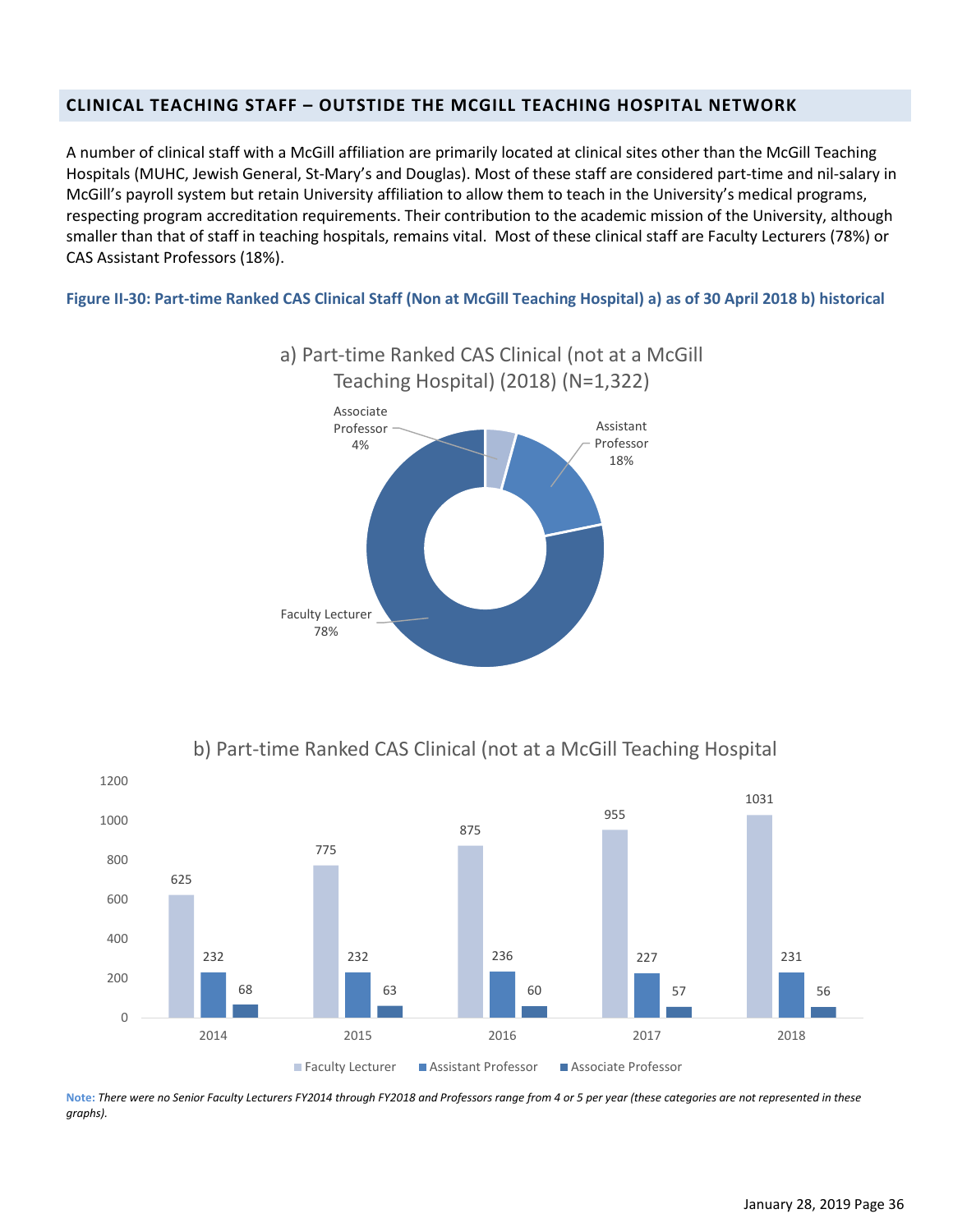## CLINICAL TEACHING STAFF – OUTSTIDE THE MCGILL TEACHING HOSPITAL NETWORK

A number of clinical staff with a McGill affiliation are primarily located at clinical sites other than the McGill Teaching Hospitals (MUHC, Jewish General, St-Mary's and Douglas). Most of these staff are considered part-time and nil-salary in McGill's payroll system but retain University affiliation to allow them to teach in the University's medical programs, respecting program accreditation requirements. Their contribution to the academic mission of the University, although smaller than that of staff in teaching hospitals, remains vital. Most of these clinical staff are Faculty Lecturers (78%) or CAS Assistant Professors (18%).

**Figure II-30: Part-time Ranked CAS Clinical Staff (Non at McGill Teaching Hospital) a) as of 30 April 2018 b) historical**

a) Part-time Ranked CAS Clinical (not at a McGill Teaching Hospital) (2018) (N=1,322)

| Rank | Share |
|---|---|
| Associate Professor | 4% |
| Assistant Professor | 18% |
| Faculty Lecturer | 78% |

b) Part-time Ranked CAS Clinical (not at a McGill Teaching Hospital

| Year | Faculty Lecturer | Assistant Professor | Associate Professor |
|---|---|---|---|
| 2014 | 625 | 232 | 68 |
| 2015 | 775 | 232 | 63 |
| 2016 | 875 | 236 | 60 |
| 2017 | 955 | 227 | 57 |
| 2018 | 1031 | 231 | 56 |

**Note:** *There were no Senior Faculty Lecturers FY2014 through FY2018 and Professors range from 4 or 5 per year (these categories are not represented in these graphs).*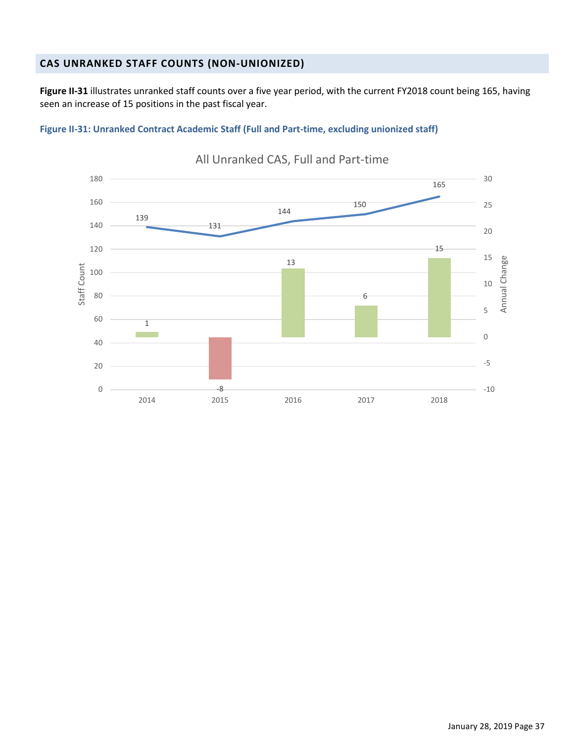## CAS UNRANKED STAFF COUNTS (NON-UNIONIZED)

**Figure II-31** illustrates unranked staff counts over a five year period, with the current FY2018 count being 165, having seen an increase of 15 positions in the past fiscal year.

**Figure II-31: Unranked Contract Academic Staff (Full and Part-time, excluding unionized staff)**

All Unranked CAS, Full and Part-time

| Year | Staff Count | Annual Change |
|---|---|---|
| 2014 | 139 | 1 |
| 2015 | 131 | -8 |
| 2016 | 144 | 13 |
| 2017 | 150 | 6 |
| 2018 | 165 | 15 |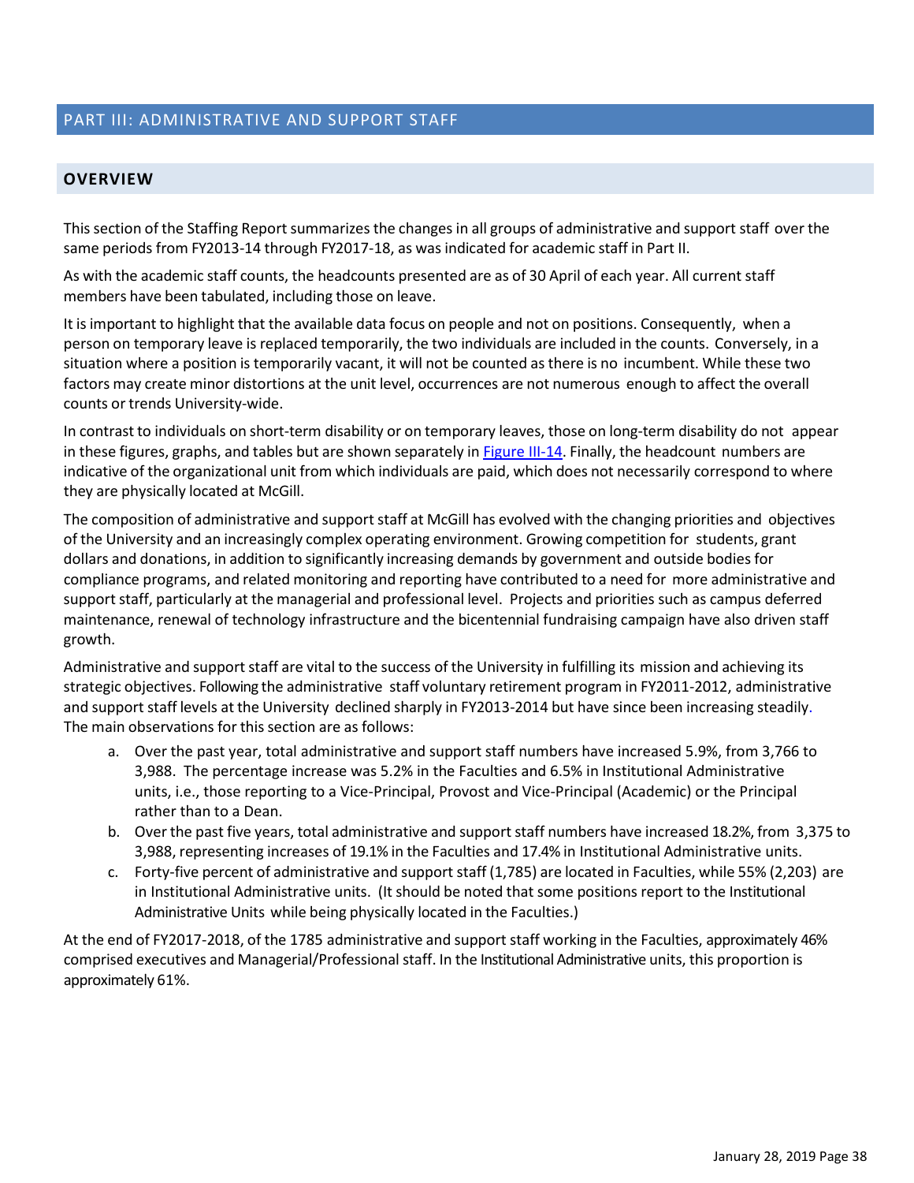# PART III: ADMINISTRATIVE AND SUPPORT STAFF

## OVERVIEW

This section of the Staffing Report summarizes the changes in all groups of administrative and support staff over the same periods from FY2013-14 through FY2017-18, as was indicated for academic staff in Part II.

As with the academic staff counts, the headcounts presented are as of 30 April of each year. All current staff members have been tabulated, including those on leave.

It is important to highlight that the available data focus on people and not on positions. Consequently, when a person on temporary leave is replaced temporarily, the two individuals are included in the counts. Conversely, in a situation where a position is temporarily vacant, it will not be counted as there is no incumbent. While these two factors may create minor distortions at the unit level, occurrences are not numerous enough to affect the overall counts or trends University-wide.

In contrast to individuals on short-term disability or on temporary leaves, those on long-term disability do not appear in these figures, graphs, and tables but are shown separately in Figure III-14. Finally, the headcount numbers are indicative of the organizational unit from which individuals are paid, which does not necessarily correspond to where they are physically located at McGill.

The composition of administrative and support staff at McGill has evolved with the changing priorities and objectives of the University and an increasingly complex operating environment. Growing competition for students, grant dollars and donations, in addition to significantly increasing demands by government and outside bodies for compliance programs, and related monitoring and reporting have contributed to a need for more administrative and support staff, particularly at the managerial and professional level. Projects and priorities such as campus deferred maintenance, renewal of technology infrastructure and the bicentennial fundraising campaign have also driven staff growth.

Administrative and support staff are vital to the success of the University in fulfilling its mission and achieving its strategic objectives. Following the administrative staff voluntary retirement program in FY2011-2012, administrative and support staff levels at the University declined sharply in FY2013-2014 but have since been increasing steadily. The main observations for this section are as follows:

a. Over the past year, total administrative and support staff numbers have increased 5.9%, from 3,766 to 3,988. The percentage increase was 5.2% in the Faculties and 6.5% in Institutional Administrative units, i.e., those reporting to a Vice-Principal, Provost and Vice-Principal (Academic) or the Principal rather than to a Dean.
b. Over the past five years, total administrative and support staff numbers have increased 18.2%, from 3,375 to 3,988, representing increases of 19.1% in the Faculties and 17.4% in Institutional Administrative units.
c. Forty-five percent of administrative and support staff (1,785) are located in Faculties, while 55% (2,203) are in Institutional Administrative units. (It should be noted that some positions report to the Institutional Administrative Units while being physically located in the Faculties.)

At the end of FY2017-2018, of the 1785 administrative and support staff working in the Faculties, approximately 46% comprised executives and Managerial/Professional staff. In the Institutional Administrative units, this proportion is approximately 61%.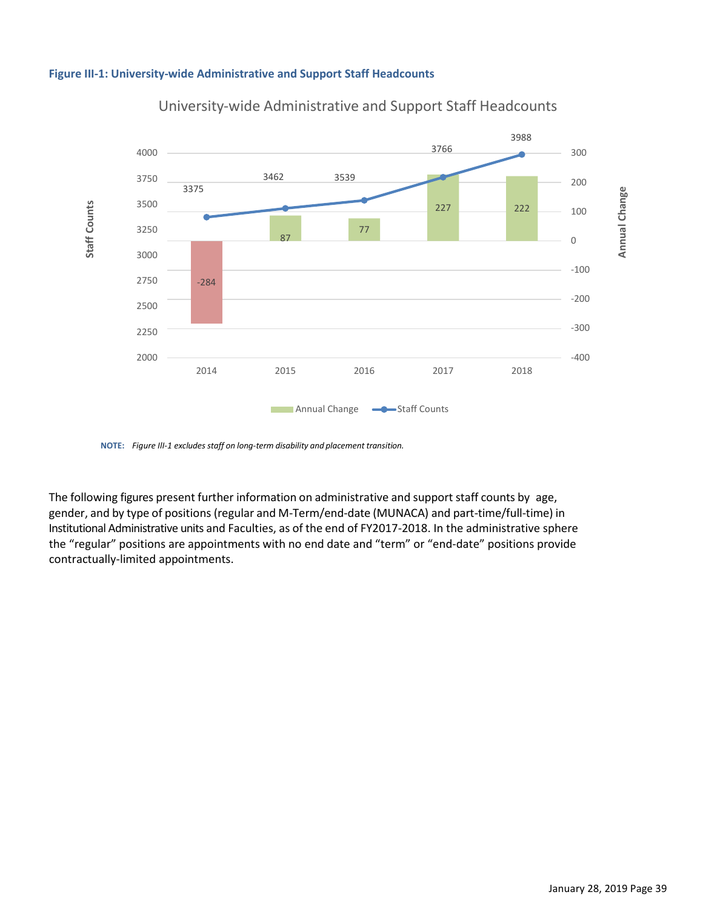**Figure III-1: University-wide Administrative and Support Staff Headcounts**

University-wide Administrative and Support Staff Headcounts

| Year | Staff Counts | Annual Change |
|---|---|---|
| 2014 | 3375 | -284 |
| 2015 | 3462 | 87 |
| 2016 | 3539 | 77 |
| 2017 | 3766 | 227 |
| 2018 | 3988 | 222 |

**NOTE:** *Figure III-1 excludes staff on long-term disability and placement transition.*

The following figures present further information on administrative and support staff counts by age, gender, and by type of positions (regular and M-Term/end-date (MUNACA) and part-time/full-time) in Institutional Administrative units and Faculties, as of the end of FY2017-2018. In the administrative sphere the "regular" positions are appointments with no end date and "term" or "end-date" positions provide contractually-limited appointments.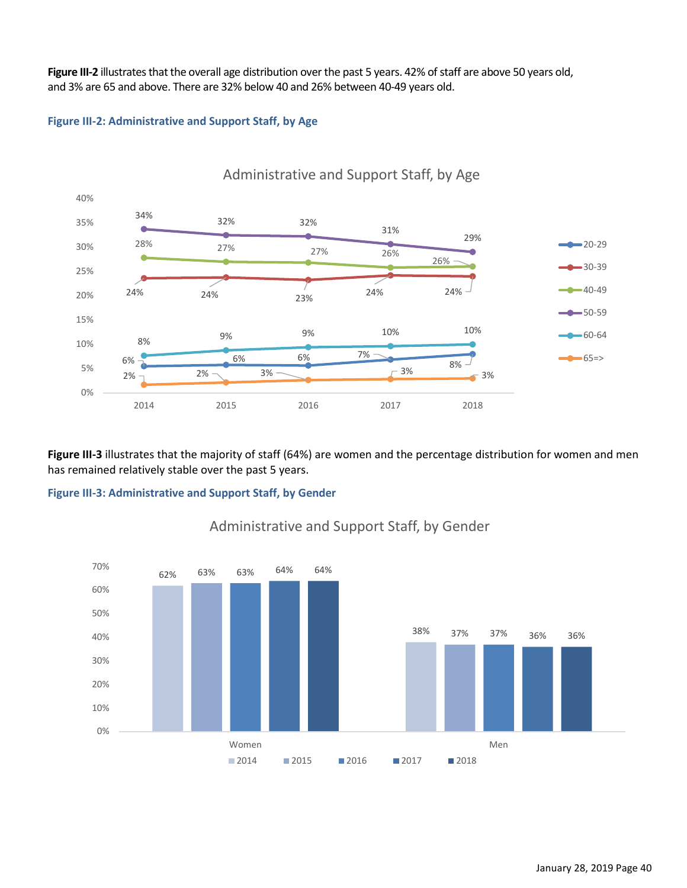**Figure III-2** illustrates that the overall age distribution over the past 5 years. 42% of staff are above 50 years old, and 3% are 65 and above. There are 32% below 40 and 26% between 40-49 years old.

**Figure III-2: Administrative and Support Staff, by Age**

Administrative and Support Staff, by Age

| Age | 2014 | 2015 | 2016 | 2017 | 2018 |
|---|---|---|---|---|---|
| 20-29 | 6% | 6% | 6% | 7% | 8% |
| 30-39 | 24% | 24% | 23% | 24% | 24% |
| 40-49 | 28% | 27% | 27% | 26% | 26% |
| 50-59 | 34% | 32% | 32% | 31% | 29% |
| 60-64 | 8% | 9% | 9% | 10% | 10% |
| 65=> | 2% | 2% | 3% | 3% | 3% |

**Figure III-3** illustrates that the majority of staff (64%) are women and the percentage distribution for women and men has remained relatively stable over the past 5 years.

**Figure III-3: Administrative and Support Staff, by Gender**

Administrative and Support Staff, by Gender

| Gender | 2014 | 2015 | 2016 | 2017 | 2018 |
|---|---|---|---|---|---|
| Women | 62% | 63% | 63% | 64% | 64% |
| Men | 38% | 37% | 37% | 36% | 36% |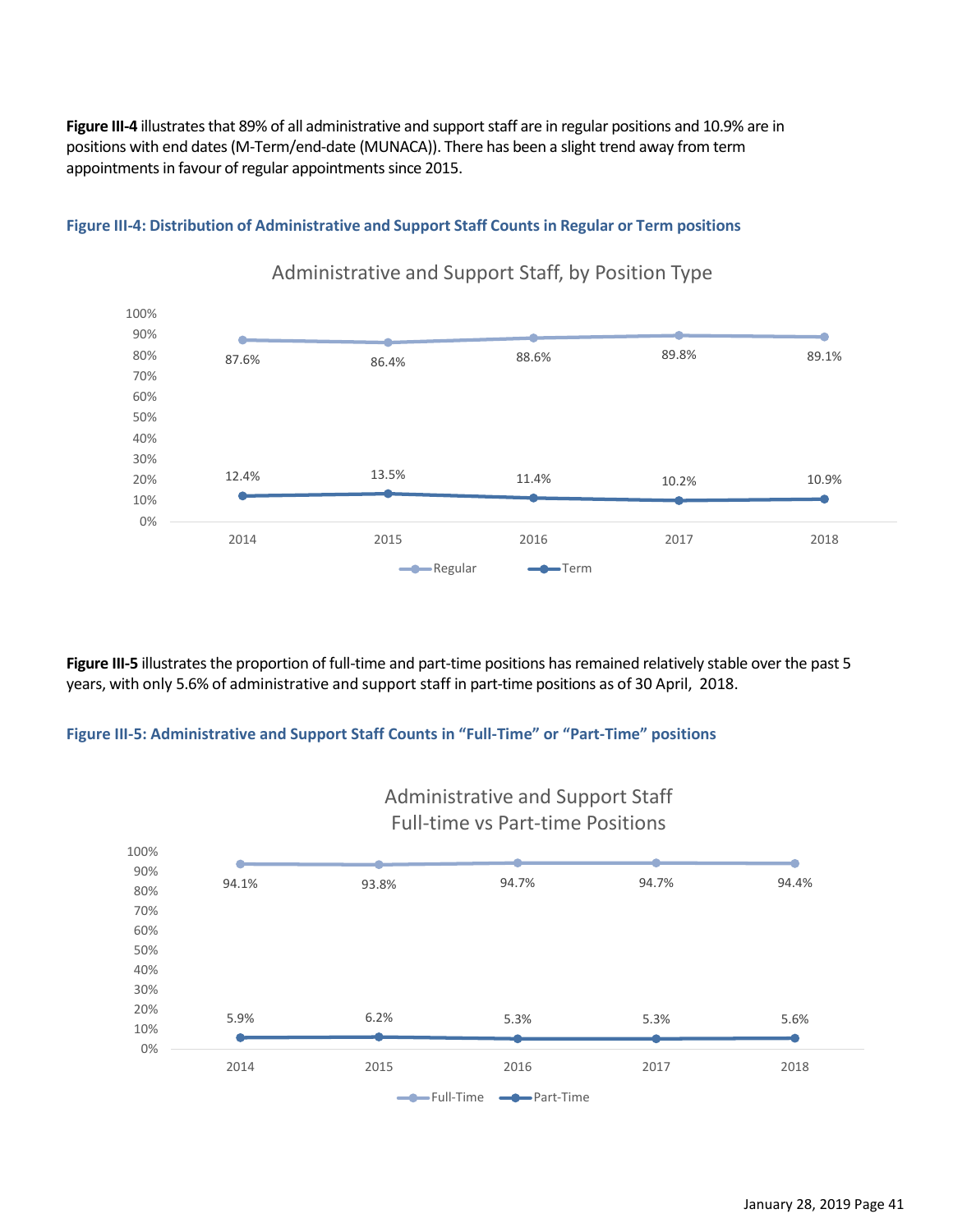**Figure III-4** illustrates that 89% of all administrative and support staff are in regular positions and 10.9% are in positions with end dates (M-Term/end-date (MUNACA)). There has been a slight trend away from term appointments in favour of regular appointments since 2015.

**Figure III-4: Distribution of Administrative and Support Staff Counts in Regular or Term positions**

Administrative and Support Staff, by Position Type

| | 2014 | 2015 | 2016 | 2017 | 2018 |
|---|---|---|---|---|---|
| Regular | 87.6% | 86.4% | 88.6% | 89.8% | 89.1% |
| Term | 12.4% | 13.5% | 11.4% | 10.2% | 10.9% |

**Figure III-5** illustrates the proportion of full-time and part-time positions has remained relatively stable over the past 5 years, with only 5.6% of administrative and support staff in part-time positions as of 30 April, 2018.

**Figure III-5: Administrative and Support Staff Counts in "Full-Time" or "Part-Time" positions**

Administrative and Support Staff Full-time vs Part-time Positions

| | 2014 | 2015 | 2016 | 2017 | 2018 |
|---|---|---|---|---|---|
| Full-Time | 94.1% | 93.8% | 94.7% | 94.7% | 94.4% |
| Part-Time | 5.9% | 6.2% | 5.3% | 5.3% | 5.6% |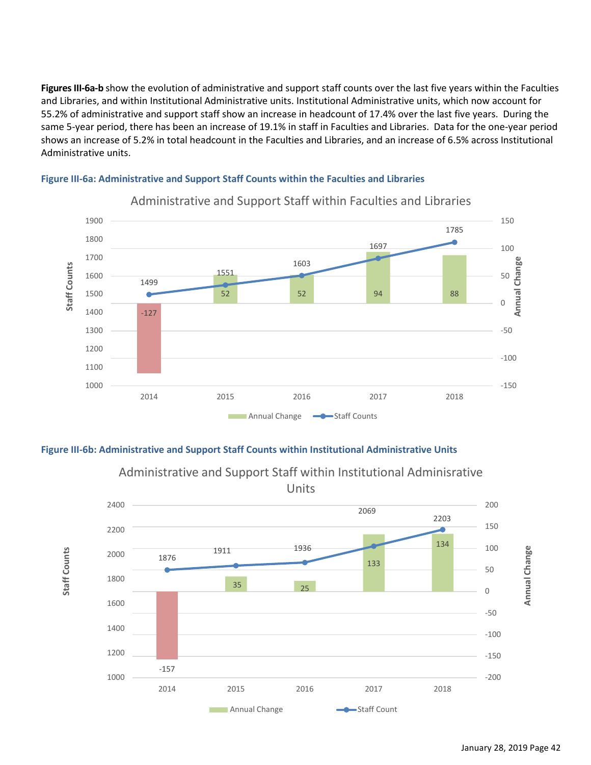**Figures III-6a-b** show the evolution of administrative and support staff counts over the last five years within the Faculties and Libraries, and within Institutional Administrative units. Institutional Administrative units, which now account for 55.2% of administrative and support staff show an increase in headcount of 17.4% over the last five years. During the same 5-year period, there has been an increase of 19.1% in staff in Faculties and Libraries. Data for the one-year period shows an increase of 5.2% in total headcount in the Faculties and Libraries, and an increase of 6.5% across Institutional Administrative units.

**Figure III-6a: Administrative and Support Staff Counts within the Faculties and Libraries**

Administrative and Support Staff within Faculties and Libraries

| Year | Staff Counts | Annual Change |
|---|---|---|
| 2014 | 1499 | -127 |
| 2015 | 1551 | 52 |
| 2016 | 1603 | 52 |
| 2017 | 1697 | 94 |
| 2018 | 1785 | 88 |

**Figure III-6b: Administrative and Support Staff Counts within Institutional Administrative Units**

Administrative and Support Staff within Institutional Adminisrative Units

| Year | Staff Count | Annual Change |
|---|---|---|
| 2014 | 1876 | -157 |
| 2015 | 1911 | 35 |
| 2016 | 1936 | 25 |
| 2017 | 2069 | 133 |
| 2018 | 2203 | 134 |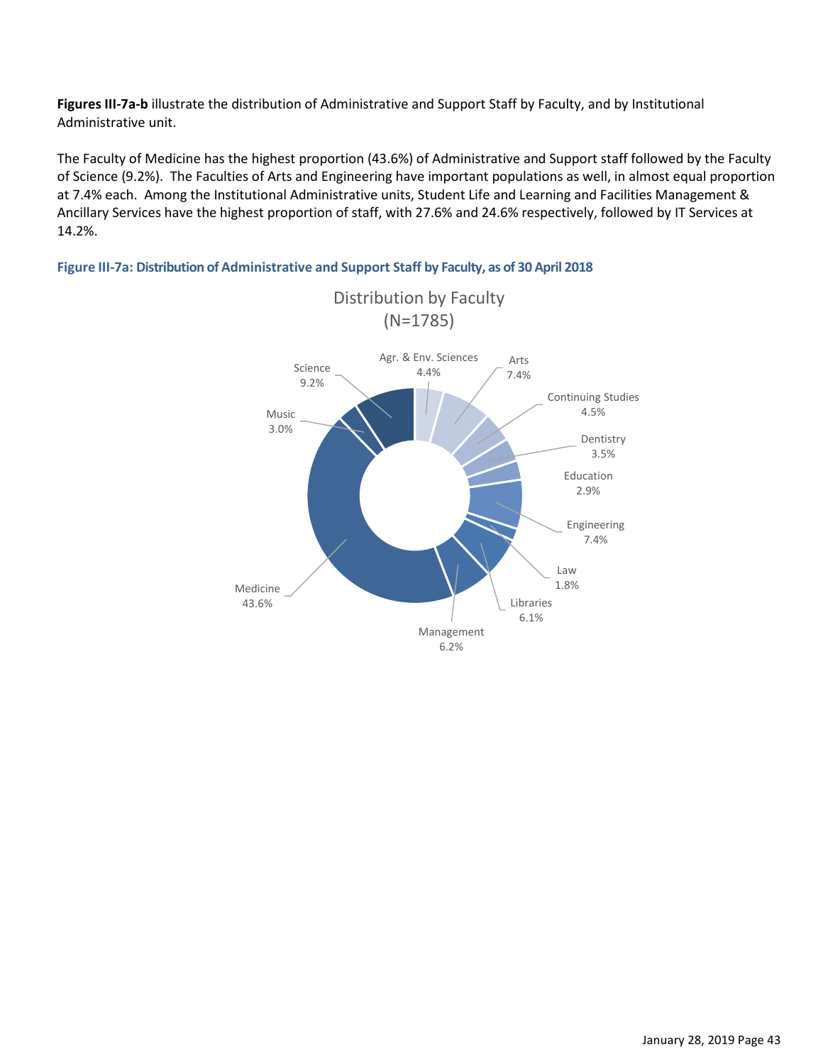**Figures III-7a-b** illustrate the distribution of Administrative and Support Staff by Faculty, and by Institutional Administrative unit.

The Faculty of Medicine has the highest proportion (43.6%) of Administrative and Support staff followed by the Faculty of Science (9.2%). The Faculties of Arts and Engineering have important populations as well, in almost equal proportion at 7.4% each. Among the Institutional Administrative units, Student Life and Learning and Facilities Management & Ancillary Services have the highest proportion of staff, with 27.6% and 24.6% respectively, followed by IT Services at 14.2%.

**Figure III-7a: Distribution of Administrative and Support Staff by Faculty, as of 30 April 2018**

Distribution by Faculty (N=1785)

| Faculty | Percentage |
|---|---|
| Agr. & Env. Sciences | 4.4% |
| Arts | 7.4% |
| Continuing Studies | 4.5% |
| Dentistry | 3.5% |
| Education | 2.9% |
| Engineering | 7.4% |
| Law | 1.8% |
| Libraries | 6.1% |
| Management | 6.2% |
| Medicine | 43.6% |
| Music | 3.0% |
| Science | 9.2% |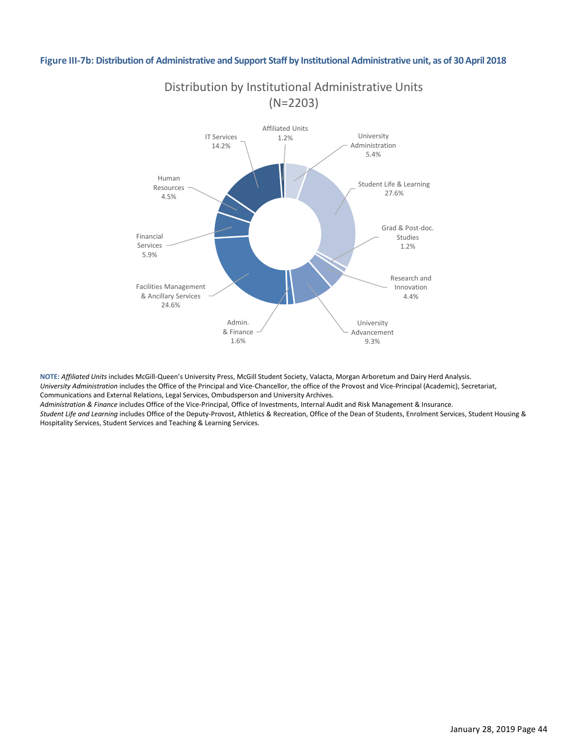**Figure III-7b: Distribution of Administrative and Support Staff by Institutional Administrative unit, as of 30 April 2018**

Distribution by Institutional Administrative Units (N=2203)

| Unit | Percentage |
|---|---|
| Affiliated Units | 1.2% |
| University Administration | 5.4% |
| Student Life & Learning | 27.6% |
| Grad & Post-doc. Studies | 1.2% |
| Research and Innovation | 4.4% |
| University Advancement | 9.3% |
| Admin. & Finance | 1.6% |
| Facilities Management & Ancillary Services | 24.6% |
| Financial Services | 5.9% |
| Human Resources | 4.5% |
| IT Services | 14.2% |

**NOTE:** *Affiliated Units* includes McGill-Queen's University Press, McGill Student Society, Valacta, Morgan Arboretum and Dairy Herd Analysis.
*University Administration* includes the Office of the Principal and Vice-Chancellor, the office of the Provost and Vice-Principal (Academic), Secretariat, Communications and External Relations, Legal Services, Ombudsperson and University Archives.
*Administration & Finance* includes Office of the Vice-Principal, Office of Investments, Internal Audit and Risk Management & Insurance.
*Student Life and Learning* includes Office of the Deputy-Provost, Athletics & Recreation, Office of the Dean of Students, Enrolment Services, Student Housing & Hospitality Services, Student Services and Teaching & Learning Services.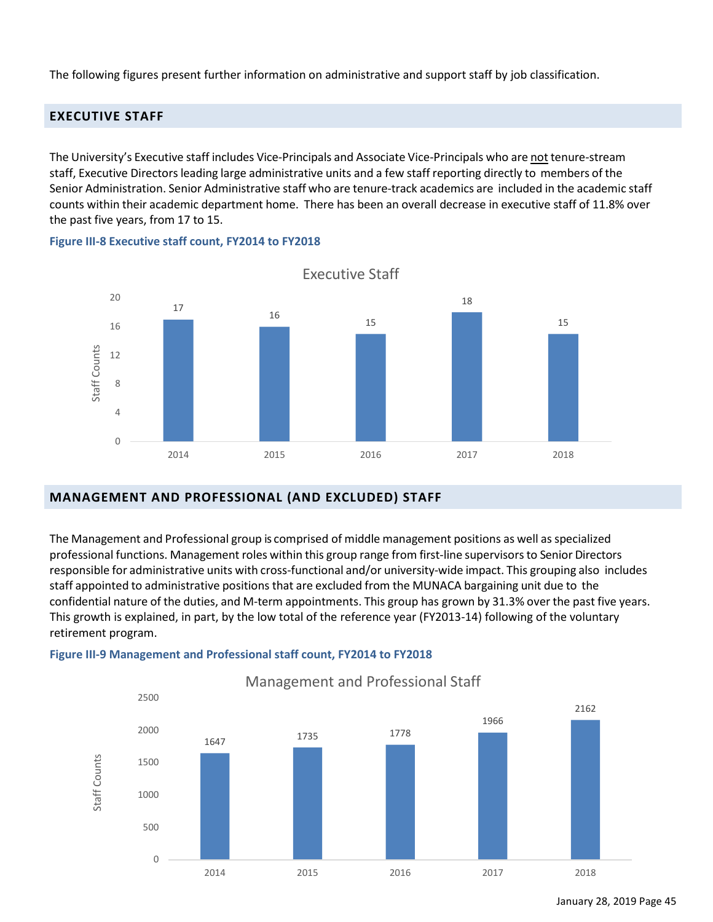The following figures present further information on administrative and support staff by job classification.

## EXECUTIVE STAFF

The University's Executive staff includes Vice-Principals and Associate Vice-Principals who are not tenure-stream staff, Executive Directors leading large administrative units and a few staff reporting directly to members of the Senior Administration. Senior Administrative staff who are tenure-track academics are included in the academic staff counts within their academic department home. There has been an overall decrease in executive staff of 11.8% over the past five years, from 17 to 15.

**Figure III-8 Executive staff count, FY2014 to FY2018**

Executive Staff

| Year | Staff Counts |
|---|---|
| 2014 | 17 |
| 2015 | 16 |
| 2016 | 15 |
| 2017 | 18 |
| 2018 | 15 |

## MANAGEMENT AND PROFESSIONAL (AND EXCLUDED) STAFF

The Management and Professional group is comprised of middle management positions as well as specialized professional functions. Management roles within this group range from first-line supervisors to Senior Directors responsible for administrative units with cross-functional and/or university-wide impact. This grouping also includes staff appointed to administrative positions that are excluded from the MUNACA bargaining unit due to the confidential nature of the duties, and M-term appointments. This group has grown by 31.3% over the past five years. This growth is explained, in part, by the low total of the reference year (FY2013-14) following of the voluntary retirement program.

**Figure III-9 Management and Professional staff count, FY2014 to FY2018**

Management and Professional Staff

| Year | Staff Counts |
|---|---|
| 2014 | 1647 |
| 2015 | 1735 |
| 2016 | 1778 |
| 2017 | 1966 |
| 2018 | 2162 |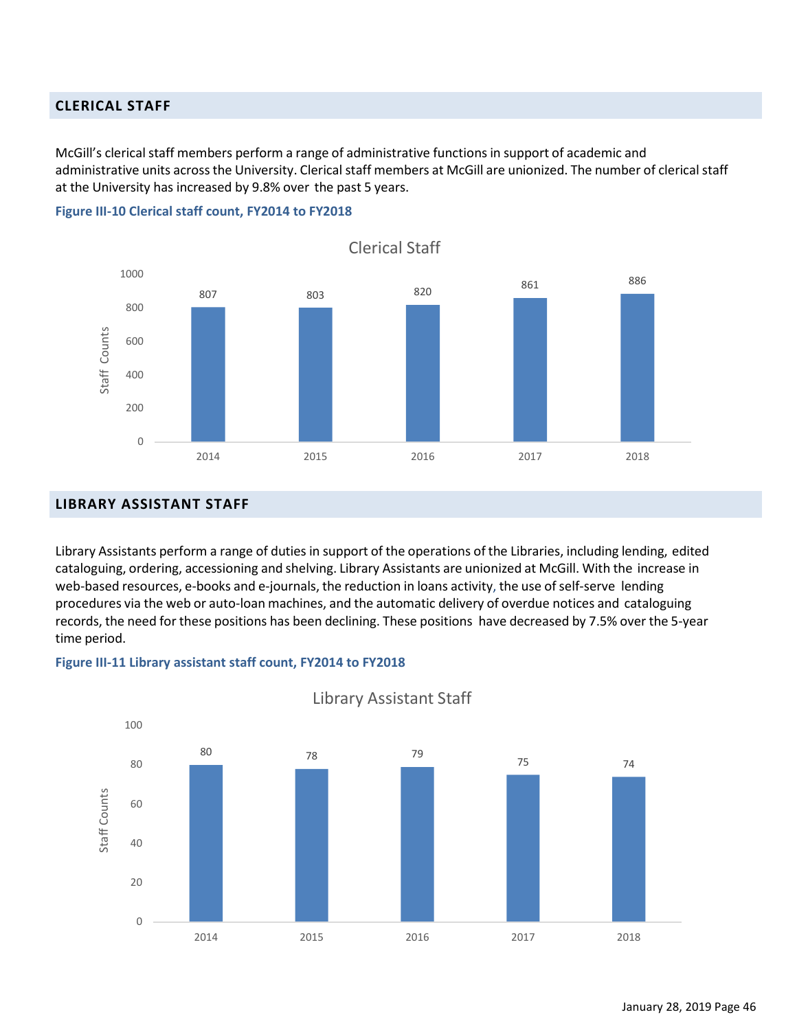## CLERICAL STAFF

McGill's clerical staff members perform a range of administrative functions in support of academic and administrative units across the University. Clerical staff members at McGill are unionized. The number of clerical staff at the University has increased by 9.8% over the past 5 years.

**Figure III-10 Clerical staff count, FY2014 to FY2018**

Clerical Staff

| Year | Staff Counts |
|---|---|
| 2014 | 807 |
| 2015 | 803 |
| 2016 | 820 |
| 2017 | 861 |
| 2018 | 886 |

## LIBRARY ASSISTANT STAFF

Library Assistants perform a range of duties in support of the operations of the Libraries, including lending, edited cataloguing, ordering, accessioning and shelving. Library Assistants are unionized at McGill. With the increase in web-based resources, e-books and e-journals, the reduction in loans activity, the use of self-serve lending procedures via the web or auto-loan machines, and the automatic delivery of overdue notices and cataloguing records, the need for these positions has been declining. These positions have decreased by 7.5% over the 5-year time period.

**Figure III-11 Library assistant staff count, FY2014 to FY2018**

Library Assistant Staff

| Year | Staff Counts |
|---|---|
| 2014 | 80 |
| 2015 | 78 |
| 2016 | 79 |
| 2017 | 75 |
| 2018 | 74 |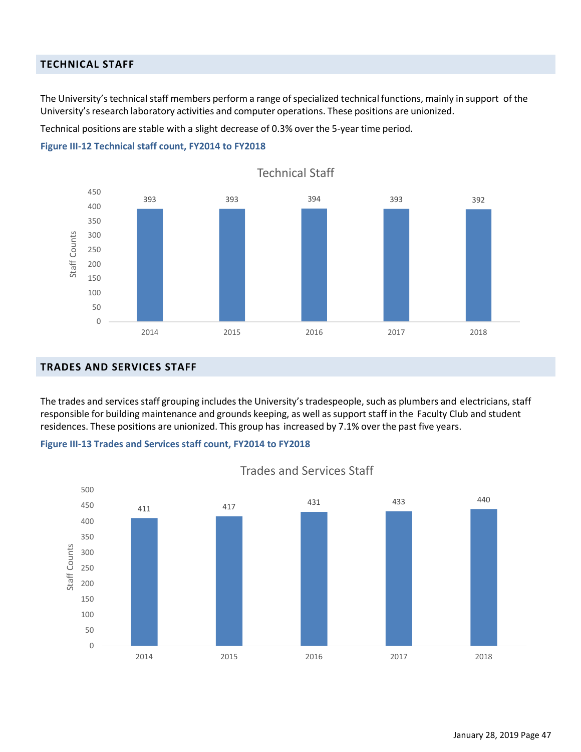## TECHNICAL STAFF

The University's technical staff members perform a range of specialized technical functions, mainly in support of the University's research laboratory activities and computer operations. These positions are unionized.

Technical positions are stable with a slight decrease of 0.3% over the 5-year time period.

**Figure III-12 Technical staff count, FY2014 to FY2018**

Technical Staff

| Year | Staff Counts |
|---|---|
| 2014 | 393 |
| 2015 | 393 |
| 2016 | 394 |
| 2017 | 393 |
| 2018 | 392 |

## TRADES AND SERVICES STAFF

The trades and services staff grouping includes the University's tradespeople, such as plumbers and electricians, staff responsible for building maintenance and grounds keeping, as well as support staff in the Faculty Club and student residences. These positions are unionized. This group has increased by 7.1% over the past five years.

**Figure III-13 Trades and Services staff count, FY2014 to FY2018**

Trades and Services Staff

| Year | Staff Counts |
|---|---|
| 2014 | 411 |
| 2015 | 417 |
| 2016 | 431 |
| 2017 | 433 |
| 2018 | 440 |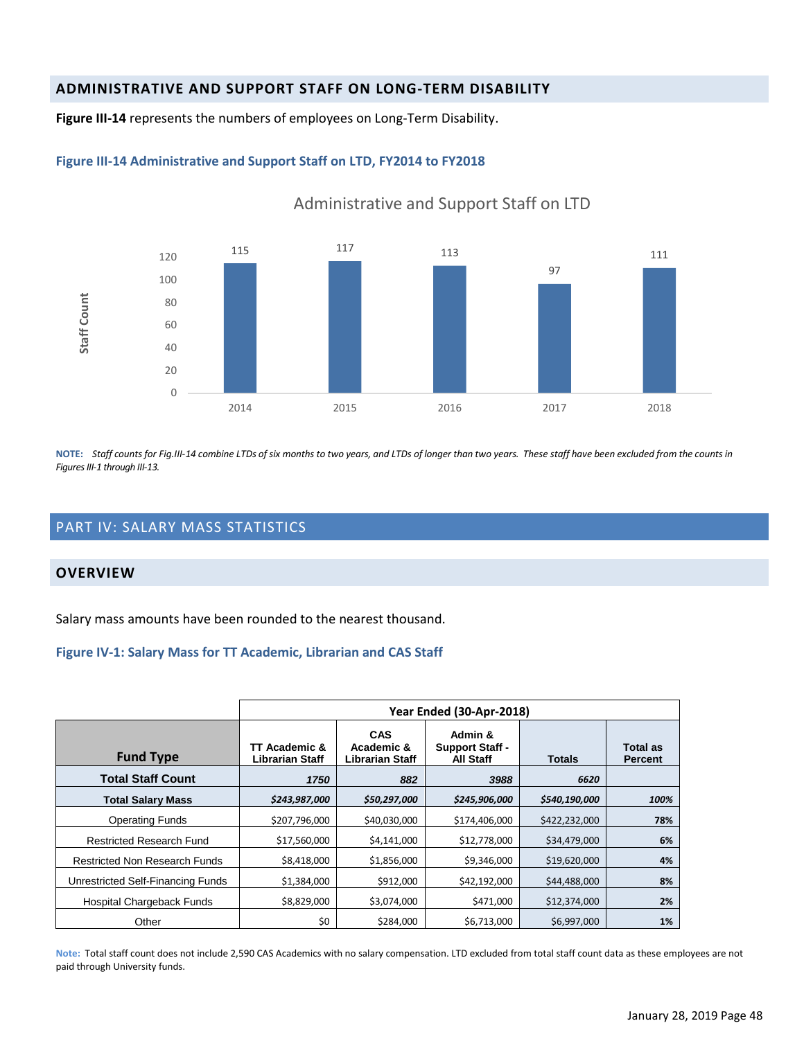## ADMINISTRATIVE AND SUPPORT STAFF ON LONG-TERM DISABILITY

**Figure III-14** represents the numbers of employees on Long-Term Disability.

### Figure III-14 Administrative and Support Staff on LTD, FY2014 to FY2018

Administrative and Support Staff on LTD

| Year | Staff Count |
|---|---|
| 2014 | 115 |
| 2015 | 117 |
| 2016 | 113 |
| 2017 | 97 |
| 2018 | 111 |

**NOTE:** *Staff counts for Fig.III-14 combine LTDs of six months to two years, and LTDs of longer than two years. These staff have been excluded from the counts in Figures III-1 through III-13.*

# PART IV: SALARY MASS STATISTICS

## OVERVIEW

Salary mass amounts have been rounded to the nearest thousand.

### Figure IV-1: Salary Mass for TT Academic, Librarian and CAS Staff

| | Year Ended (30-Apr-2018) | | | | |
|---|---|---|---|---|---|
| **Fund Type** | **TT Academic & Librarian Staff** | **CAS Academic & Librarian Staff** | **Admin & Support Staff - All Staff** | **Totals** | **Total as Percent** |
| **Total Staff Count** | *1750* | *882* | *3988* | *6620* | |
| **Total Salary Mass** | *$243,987,000* | *$50,297,000* | *$245,906,000* | *$540,190,000* | *100%* |
| Operating Funds | $207,796,000 | $40,030,000 | $174,406,000 | $422,232,000 | **78%** |
| Restricted Research Fund | $17,560,000 | $4,141,000 | $12,778,000 | $34,479,000 | **6%** |
| Restricted Non Research Funds | $8,418,000 | $1,856,000 | $9,346,000 | $19,620,000 | **4%** |
| Unrestricted Self-Financing Funds | $1,384,000 | $912,000 | $42,192,000 | $44,488,000 | **8%** |
| Hospital Chargeback Funds | $8,829,000 | $3,074,000 | $471,000 | $12,374,000 | **2%** |
| Other | $0 | $284,000 | $6,713,000 | $6,997,000 | **1%** |

**Note:** Total staff count does not include 2,590 CAS Academics with no salary compensation. LTD excluded from total staff count data as these employees are not paid through University funds.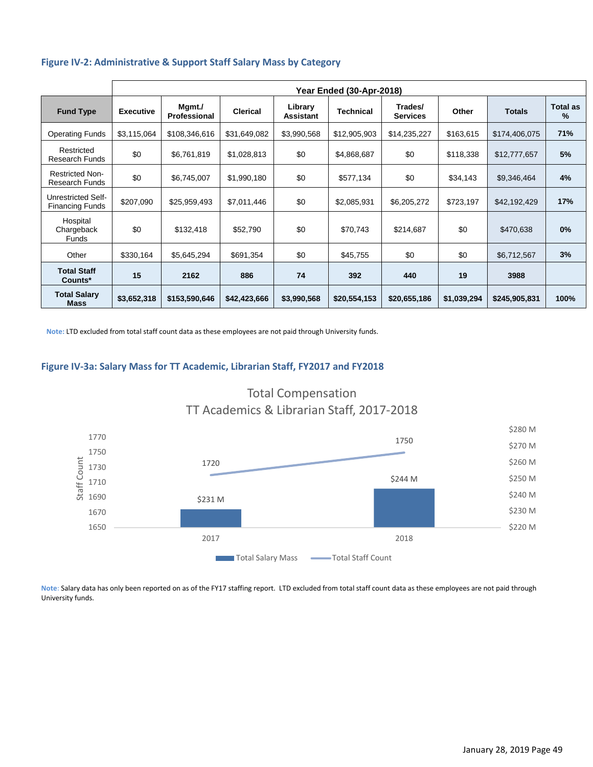### Figure IV-2: Administrative & Support Staff Salary Mass by Category

| | Year Ended (30-Apr-2018) | | | | | | | | |
|---|---|---|---|---|---|---|---|---|---|
| **Fund Type** | **Executive** | **Mgmt./ Professional** | **Clerical** | **Library Assistant** | **Technical** | **Trades/ Services** | **Other** | **Totals** | **Total as %** |
| Operating Funds | $3,115,064 | $108,346,616 | $31,649,082 | $3,990,568 | $12,905,903 | $14,235,227 | $163,615 | $174,406,075 | **71%** |
| Restricted Research Funds | $0 | $6,761,819 | $1,028,813 | $0 | $4,868,687 | $0 | $118,338 | $12,777,657 | **5%** |
| Restricted Non-Research Funds | $0 | $6,745,007 | $1,990,180 | $0 | $577,134 | $0 | $34,143 | $9,346,464 | **4%** |
| Unrestricted Self-Financing Funds | $207,090 | $25,959,493 | $7,011,446 | $0 | $2,085,931 | $6,205,272 | $723,197 | $42,192,429 | **17%** |
| Hospital Chargeback Funds | $0 | $132,418 | $52,790 | $0 | $70,743 | $214,687 | $0 | $470,638 | **0%** |
| Other | $330,164 | $5,645,294 | $691,354 | $0 | $45,755 | $0 | $0 | $6,712,567 | **3%** |
| **Total Staff Counts*** | **15** | **2162** | **886** | **74** | **392** | **440** | **19** | **3988** | |
| **Total Salary Mass** | **$3,652,318** | **$153,590,646** | **$42,423,666** | **$3,990,568** | **$20,554,153** | **$20,655,186** | **$1,039,294** | **$245,905,831** | **100%** |

**Note:** LTD excluded from total staff count data as these employees are not paid through University funds.

### Figure IV-3a: Salary Mass for TT Academic, Librarian Staff, FY2017 and FY2018

Total Compensation
TT Academics & Librarian Staff, 2017-2018

| Year | Total Salary Mass | Total Staff Count |
|---|---|---|
| 2017 | $231 M | 1720 |
| 2018 | $244 M | 1750 |

**Note**: Salary data has only been reported on as of the FY17 staffing report. LTD excluded from total staff count data as these employees are not paid through University funds.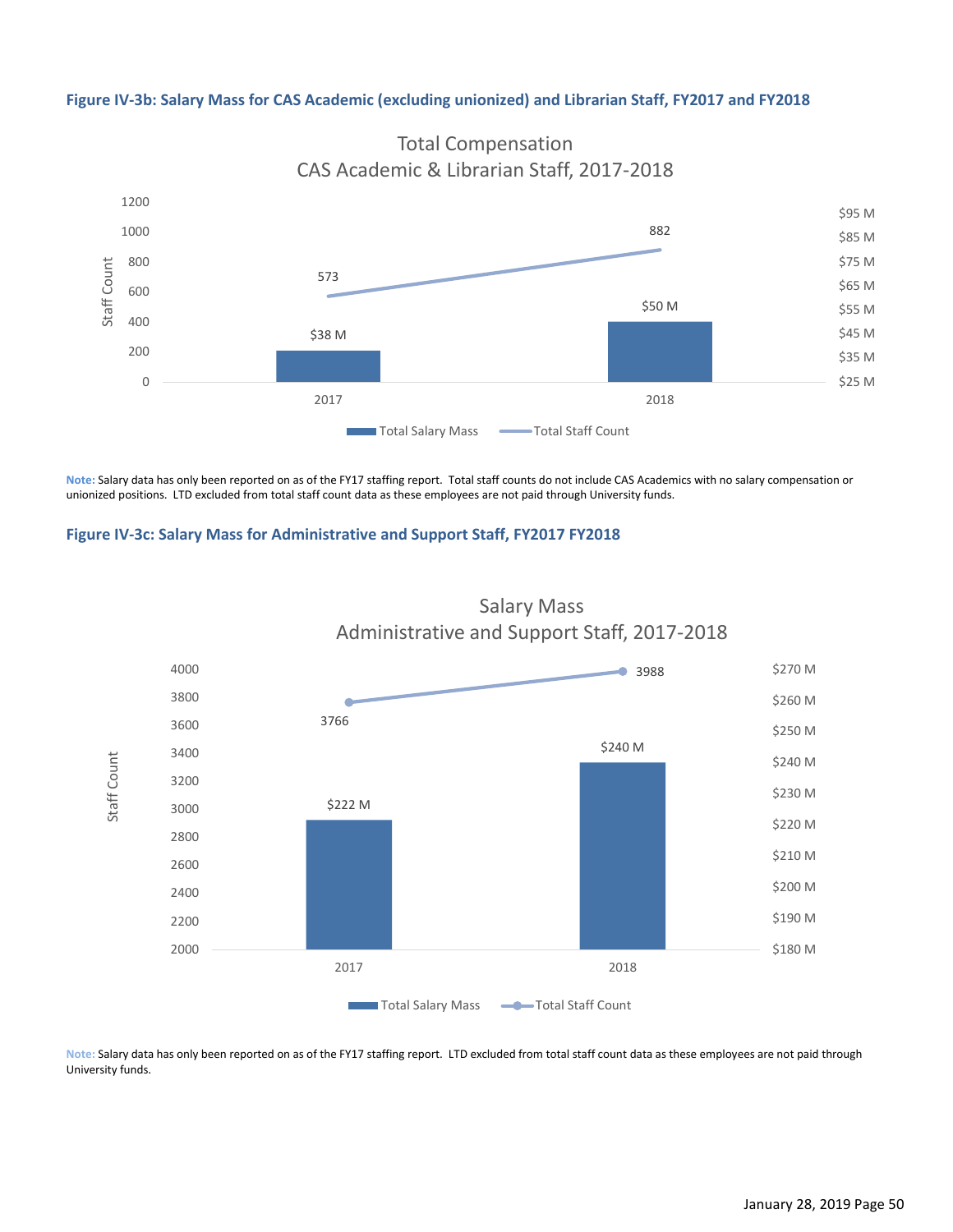### Figure IV-3b: Salary Mass for CAS Academic (excluding unionized) and Librarian Staff, FY2017 and FY2018

Total Compensation
CAS Academic & Librarian Staff, 2017-2018

Staff Count

1200
1000
800
600
400
200
0

$95 M
$85 M
$75 M
$65 M
$55 M
$45 M
$35 M
$25 M

573
882
$38 M
$50 M

2017
2018

Total Salary Mass
Total Staff Count

**Note:** Salary data has only been reported on as of the FY17 staffing report. Total staff counts do not include CAS Academics with no salary compensation or unionized positions. LTD excluded from total staff count data as these employees are not paid through University funds.

### Figure IV-3c: Salary Mass for Administrative and Support Staff, FY2017 FY2018

Salary Mass
Administrative and Support Staff, 2017-2018

Staff Count

4000
3800
3600
3400
3200
3000
2800
2600
2400
2200
2000

$270 M
$260 M
$250 M
$240 M
$230 M
$220 M
$210 M
$200 M
$190 M
$180 M

3766
3988
$222 M
$240 M

2017
2018

Total Salary Mass
Total Staff Count

**Note:** Salary data has only been reported on as of the FY17 staffing report. LTD excluded from total staff count data as these employees are not paid through University funds.